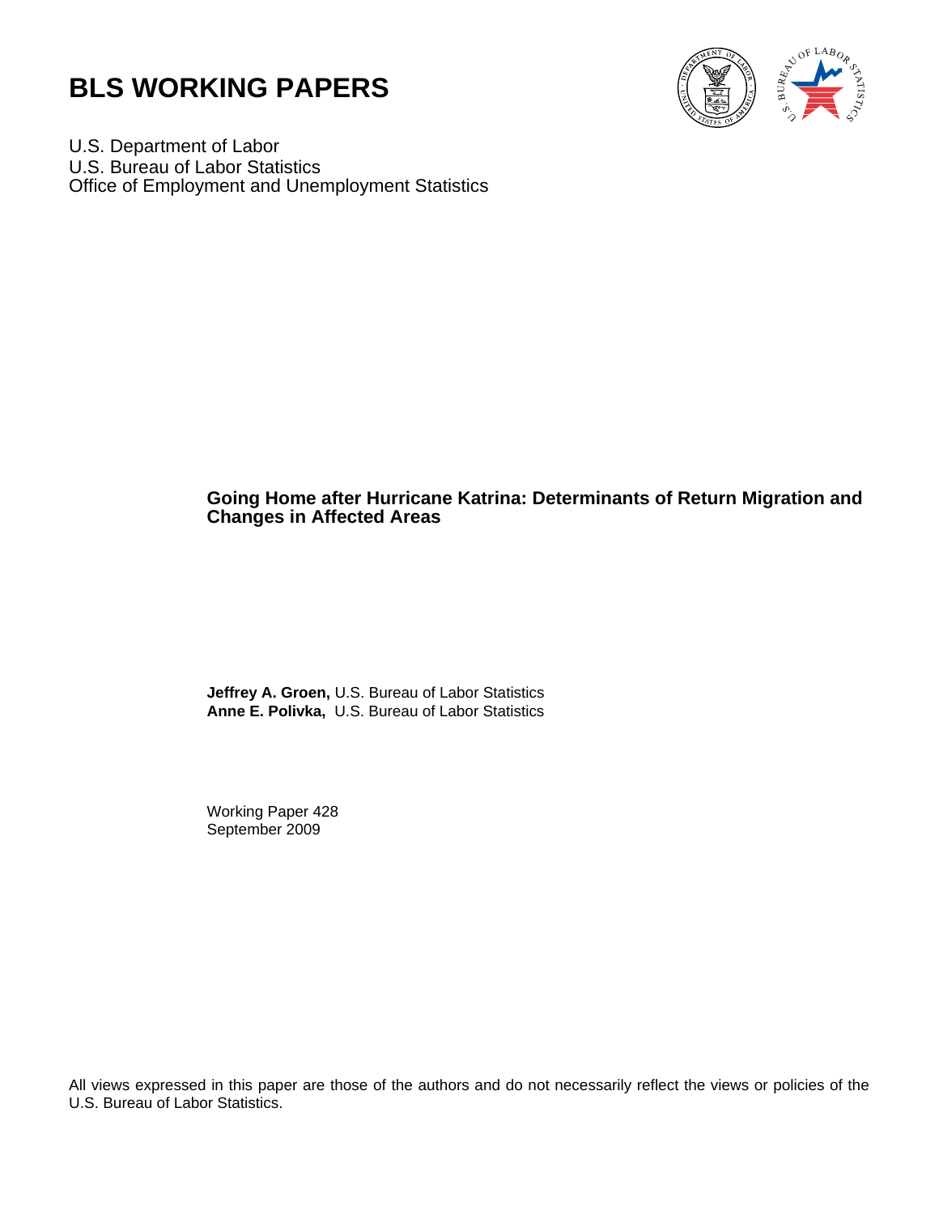# BLS WORKING PAPERS

U.S. Department of Labor
U.S. Bureau of Labor Statistics
Office of Employment and Unemployment Statistics

## Going Home after Hurricane Katrina: Determinants of Return Migration and Changes in Affected Areas

**Jeffrey A. Groen,** U.S. Bureau of Labor Statistics
**Anne E. Polivka,** U.S. Bureau of Labor Statistics

Working Paper 428
September 2009

All views expressed in this paper are those of the authors and do not necessarily reflect the views or policies of the U.S. Bureau of Labor Statistics.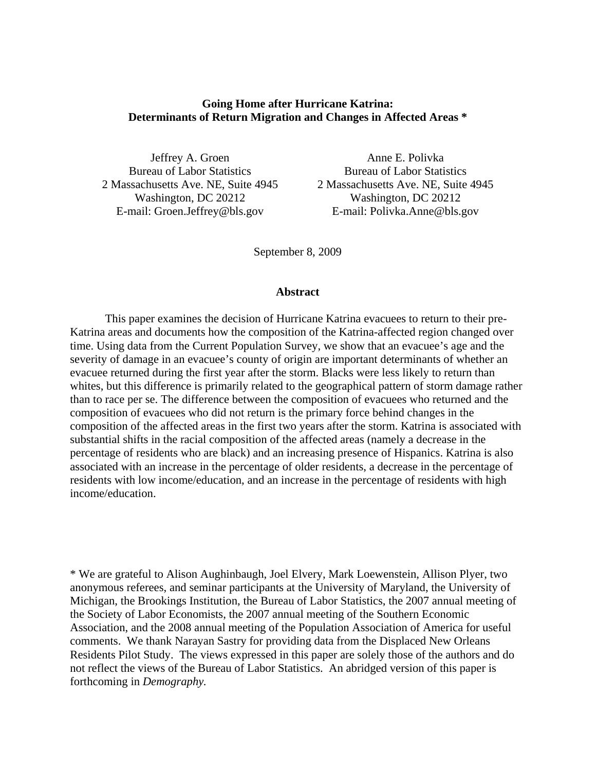**Going Home after Hurricane Katrina: Determinants of Return Migration and Changes in Affected Areas \***

Jeffrey A. Groen
Bureau of Labor Statistics
2 Massachusetts Ave. NE, Suite 4945
Washington, DC 20212
E-mail: Groen.Jeffrey@bls.gov

Anne E. Polivka
Bureau of Labor Statistics
2 Massachusetts Ave. NE, Suite 4945
Washington, DC 20212
E-mail: Polivka.Anne@bls.gov

September 8, 2009

**Abstract**

This paper examines the decision of Hurricane Katrina evacuees to return to their pre-Katrina areas and documents how the composition of the Katrina-affected region changed over time. Using data from the Current Population Survey, we show that an evacuee's age and the severity of damage in an evacuee's county of origin are important determinants of whether an evacuee returned during the first year after the storm. Blacks were less likely to return than whites, but this difference is primarily related to the geographical pattern of storm damage rather than to race per se. The difference between the composition of evacuees who returned and the composition of evacuees who did not return is the primary force behind changes in the composition of the affected areas in the first two years after the storm. Katrina is associated with substantial shifts in the racial composition of the affected areas (namely a decrease in the percentage of residents who are black) and an increasing presence of Hispanics. Katrina is also associated with an increase in the percentage of older residents, a decrease in the percentage of residents with low income/education, and an increase in the percentage of residents with high income/education.

\* We are grateful to Alison Aughinbaugh, Joel Elvery, Mark Loewenstein, Allison Plyer, two anonymous referees, and seminar participants at the University of Maryland, the University of Michigan, the Brookings Institution, the Bureau of Labor Statistics, the 2007 annual meeting of the Society of Labor Economists, the 2007 annual meeting of the Southern Economic Association, and the 2008 annual meeting of the Population Association of America for useful comments. We thank Narayan Sastry for providing data from the Displaced New Orleans Residents Pilot Study. The views expressed in this paper are solely those of the authors and do not reflect the views of the Bureau of Labor Statistics. An abridged version of this paper is forthcoming in *Demography.*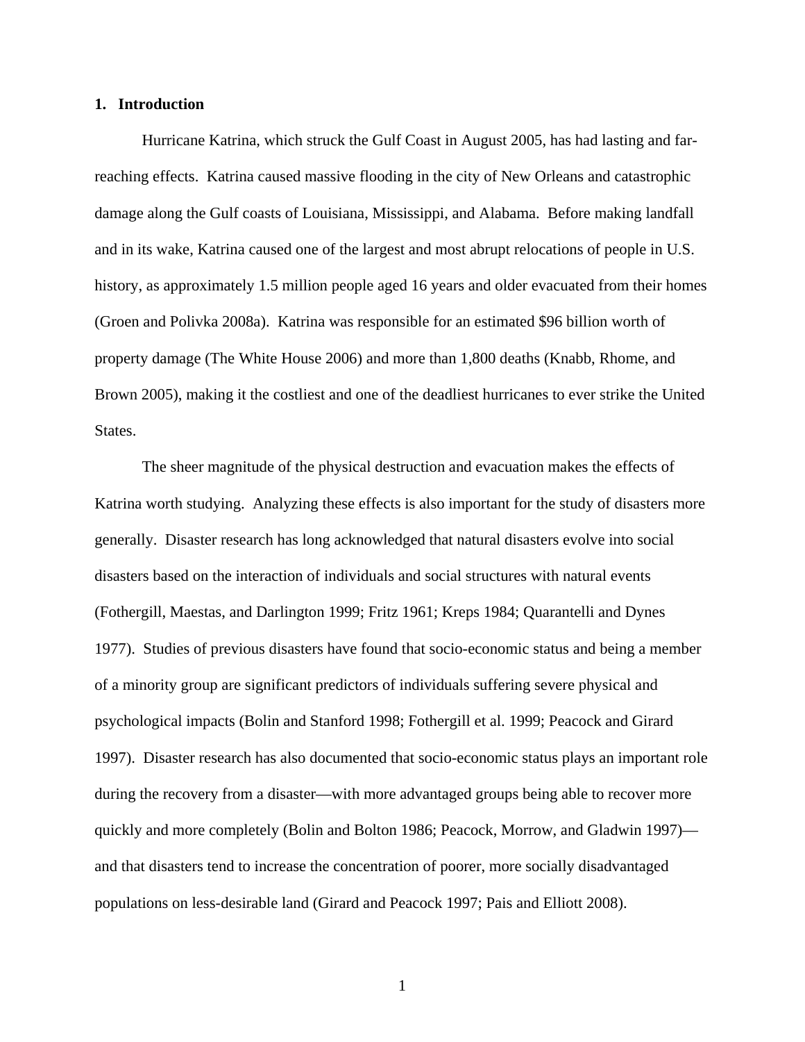# 1. Introduction

Hurricane Katrina, which struck the Gulf Coast in August 2005, has had lasting and far-reaching effects. Katrina caused massive flooding in the city of New Orleans and catastrophic damage along the Gulf coasts of Louisiana, Mississippi, and Alabama. Before making landfall and in its wake, Katrina caused one of the largest and most abrupt relocations of people in U.S. history, as approximately 1.5 million people aged 16 years and older evacuated from their homes (Groen and Polivka 2008a). Katrina was responsible for an estimated $96 billion worth of property damage (The White House 2006) and more than 1,800 deaths (Knabb, Rhome, and Brown 2005), making it the costliest and one of the deadliest hurricanes to ever strike the United States.

The sheer magnitude of the physical destruction and evacuation makes the effects of Katrina worth studying. Analyzing these effects is also important for the study of disasters more generally. Disaster research has long acknowledged that natural disasters evolve into social disasters based on the interaction of individuals and social structures with natural events (Fothergill, Maestas, and Darlington 1999; Fritz 1961; Kreps 1984; Quarantelli and Dynes 1977). Studies of previous disasters have found that socio-economic status and being a member of a minority group are significant predictors of individuals suffering severe physical and psychological impacts (Bolin and Stanford 1998; Fothergill et al. 1999; Peacock and Girard 1997). Disaster research has also documented that socio-economic status plays an important role during the recovery from a disaster—with more advantaged groups being able to recover more quickly and more completely (Bolin and Bolton 1986; Peacock, Morrow, and Gladwin 1997)—and that disasters tend to increase the concentration of poorer, more socially disadvantaged populations on less-desirable land (Girard and Peacock 1997; Pais and Elliott 2008).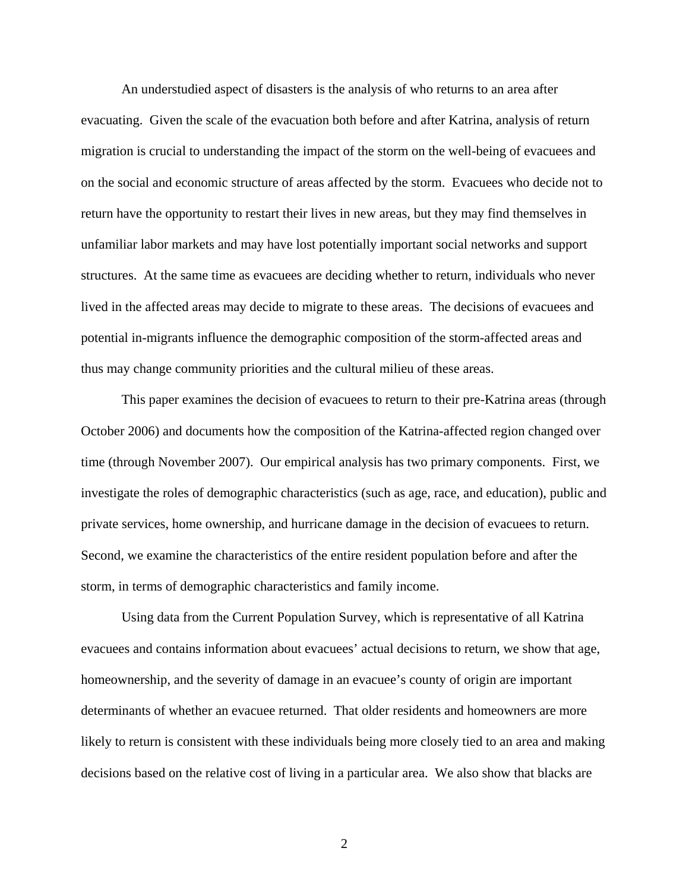An understudied aspect of disasters is the analysis of who returns to an area after evacuating. Given the scale of the evacuation both before and after Katrina, analysis of return migration is crucial to understanding the impact of the storm on the well-being of evacuees and on the social and economic structure of areas affected by the storm. Evacuees who decide not to return have the opportunity to restart their lives in new areas, but they may find themselves in unfamiliar labor markets and may have lost potentially important social networks and support structures. At the same time as evacuees are deciding whether to return, individuals who never lived in the affected areas may decide to migrate to these areas. The decisions of evacuees and potential in-migrants influence the demographic composition of the storm-affected areas and thus may change community priorities and the cultural milieu of these areas.

This paper examines the decision of evacuees to return to their pre-Katrina areas (through October 2006) and documents how the composition of the Katrina-affected region changed over time (through November 2007). Our empirical analysis has two primary components. First, we investigate the roles of demographic characteristics (such as age, race, and education), public and private services, home ownership, and hurricane damage in the decision of evacuees to return. Second, we examine the characteristics of the entire resident population before and after the storm, in terms of demographic characteristics and family income.

Using data from the Current Population Survey, which is representative of all Katrina evacuees and contains information about evacuees' actual decisions to return, we show that age, homeownership, and the severity of damage in an evacuee's county of origin are important determinants of whether an evacuee returned. That older residents and homeowners are more likely to return is consistent with these individuals being more closely tied to an area and making decisions based on the relative cost of living in a particular area. We also show that blacks are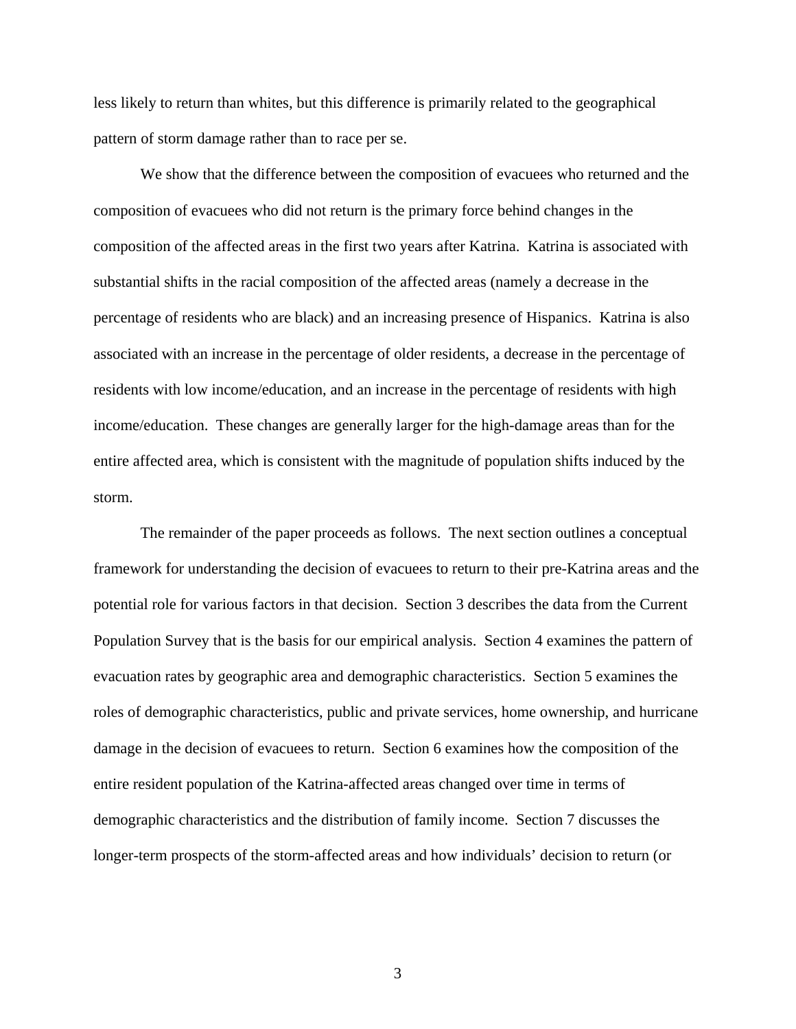less likely to return than whites, but this difference is primarily related to the geographical pattern of storm damage rather than to race per se.

We show that the difference between the composition of evacuees who returned and the composition of evacuees who did not return is the primary force behind changes in the composition of the affected areas in the first two years after Katrina. Katrina is associated with substantial shifts in the racial composition of the affected areas (namely a decrease in the percentage of residents who are black) and an increasing presence of Hispanics. Katrina is also associated with an increase in the percentage of older residents, a decrease in the percentage of residents with low income/education, and an increase in the percentage of residents with high income/education. These changes are generally larger for the high-damage areas than for the entire affected area, which is consistent with the magnitude of population shifts induced by the storm.

The remainder of the paper proceeds as follows. The next section outlines a conceptual framework for understanding the decision of evacuees to return to their pre-Katrina areas and the potential role for various factors in that decision. Section 3 describes the data from the Current Population Survey that is the basis for our empirical analysis. Section 4 examines the pattern of evacuation rates by geographic area and demographic characteristics. Section 5 examines the roles of demographic characteristics, public and private services, home ownership, and hurricane damage in the decision of evacuees to return. Section 6 examines how the composition of the entire resident population of the Katrina-affected areas changed over time in terms of demographic characteristics and the distribution of family income. Section 7 discusses the longer-term prospects of the storm-affected areas and how individuals' decision to return (or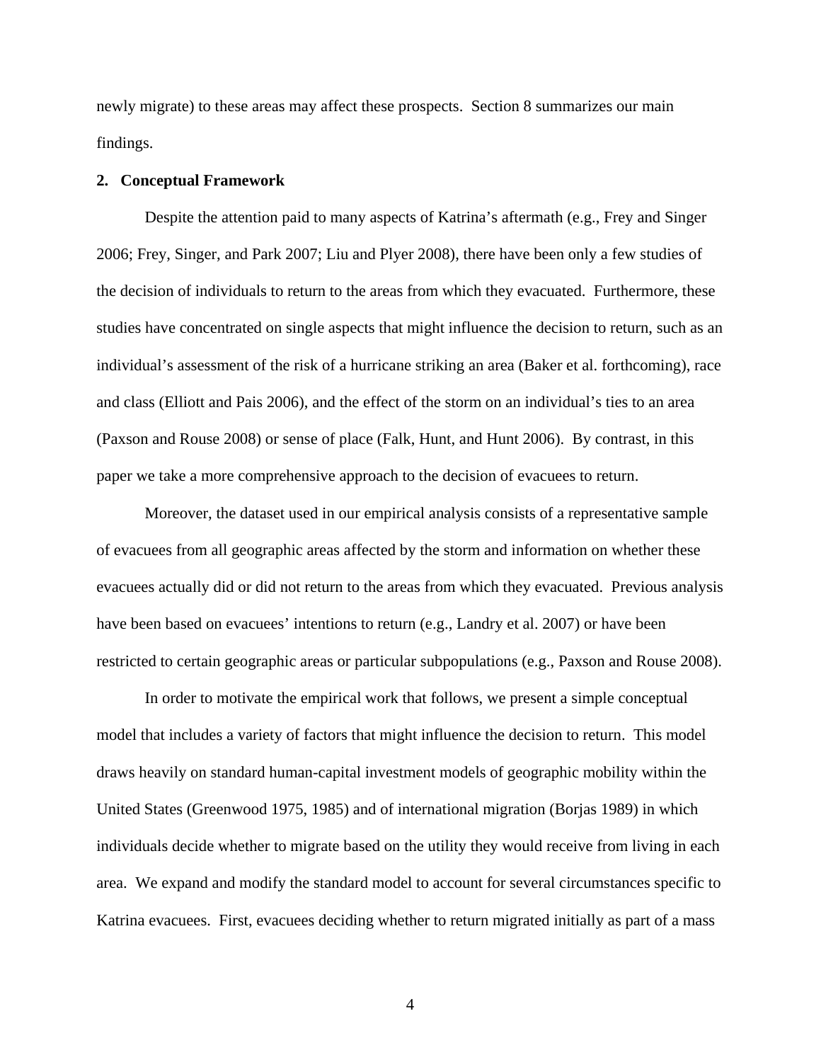newly migrate) to these areas may affect these prospects. Section 8 summarizes our main findings.

## 2. Conceptual Framework

Despite the attention paid to many aspects of Katrina's aftermath (e.g., Frey and Singer 2006; Frey, Singer, and Park 2007; Liu and Plyer 2008), there have been only a few studies of the decision of individuals to return to the areas from which they evacuated. Furthermore, these studies have concentrated on single aspects that might influence the decision to return, such as an individual's assessment of the risk of a hurricane striking an area (Baker et al. forthcoming), race and class (Elliott and Pais 2006), and the effect of the storm on an individual's ties to an area (Paxson and Rouse 2008) or sense of place (Falk, Hunt, and Hunt 2006). By contrast, in this paper we take a more comprehensive approach to the decision of evacuees to return.

Moreover, the dataset used in our empirical analysis consists of a representative sample of evacuees from all geographic areas affected by the storm and information on whether these evacuees actually did or did not return to the areas from which they evacuated. Previous analysis have been based on evacuees' intentions to return (e.g., Landry et al. 2007) or have been restricted to certain geographic areas or particular subpopulations (e.g., Paxson and Rouse 2008).

In order to motivate the empirical work that follows, we present a simple conceptual model that includes a variety of factors that might influence the decision to return. This model draws heavily on standard human-capital investment models of geographic mobility within the United States (Greenwood 1975, 1985) and of international migration (Borjas 1989) in which individuals decide whether to migrate based on the utility they would receive from living in each area. We expand and modify the standard model to account for several circumstances specific to Katrina evacuees. First, evacuees deciding whether to return migrated initially as part of a mass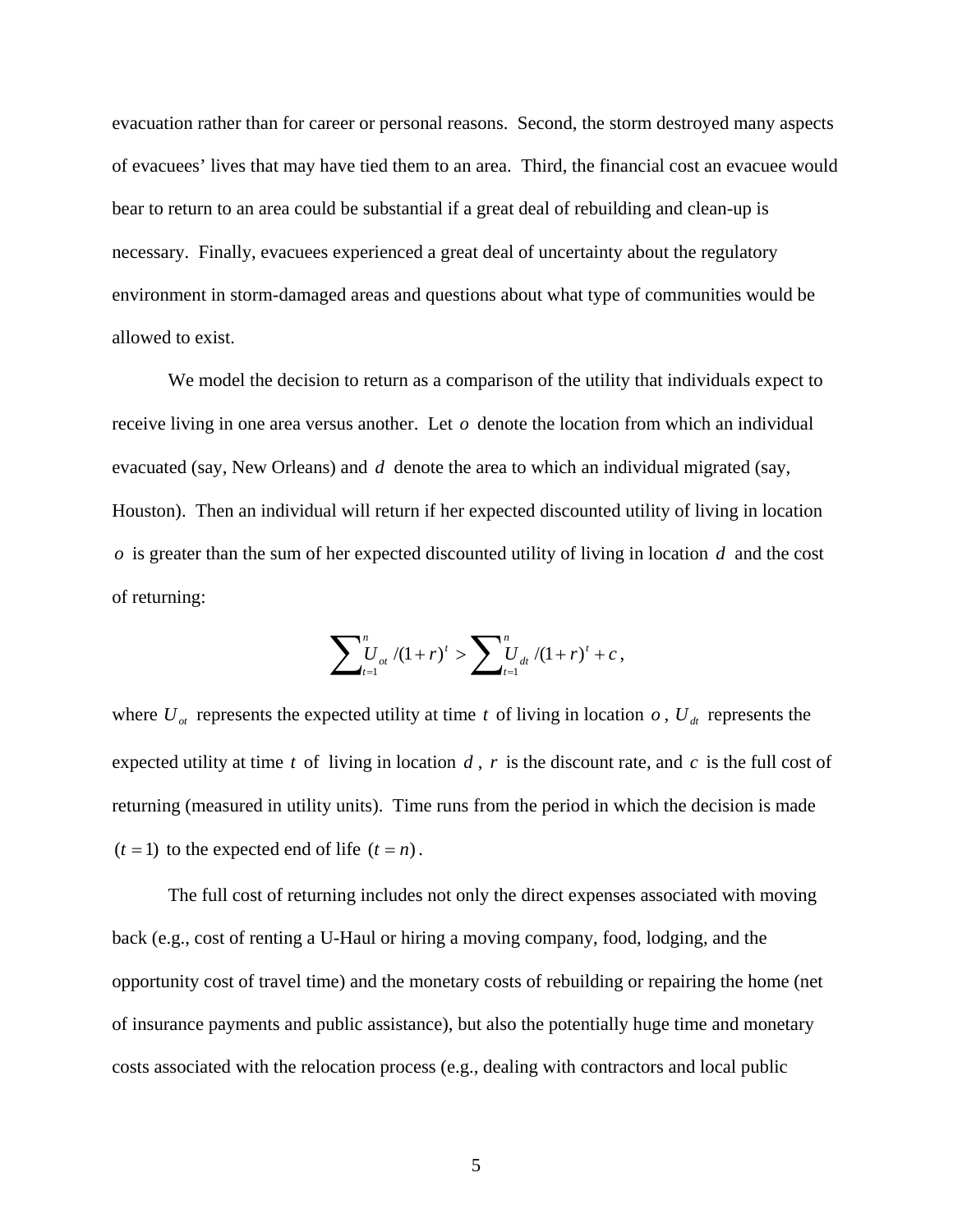evacuation rather than for career or personal reasons. Second, the storm destroyed many aspects of evacuees' lives that may have tied them to an area. Third, the financial cost an evacuee would bear to return to an area could be substantial if a great deal of rebuilding and clean-up is necessary. Finally, evacuees experienced a great deal of uncertainty about the regulatory environment in storm-damaged areas and questions about what type of communities would be allowed to exist.

We model the decision to return as a comparison of the utility that individuals expect to receive living in one area versus another. Let $o$ denote the location from which an individual evacuated (say, New Orleans) and $d$ denote the area to which an individual migrated (say, Houston). Then an individual will return if her expected discounted utility of living in location $o$ is greater than the sum of her expected discounted utility of living in location $d$ and the cost of returning:

$$\sum_{t=1}^{n} U_{ot} /(1+r)^t > \sum_{t=1}^{n} U_{dt} /(1+r)^t + c,$$

where $U_{ot}$ represents the expected utility at time $t$ of living in location $o$, $U_{dt}$ represents the expected utility at time $t$ of living in location $d$, $r$ is the discount rate, and $c$ is the full cost of returning (measured in utility units). Time runs from the period in which the decision is made $(t=1)$ to the expected end of life $(t=n)$.

The full cost of returning includes not only the direct expenses associated with moving back (e.g., cost of renting a U-Haul or hiring a moving company, food, lodging, and the opportunity cost of travel time) and the monetary costs of rebuilding or repairing the home (net of insurance payments and public assistance), but also the potentially huge time and monetary costs associated with the relocation process (e.g., dealing with contractors and local public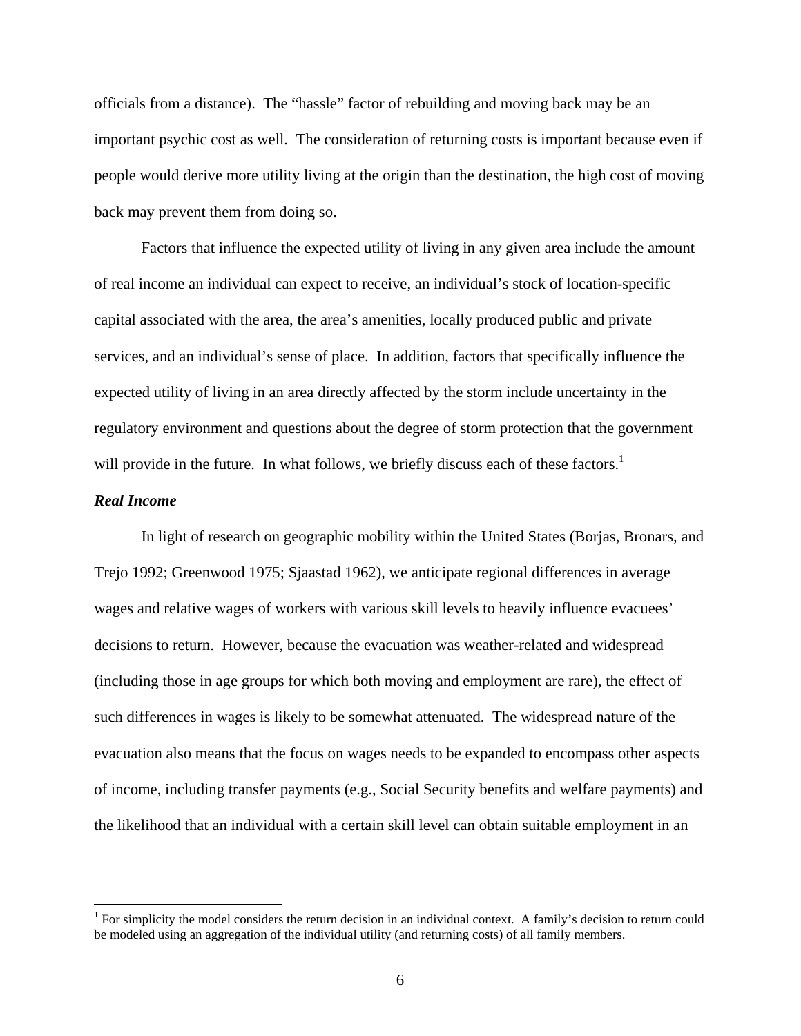officials from a distance). The "hassle" factor of rebuilding and moving back may be an important psychic cost as well. The consideration of returning costs is important because even if people would derive more utility living at the origin than the destination, the high cost of moving back may prevent them from doing so.

Factors that influence the expected utility of living in any given area include the amount of real income an individual can expect to receive, an individual's stock of location-specific capital associated with the area, the area's amenities, locally produced public and private services, and an individual's sense of place. In addition, factors that specifically influence the expected utility of living in an area directly affected by the storm include uncertainty in the regulatory environment and questions about the degree of storm protection that the government will provide in the future. In what follows, we briefly discuss each of these factors.[1]

### *Real Income*

In light of research on geographic mobility within the United States (Borjas, Bronars, and Trejo 1992; Greenwood 1975; Sjaastad 1962), we anticipate regional differences in average wages and relative wages of workers with various skill levels to heavily influence evacuees' decisions to return. However, because the evacuation was weather-related and widespread (including those in age groups for which both moving and employment are rare), the effect of such differences in wages is likely to be somewhat attenuated. The widespread nature of the evacuation also means that the focus on wages needs to be expanded to encompass other aspects of income, including transfer payments (e.g., Social Security benefits and welfare payments) and the likelihood that an individual with a certain skill level can obtain suitable employment in an

---

[1] For simplicity the model considers the return decision in an individual context. A family's decision to return could be modeled using an aggregation of the individual utility (and returning costs) of all family members.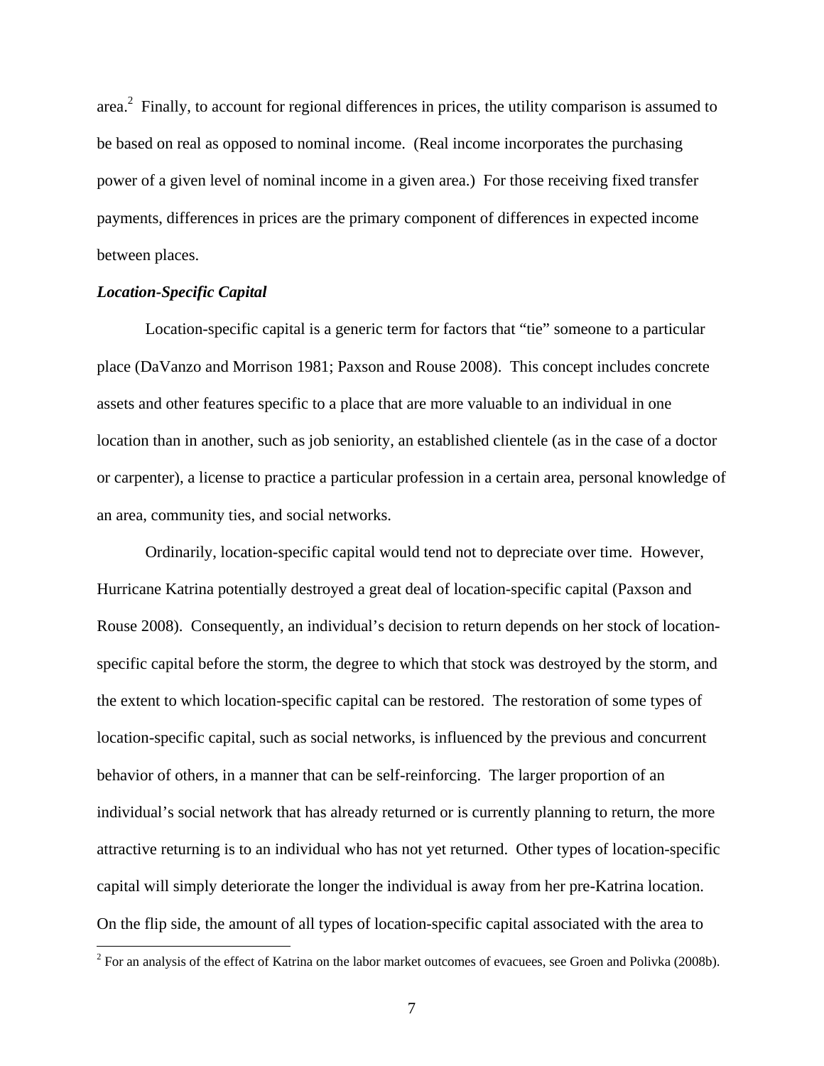area.[2] Finally, to account for regional differences in prices, the utility comparison is assumed to be based on real as opposed to nominal income. (Real income incorporates the purchasing power of a given level of nominal income in a given area.) For those receiving fixed transfer payments, differences in prices are the primary component of differences in expected income between places.

### *Location-Specific Capital*

Location-specific capital is a generic term for factors that "tie" someone to a particular place (DaVanzo and Morrison 1981; Paxson and Rouse 2008). This concept includes concrete assets and other features specific to a place that are more valuable to an individual in one location than in another, such as job seniority, an established clientele (as in the case of a doctor or carpenter), a license to practice a particular profession in a certain area, personal knowledge of an area, community ties, and social networks.

Ordinarily, location-specific capital would tend not to depreciate over time. However, Hurricane Katrina potentially destroyed a great deal of location-specific capital (Paxson and Rouse 2008). Consequently, an individual's decision to return depends on her stock of location-specific capital before the storm, the degree to which that stock was destroyed by the storm, and the extent to which location-specific capital can be restored. The restoration of some types of location-specific capital, such as social networks, is influenced by the previous and concurrent behavior of others, in a manner that can be self-reinforcing. The larger proportion of an individual's social network that has already returned or is currently planning to return, the more attractive returning is to an individual who has not yet returned. Other types of location-specific capital will simply deteriorate the longer the individual is away from her pre-Katrina location. On the flip side, the amount of all types of location-specific capital associated with the area to

[2] For an analysis of the effect of Katrina on the labor market outcomes of evacuees, see Groen and Polivka (2008b).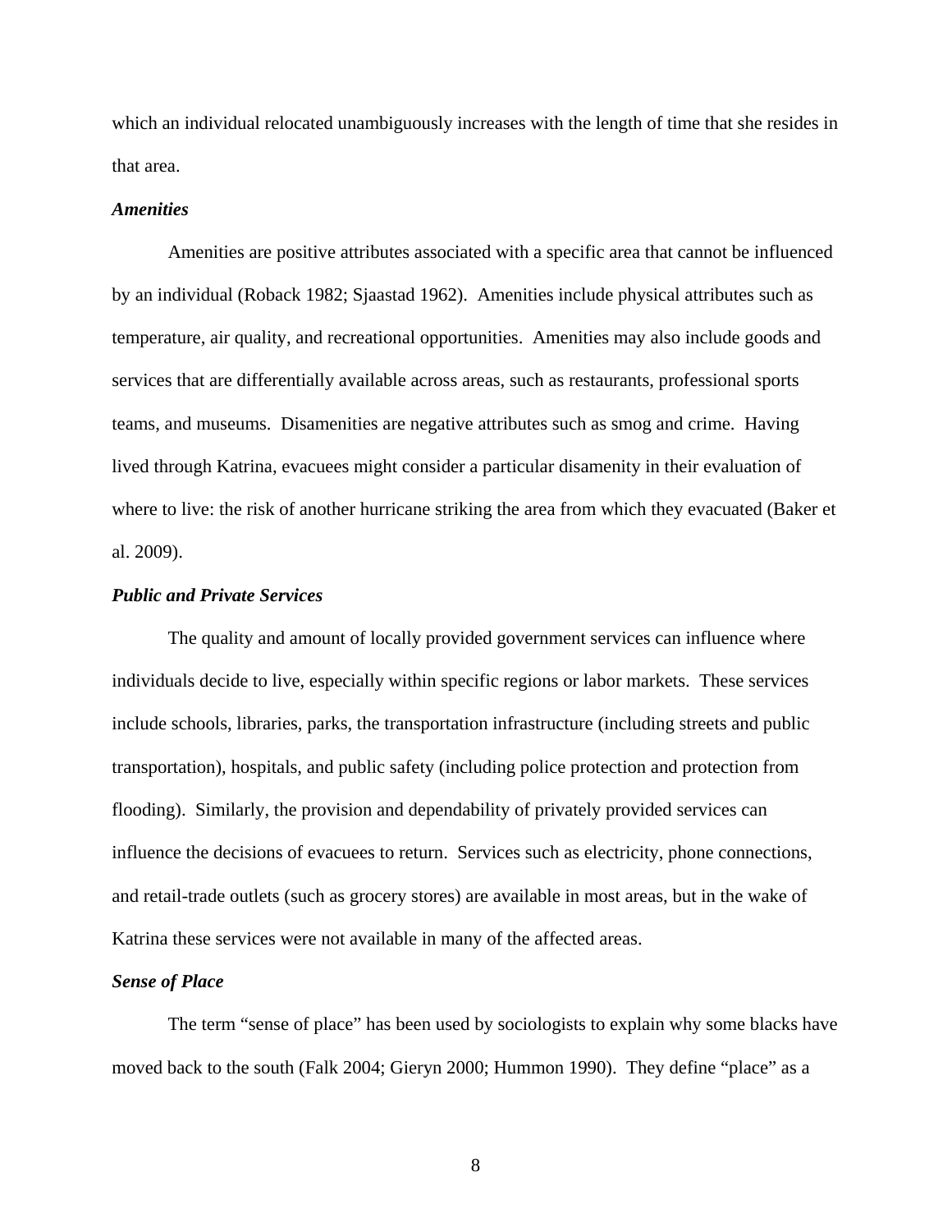which an individual relocated unambiguously increases with the length of time that she resides in that area.

***Amenities***

Amenities are positive attributes associated with a specific area that cannot be influenced by an individual (Roback 1982; Sjaastad 1962). Amenities include physical attributes such as temperature, air quality, and recreational opportunities. Amenities may also include goods and services that are differentially available across areas, such as restaurants, professional sports teams, and museums. Disamenities are negative attributes such as smog and crime. Having lived through Katrina, evacuees might consider a particular disamenity in their evaluation of where to live: the risk of another hurricane striking the area from which they evacuated (Baker et al. 2009).

***Public and Private Services***

The quality and amount of locally provided government services can influence where individuals decide to live, especially within specific regions or labor markets. These services include schools, libraries, parks, the transportation infrastructure (including streets and public transportation), hospitals, and public safety (including police protection and protection from flooding). Similarly, the provision and dependability of privately provided services can influence the decisions of evacuees to return. Services such as electricity, phone connections, and retail-trade outlets (such as grocery stores) are available in most areas, but in the wake of Katrina these services were not available in many of the affected areas.

***Sense of Place***

The term "sense of place" has been used by sociologists to explain why some blacks have moved back to the south (Falk 2004; Gieryn 2000; Hummon 1990). They define "place" as a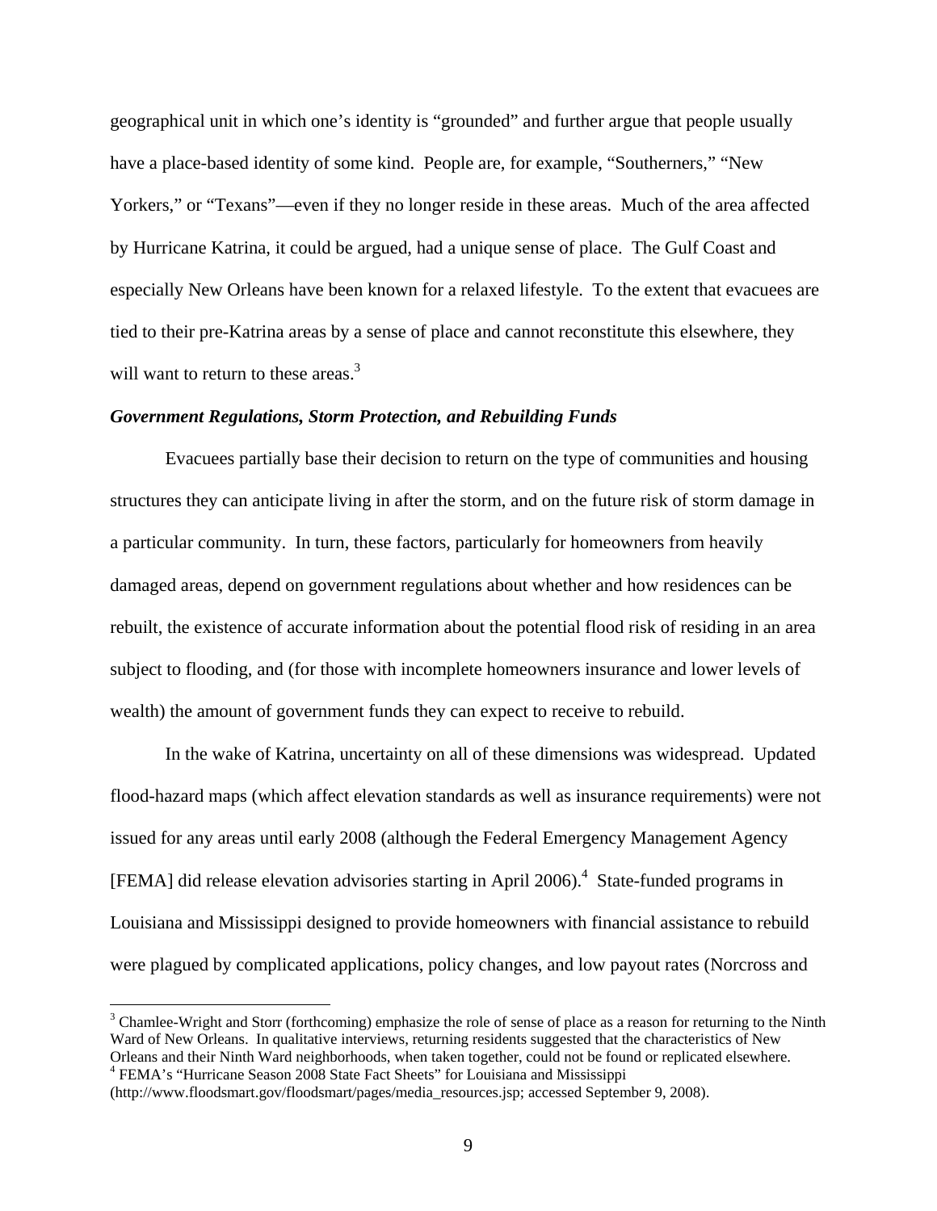geographical unit in which one's identity is "grounded" and further argue that people usually have a place-based identity of some kind. People are, for example, "Southerners," "New Yorkers," or "Texans"—even if they no longer reside in these areas. Much of the area affected by Hurricane Katrina, it could be argued, had a unique sense of place. The Gulf Coast and especially New Orleans have been known for a relaxed lifestyle. To the extent that evacuees are tied to their pre-Katrina areas by a sense of place and cannot reconstitute this elsewhere, they will want to return to these areas.[3]

***Government Regulations, Storm Protection, and Rebuilding Funds***

Evacuees partially base their decision to return on the type of communities and housing structures they can anticipate living in after the storm, and on the future risk of storm damage in a particular community. In turn, these factors, particularly for homeowners from heavily damaged areas, depend on government regulations about whether and how residences can be rebuilt, the existence of accurate information about the potential flood risk of residing in an area subject to flooding, and (for those with incomplete homeowners insurance and lower levels of wealth) the amount of government funds they can expect to receive to rebuild.

In the wake of Katrina, uncertainty on all of these dimensions was widespread. Updated flood-hazard maps (which affect elevation standards as well as insurance requirements) were not issued for any areas until early 2008 (although the Federal Emergency Management Agency [FEMA] did release elevation advisories starting in April 2006).[4] State-funded programs in Louisiana and Mississippi designed to provide homeowners with financial assistance to rebuild were plagued by complicated applications, policy changes, and low payout rates (Norcross and

---

[3] Chamlee-Wright and Storr (forthcoming) emphasize the role of sense of place as a reason for returning to the Ninth Ward of New Orleans. In qualitative interviews, returning residents suggested that the characteristics of New Orleans and their Ninth Ward neighborhoods, when taken together, could not be found or replicated elsewhere.

[4] FEMA's "Hurricane Season 2008 State Fact Sheets" for Louisiana and Mississippi (http://www.floodsmart.gov/floodsmart/pages/media_resources.jsp; accessed September 9, 2008).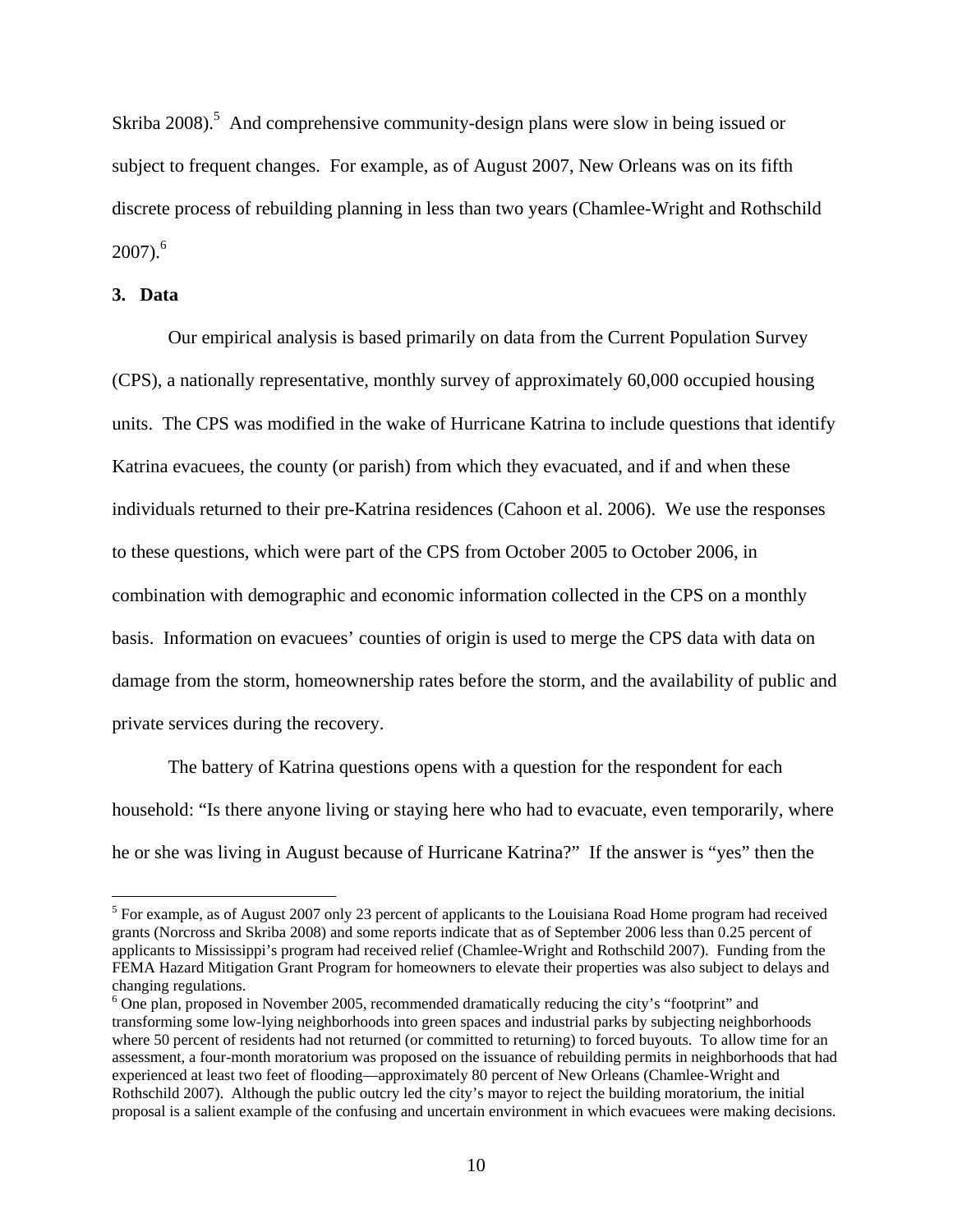Skriba 2008).[5] And comprehensive community-design plans were slow in being issued or subject to frequent changes. For example, as of August 2007, New Orleans was on its fifth discrete process of rebuilding planning in less than two years (Chamlee-Wright and Rothschild 2007).[6]

**3. Data**

Our empirical analysis is based primarily on data from the Current Population Survey (CPS), a nationally representative, monthly survey of approximately 60,000 occupied housing units. The CPS was modified in the wake of Hurricane Katrina to include questions that identify Katrina evacuees, the county (or parish) from which they evacuated, and if and when these individuals returned to their pre-Katrina residences (Cahoon et al. 2006). We use the responses to these questions, which were part of the CPS from October 2005 to October 2006, in combination with demographic and economic information collected in the CPS on a monthly basis. Information on evacuees' counties of origin is used to merge the CPS data with data on damage from the storm, homeownership rates before the storm, and the availability of public and private services during the recovery.

The battery of Katrina questions opens with a question for the respondent for each household: "Is there anyone living or staying here who had to evacuate, even temporarily, where he or she was living in August because of Hurricane Katrina?" If the answer is "yes" then the

---

[5] For example, as of August 2007 only 23 percent of applicants to the Louisiana Road Home program had received grants (Norcross and Skriba 2008) and some reports indicate that as of September 2006 less than 0.25 percent of applicants to Mississippi's program had received relief (Chamlee-Wright and Rothschild 2007). Funding from the FEMA Hazard Mitigation Grant Program for homeowners to elevate their properties was also subject to delays and changing regulations.

[6] One plan, proposed in November 2005, recommended dramatically reducing the city's "footprint" and transforming some low-lying neighborhoods into green spaces and industrial parks by subjecting neighborhoods where 50 percent of residents had not returned (or committed to returning) to forced buyouts. To allow time for an assessment, a four-month moratorium was proposed on the issuance of rebuilding permits in neighborhoods that had experienced at least two feet of flooding—approximately 80 percent of New Orleans (Chamlee-Wright and Rothschild 2007). Although the public outcry led the city's mayor to reject the building moratorium, the initial proposal is a salient example of the confusing and uncertain environment in which evacuees were making decisions.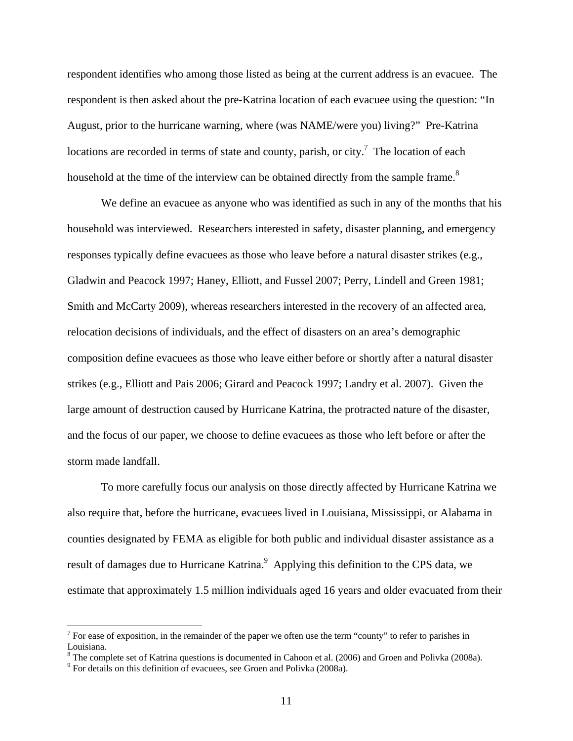respondent identifies who among those listed as being at the current address is an evacuee. The respondent is then asked about the pre-Katrina location of each evacuee using the question: "In August, prior to the hurricane warning, where (was NAME/were you) living?" Pre-Katrina locations are recorded in terms of state and county, parish, or city.[7] The location of each household at the time of the interview can be obtained directly from the sample frame.[8]

We define an evacuee as anyone who was identified as such in any of the months that his household was interviewed. Researchers interested in safety, disaster planning, and emergency responses typically define evacuees as those who leave before a natural disaster strikes (e.g., Gladwin and Peacock 1997; Haney, Elliott, and Fussel 2007; Perry, Lindell and Green 1981; Smith and McCarty 2009), whereas researchers interested in the recovery of an affected area, relocation decisions of individuals, and the effect of disasters on an area's demographic composition define evacuees as those who leave either before or shortly after a natural disaster strikes (e.g., Elliott and Pais 2006; Girard and Peacock 1997; Landry et al. 2007). Given the large amount of destruction caused by Hurricane Katrina, the protracted nature of the disaster, and the focus of our paper, we choose to define evacuees as those who left before or after the storm made landfall.

To more carefully focus our analysis on those directly affected by Hurricane Katrina we also require that, before the hurricane, evacuees lived in Louisiana, Mississippi, or Alabama in counties designated by FEMA as eligible for both public and individual disaster assistance as a result of damages due to Hurricane Katrina.[9] Applying this definition to the CPS data, we estimate that approximately 1.5 million individuals aged 16 years and older evacuated from their

[7] For ease of exposition, in the remainder of the paper we often use the term "county" to refer to parishes in Louisiana.

[8] The complete set of Katrina questions is documented in Cahoon et al. (2006) and Groen and Polivka (2008a).

[9] For details on this definition of evacuees, see Groen and Polivka (2008a).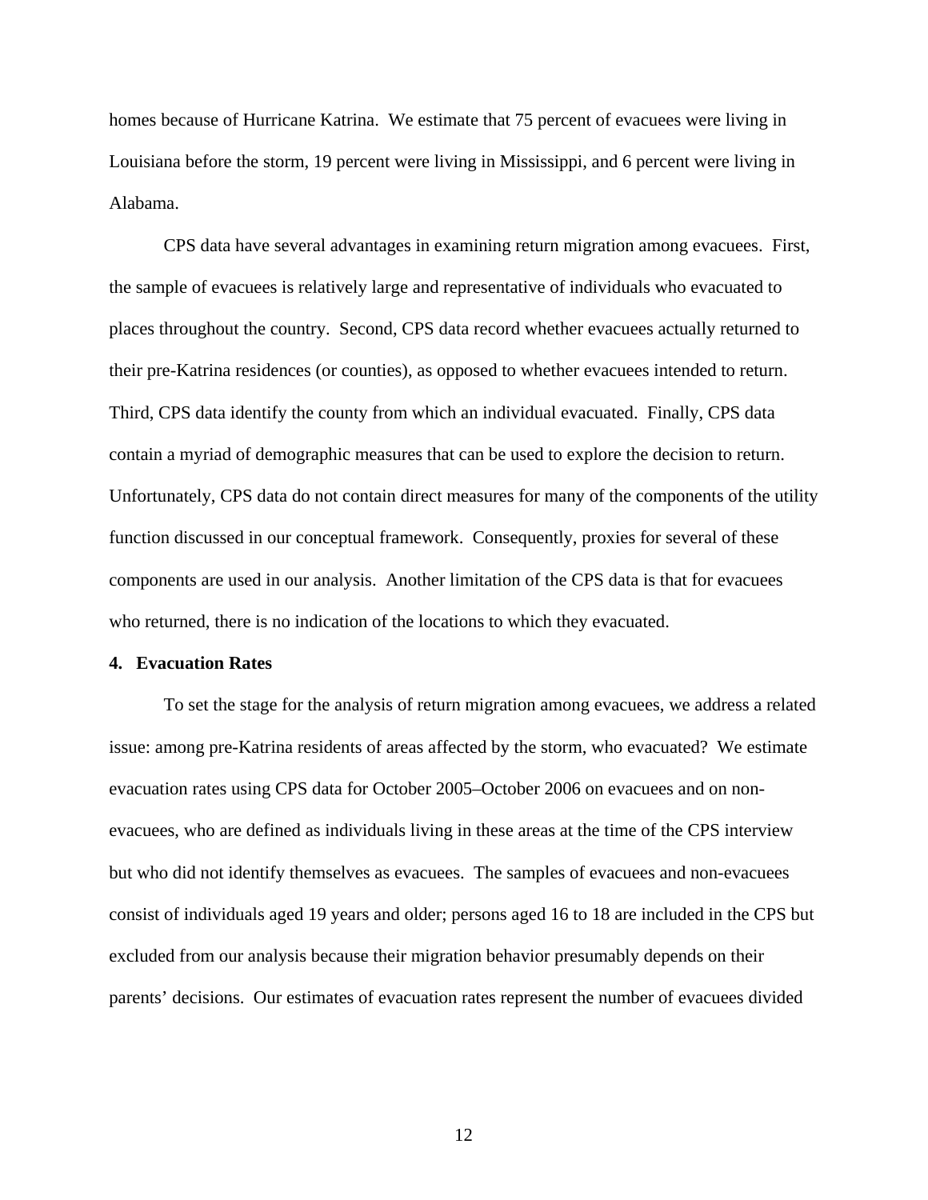homes because of Hurricane Katrina. We estimate that 75 percent of evacuees were living in Louisiana before the storm, 19 percent were living in Mississippi, and 6 percent were living in Alabama.

CPS data have several advantages in examining return migration among evacuees. First, the sample of evacuees is relatively large and representative of individuals who evacuated to places throughout the country. Second, CPS data record whether evacuees actually returned to their pre-Katrina residences (or counties), as opposed to whether evacuees intended to return. Third, CPS data identify the county from which an individual evacuated. Finally, CPS data contain a myriad of demographic measures that can be used to explore the decision to return. Unfortunately, CPS data do not contain direct measures for many of the components of the utility function discussed in our conceptual framework. Consequently, proxies for several of these components are used in our analysis. Another limitation of the CPS data is that for evacuees who returned, there is no indication of the locations to which they evacuated.

## 4. Evacuation Rates

To set the stage for the analysis of return migration among evacuees, we address a related issue: among pre-Katrina residents of areas affected by the storm, who evacuated? We estimate evacuation rates using CPS data for October 2005–October 2006 on evacuees and on non-evacuees, who are defined as individuals living in these areas at the time of the CPS interview but who did not identify themselves as evacuees. The samples of evacuees and non-evacuees consist of individuals aged 19 years and older; persons aged 16 to 18 are included in the CPS but excluded from our analysis because their migration behavior presumably depends on their parents' decisions. Our estimates of evacuation rates represent the number of evacuees divided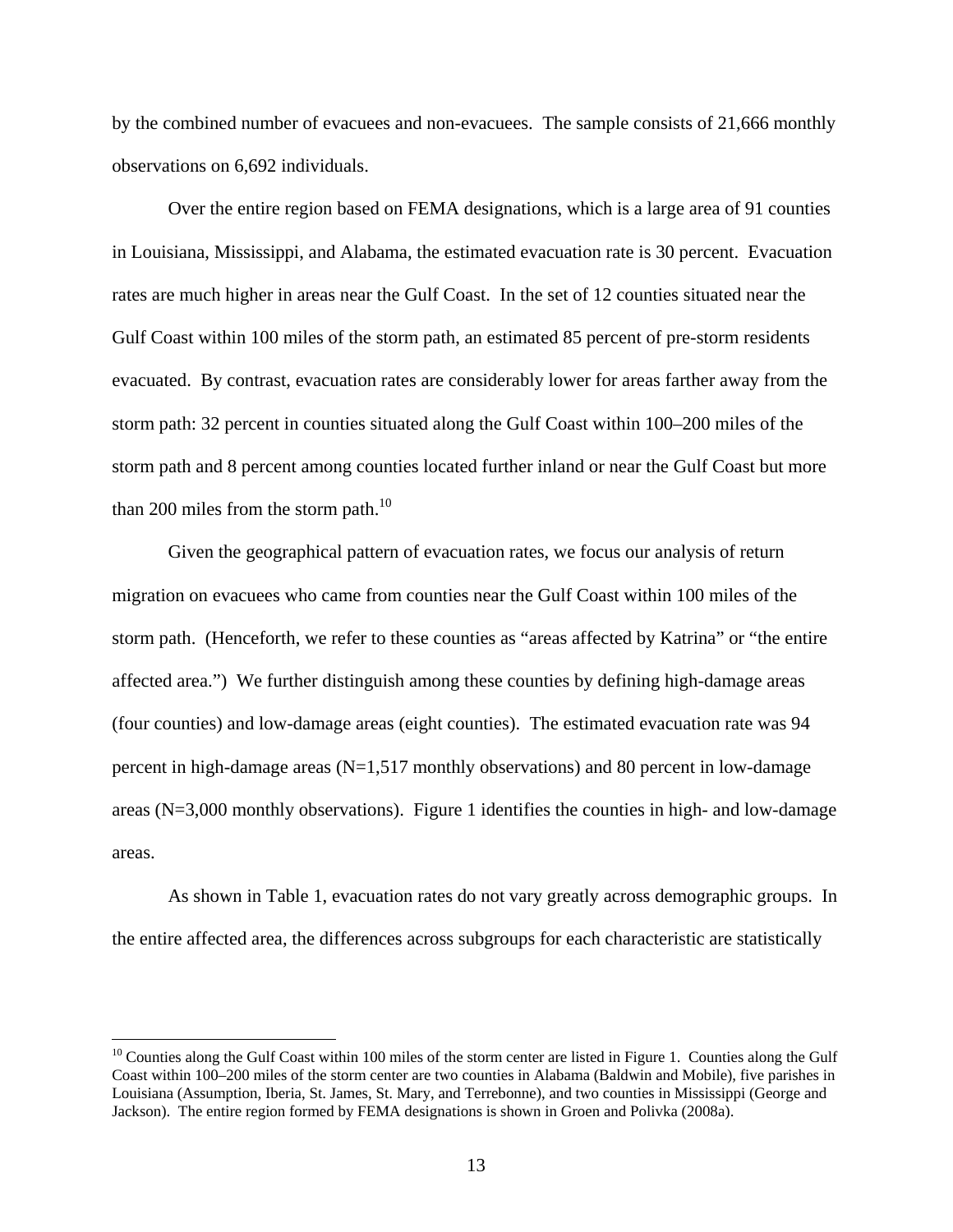by the combined number of evacuees and non-evacuees. The sample consists of 21,666 monthly observations on 6,692 individuals.

Over the entire region based on FEMA designations, which is a large area of 91 counties in Louisiana, Mississippi, and Alabama, the estimated evacuation rate is 30 percent. Evacuation rates are much higher in areas near the Gulf Coast. In the set of 12 counties situated near the Gulf Coast within 100 miles of the storm path, an estimated 85 percent of pre-storm residents evacuated. By contrast, evacuation rates are considerably lower for areas farther away from the storm path: 32 percent in counties situated along the Gulf Coast within 100–200 miles of the storm path and 8 percent among counties located further inland or near the Gulf Coast but more than 200 miles from the storm path.[10]

Given the geographical pattern of evacuation rates, we focus our analysis of return migration on evacuees who came from counties near the Gulf Coast within 100 miles of the storm path. (Henceforth, we refer to these counties as "areas affected by Katrina" or "the entire affected area.") We further distinguish among these counties by defining high-damage areas (four counties) and low-damage areas (eight counties). The estimated evacuation rate was 94 percent in high-damage areas (N=1,517 monthly observations) and 80 percent in low-damage areas (N=3,000 monthly observations). Figure 1 identifies the counties in high- and low-damage areas.

As shown in Table 1, evacuation rates do not vary greatly across demographic groups. In the entire affected area, the differences across subgroups for each characteristic are statistically

---

[10] Counties along the Gulf Coast within 100 miles of the storm center are listed in Figure 1. Counties along the Gulf Coast within 100–200 miles of the storm center are two counties in Alabama (Baldwin and Mobile), five parishes in Louisiana (Assumption, Iberia, St. James, St. Mary, and Terrebonne), and two counties in Mississippi (George and Jackson). The entire region formed by FEMA designations is shown in Groen and Polivka (2008a).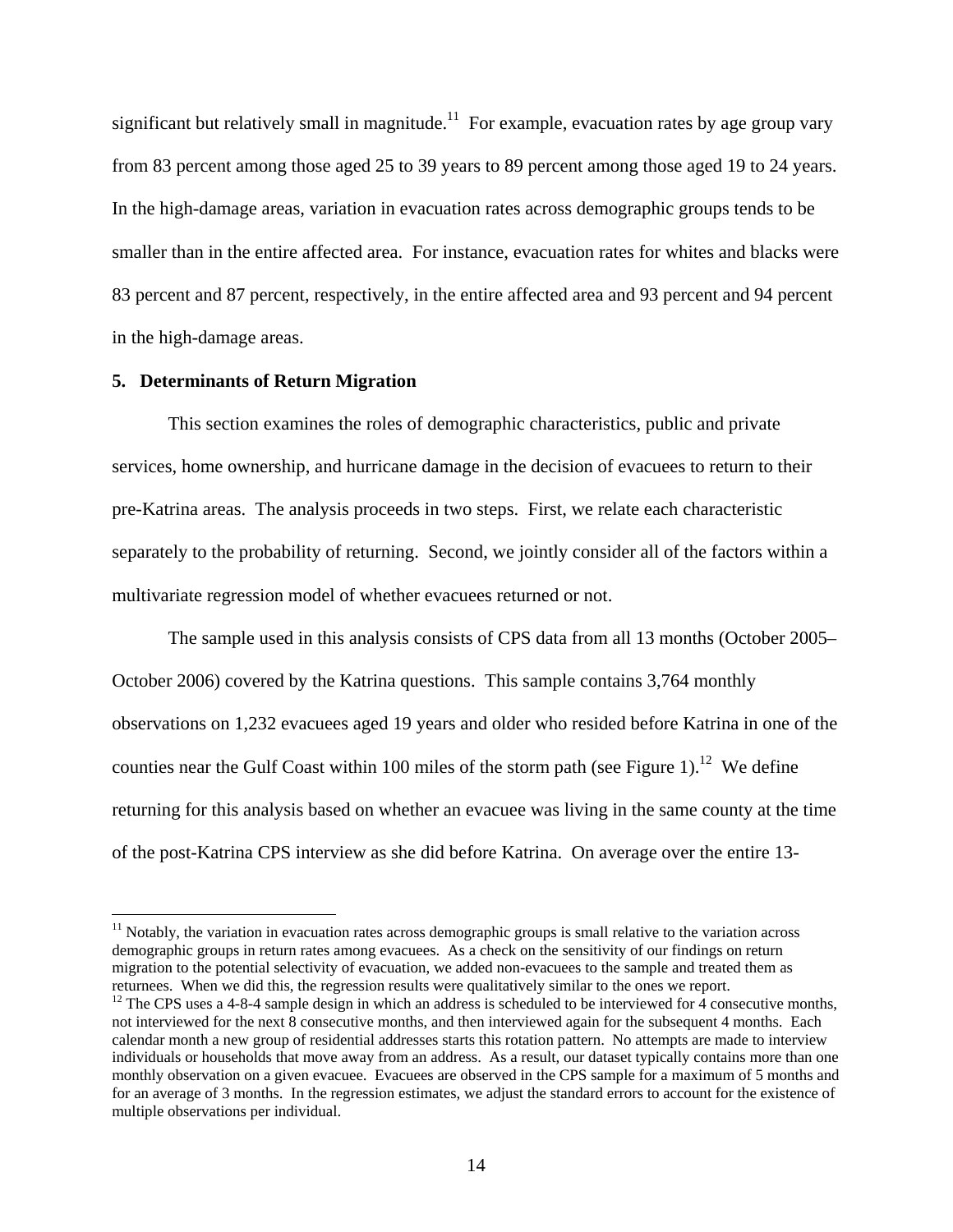significant but relatively small in magnitude.[11] For example, evacuation rates by age group vary from 83 percent among those aged 25 to 39 years to 89 percent among those aged 19 to 24 years. In the high-damage areas, variation in evacuation rates across demographic groups tends to be smaller than in the entire affected area. For instance, evacuation rates for whites and blacks were 83 percent and 87 percent, respectively, in the entire affected area and 93 percent and 94 percent in the high-damage areas.

## 5. Determinants of Return Migration

This section examines the roles of demographic characteristics, public and private services, home ownership, and hurricane damage in the decision of evacuees to return to their pre-Katrina areas. The analysis proceeds in two steps. First, we relate each characteristic separately to the probability of returning. Second, we jointly consider all of the factors within a multivariate regression model of whether evacuees returned or not.

The sample used in this analysis consists of CPS data from all 13 months (October 2005–October 2006) covered by the Katrina questions. This sample contains 3,764 monthly observations on 1,232 evacuees aged 19 years and older who resided before Katrina in one of the counties near the Gulf Coast within 100 miles of the storm path (see Figure 1).[12] We define returning for this analysis based on whether an evacuee was living in the same county at the time of the post-Katrina CPS interview as she did before Katrina. On average over the entire 13-

---

[11] Notably, the variation in evacuation rates across demographic groups is small relative to the variation across demographic groups in return rates among evacuees. As a check on the sensitivity of our findings on return migration to the potential selectivity of evacuation, we added non-evacuees to the sample and treated them as returnees. When we did this, the regression results were qualitatively similar to the ones we report.

[12] The CPS uses a 4-8-4 sample design in which an address is scheduled to be interviewed for 4 consecutive months, not interviewed for the next 8 consecutive months, and then interviewed again for the subsequent 4 months. Each calendar month a new group of residential addresses starts this rotation pattern. No attempts are made to interview individuals or households that move away from an address. As a result, our dataset typically contains more than one monthly observation on a given evacuee. Evacuees are observed in the CPS sample for a maximum of 5 months and for an average of 3 months. In the regression estimates, we adjust the standard errors to account for the existence of multiple observations per individual.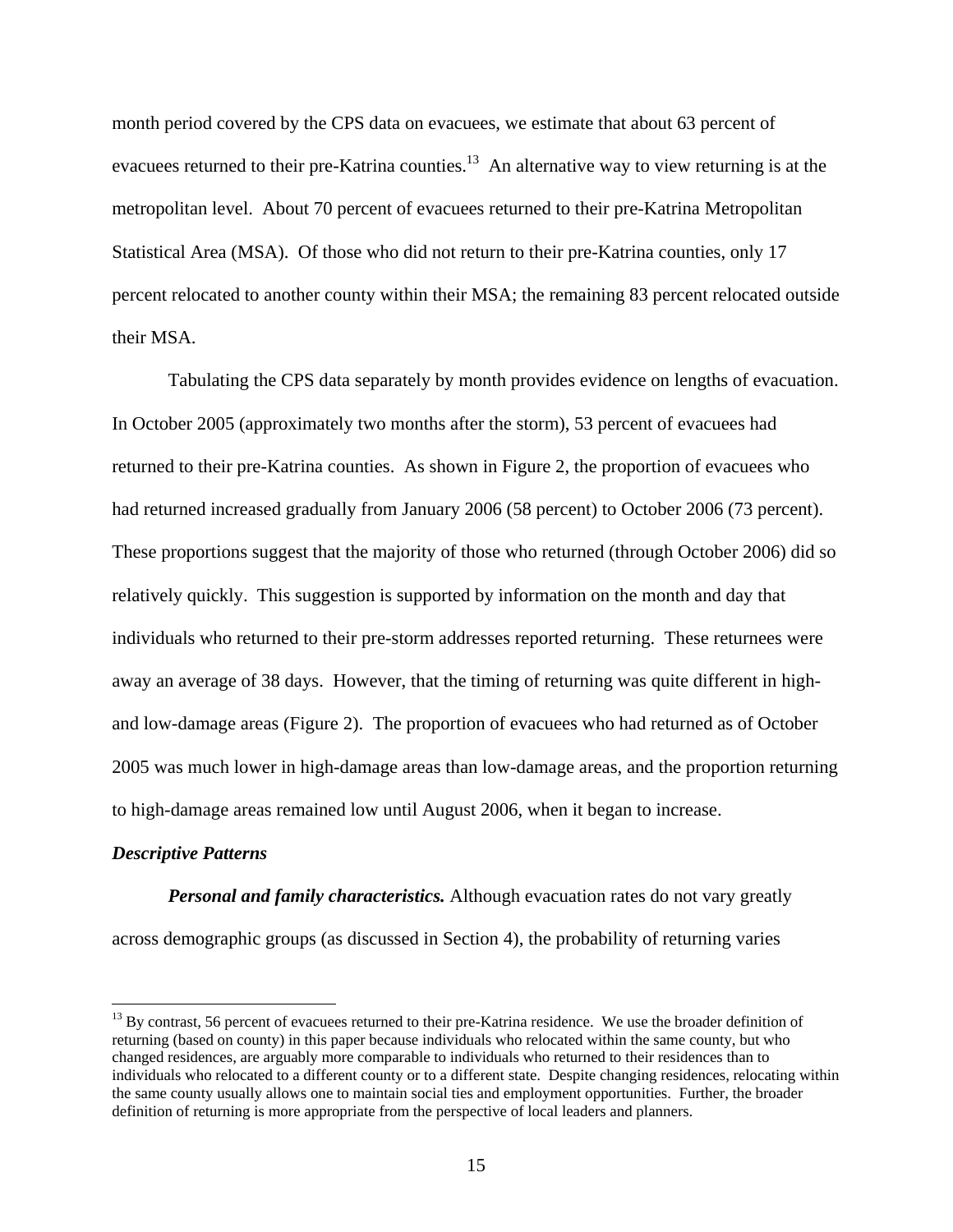month period covered by the CPS data on evacuees, we estimate that about 63 percent of evacuees returned to their pre-Katrina counties.[13] An alternative way to view returning is at the metropolitan level. About 70 percent of evacuees returned to their pre-Katrina Metropolitan Statistical Area (MSA). Of those who did not return to their pre-Katrina counties, only 17 percent relocated to another county within their MSA; the remaining 83 percent relocated outside their MSA.

Tabulating the CPS data separately by month provides evidence on lengths of evacuation. In October 2005 (approximately two months after the storm), 53 percent of evacuees had returned to their pre-Katrina counties. As shown in Figure 2, the proportion of evacuees who had returned increased gradually from January 2006 (58 percent) to October 2006 (73 percent). These proportions suggest that the majority of those who returned (through October 2006) did so relatively quickly. This suggestion is supported by information on the month and day that individuals who returned to their pre-storm addresses reported returning. These returnees were away an average of 38 days. However, that the timing of returning was quite different in high- and low-damage areas (Figure 2). The proportion of evacuees who had returned as of October 2005 was much lower in high-damage areas than low-damage areas, and the proportion returning to high-damage areas remained low until August 2006, when it began to increase.

### *Descriptive Patterns*

***Personal and family characteristics.*** Although evacuation rates do not vary greatly across demographic groups (as discussed in Section 4), the probability of returning varies

[13] By contrast, 56 percent of evacuees returned to their pre-Katrina residence. We use the broader definition of returning (based on county) in this paper because individuals who relocated within the same county, but who changed residences, are arguably more comparable to individuals who returned to their residences than to individuals who relocated to a different county or to a different state. Despite changing residences, relocating within the same county usually allows one to maintain social ties and employment opportunities. Further, the broader definition of returning is more appropriate from the perspective of local leaders and planners.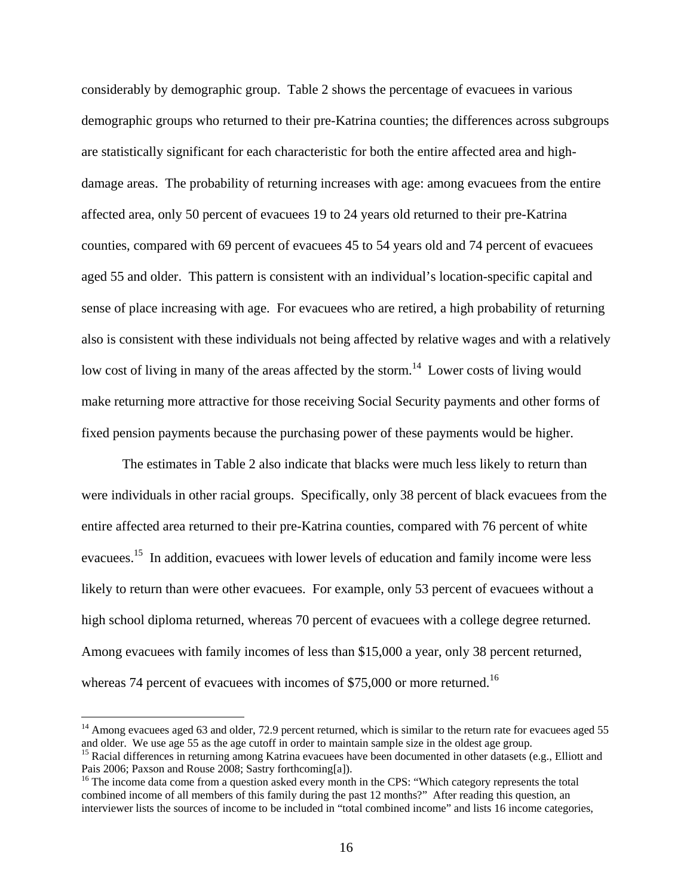considerably by demographic group. Table 2 shows the percentage of evacuees in various demographic groups who returned to their pre-Katrina counties; the differences across subgroups are statistically significant for each characteristic for both the entire affected area and high-damage areas. The probability of returning increases with age: among evacuees from the entire affected area, only 50 percent of evacuees 19 to 24 years old returned to their pre-Katrina counties, compared with 69 percent of evacuees 45 to 54 years old and 74 percent of evacuees aged 55 and older. This pattern is consistent with an individual's location-specific capital and sense of place increasing with age. For evacuees who are retired, a high probability of returning also is consistent with these individuals not being affected by relative wages and with a relatively low cost of living in many of the areas affected by the storm.[14] Lower costs of living would make returning more attractive for those receiving Social Security payments and other forms of fixed pension payments because the purchasing power of these payments would be higher.

The estimates in Table 2 also indicate that blacks were much less likely to return than were individuals in other racial groups. Specifically, only 38 percent of black evacuees from the entire affected area returned to their pre-Katrina counties, compared with 76 percent of white evacuees.[15] In addition, evacuees with lower levels of education and family income were less likely to return than were other evacuees. For example, only 53 percent of evacuees without a high school diploma returned, whereas 70 percent of evacuees with a college degree returned. Among evacuees with family incomes of less than \$15,000 a year, only 38 percent returned, whereas 74 percent of evacuees with incomes of \$75,000 or more returned.[16]

---

[14] Among evacuees aged 63 and older, 72.9 percent returned, which is similar to the return rate for evacuees aged 55 and older. We use age 55 as the age cutoff in order to maintain sample size in the oldest age group.

[15] Racial differences in returning among Katrina evacuees have been documented in other datasets (e.g., Elliott and Pais 2006; Paxson and Rouse 2008; Sastry forthcoming[a]).

[16] The income data come from a question asked every month in the CPS: "Which category represents the total combined income of all members of this family during the past 12 months?" After reading this question, an interviewer lists the sources of income to be included in "total combined income" and lists 16 income categories,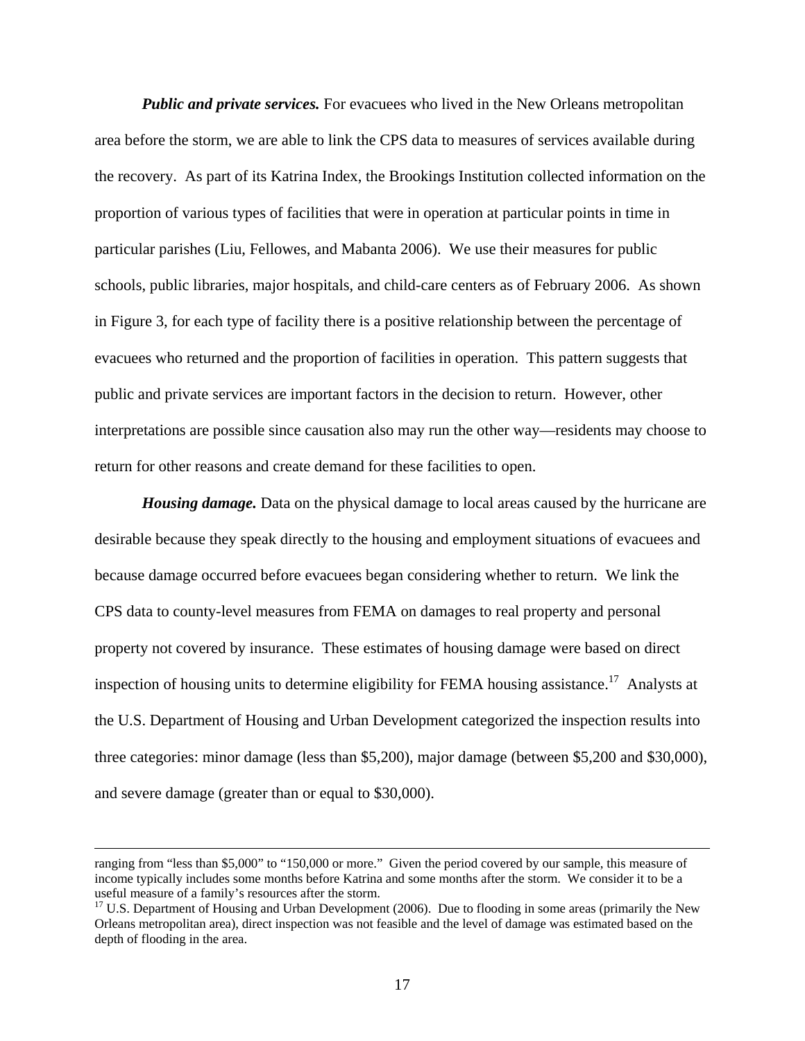***Public and private services.*** For evacuees who lived in the New Orleans metropolitan area before the storm, we are able to link the CPS data to measures of services available during the recovery. As part of its Katrina Index, the Brookings Institution collected information on the proportion of various types of facilities that were in operation at particular points in time in particular parishes (Liu, Fellowes, and Mabanta 2006). We use their measures for public schools, public libraries, major hospitals, and child-care centers as of February 2006. As shown in Figure 3, for each type of facility there is a positive relationship between the percentage of evacuees who returned and the proportion of facilities in operation. This pattern suggests that public and private services are important factors in the decision to return. However, other interpretations are possible since causation also may run the other way—residents may choose to return for other reasons and create demand for these facilities to open.

***Housing damage.*** Data on the physical damage to local areas caused by the hurricane are desirable because they speak directly to the housing and employment situations of evacuees and because damage occurred before evacuees began considering whether to return. We link the CPS data to county-level measures from FEMA on damages to real property and personal property not covered by insurance. These estimates of housing damage were based on direct inspection of housing units to determine eligibility for FEMA housing assistance.[17] Analysts at the U.S. Department of Housing and Urban Development categorized the inspection results into three categories: minor damage (less than $5,200), major damage (between $5,200 and $30,000), and severe damage (greater than or equal to $30,000).

---

ranging from "less than $5,000" to "150,000 or more." Given the period covered by our sample, this measure of income typically includes some months before Katrina and some months after the storm. We consider it to be a useful measure of a family's resources after the storm.

[17] U.S. Department of Housing and Urban Development (2006). Due to flooding in some areas (primarily the New Orleans metropolitan area), direct inspection was not feasible and the level of damage was estimated based on the depth of flooding in the area.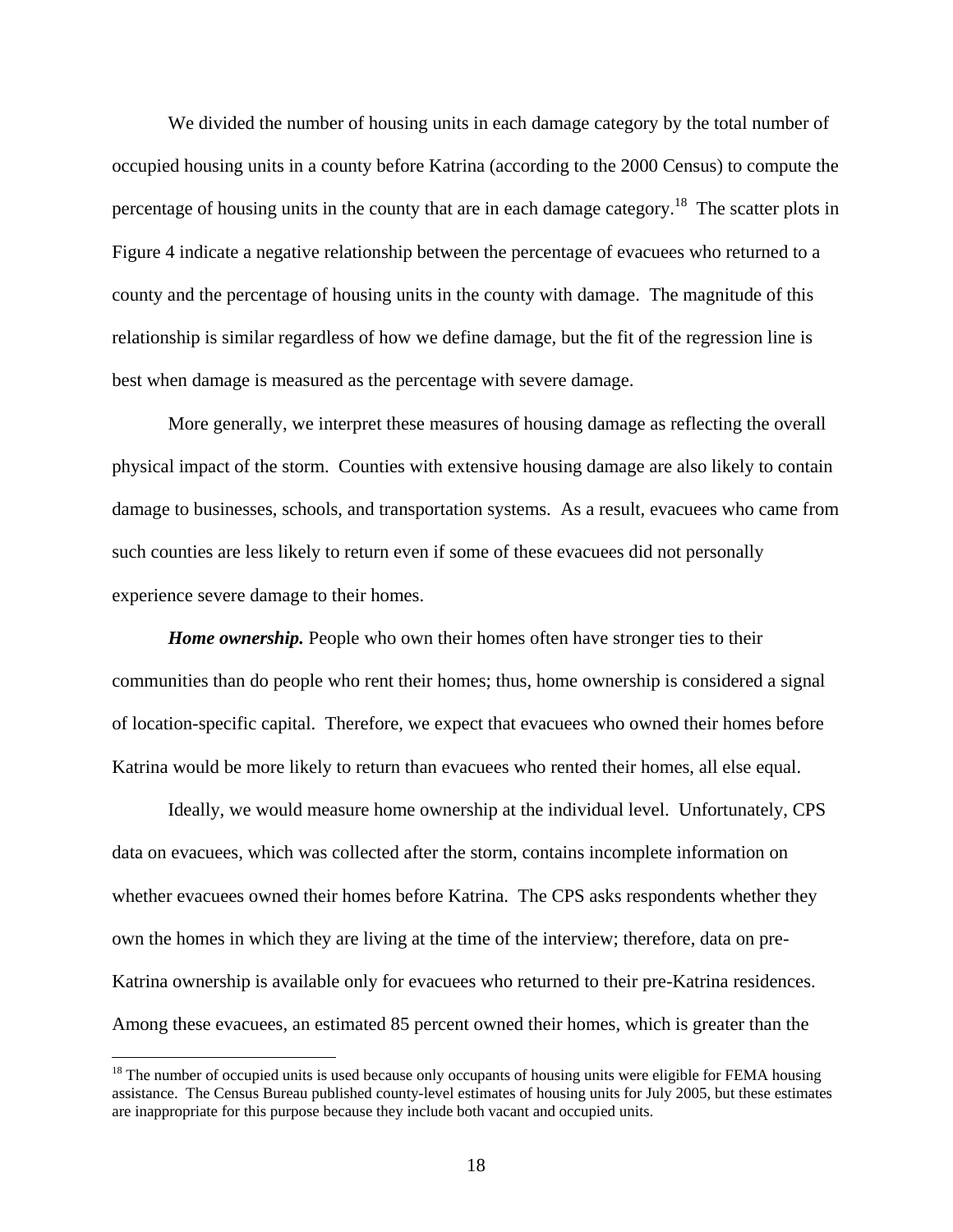We divided the number of housing units in each damage category by the total number of occupied housing units in a county before Katrina (according to the 2000 Census) to compute the percentage of housing units in the county that are in each damage category.[18] The scatter plots in Figure 4 indicate a negative relationship between the percentage of evacuees who returned to a county and the percentage of housing units in the county with damage. The magnitude of this relationship is similar regardless of how we define damage, but the fit of the regression line is best when damage is measured as the percentage with severe damage.

More generally, we interpret these measures of housing damage as reflecting the overall physical impact of the storm. Counties with extensive housing damage are also likely to contain damage to businesses, schools, and transportation systems. As a result, evacuees who came from such counties are less likely to return even if some of these evacuees did not personally experience severe damage to their homes.

***Home ownership.*** People who own their homes often have stronger ties to their communities than do people who rent their homes; thus, home ownership is considered a signal of location-specific capital. Therefore, we expect that evacuees who owned their homes before Katrina would be more likely to return than evacuees who rented their homes, all else equal.

Ideally, we would measure home ownership at the individual level. Unfortunately, CPS data on evacuees, which was collected after the storm, contains incomplete information on whether evacuees owned their homes before Katrina. The CPS asks respondents whether they own the homes in which they are living at the time of the interview; therefore, data on pre-Katrina ownership is available only for evacuees who returned to their pre-Katrina residences. Among these evacuees, an estimated 85 percent owned their homes, which is greater than the

---

[18] The number of occupied units is used because only occupants of housing units were eligible for FEMA housing assistance. The Census Bureau published county-level estimates of housing units for July 2005, but these estimates are inappropriate for this purpose because they include both vacant and occupied units.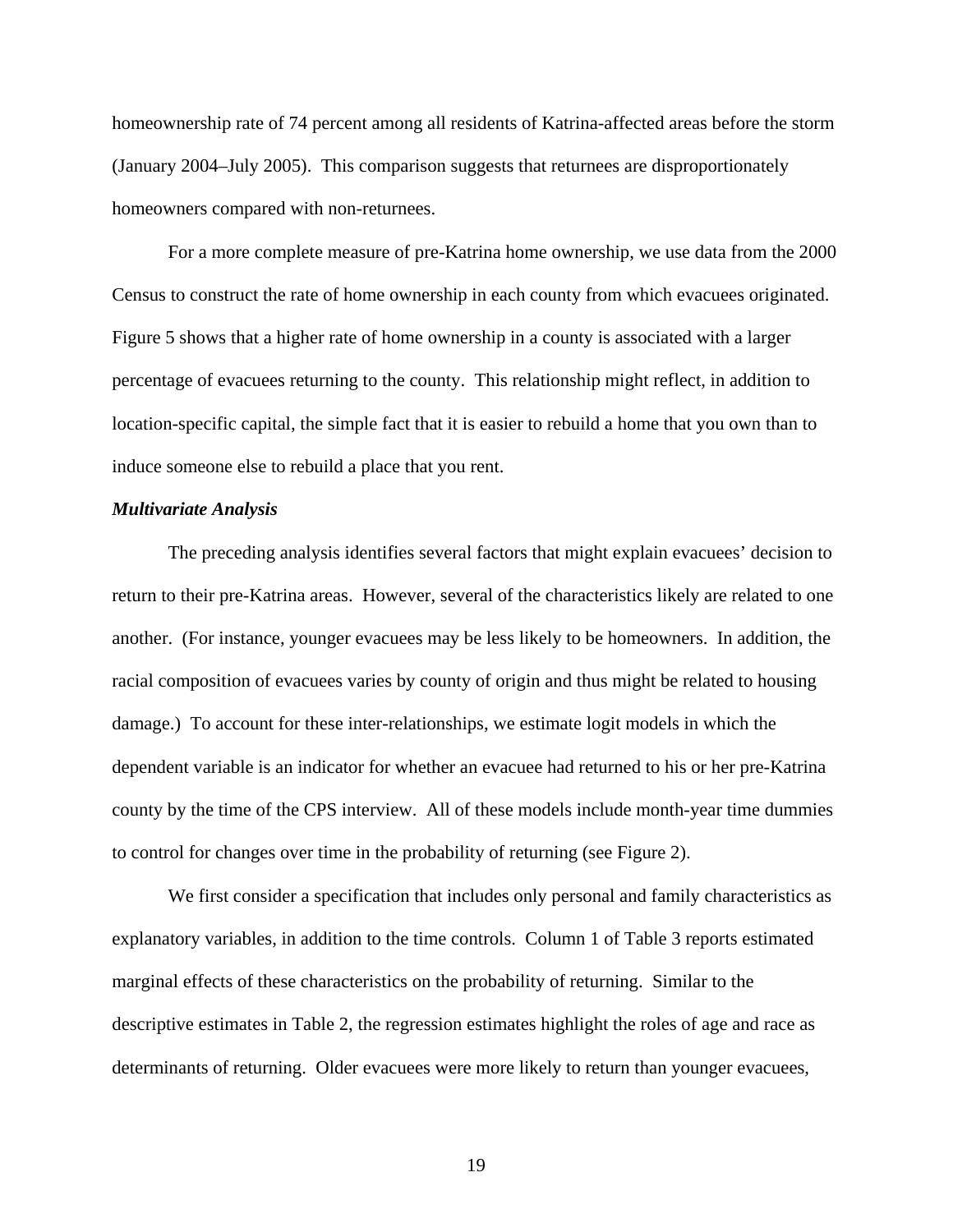homeownership rate of 74 percent among all residents of Katrina-affected areas before the storm (January 2004–July 2005). This comparison suggests that returnees are disproportionately homeowners compared with non-returnees.

For a more complete measure of pre-Katrina home ownership, we use data from the 2000 Census to construct the rate of home ownership in each county from which evacuees originated. Figure 5 shows that a higher rate of home ownership in a county is associated with a larger percentage of evacuees returning to the county. This relationship might reflect, in addition to location-specific capital, the simple fact that it is easier to rebuild a home that you own than to induce someone else to rebuild a place that you rent.

***Multivariate Analysis***

The preceding analysis identifies several factors that might explain evacuees' decision to return to their pre-Katrina areas. However, several of the characteristics likely are related to one another. (For instance, younger evacuees may be less likely to be homeowners. In addition, the racial composition of evacuees varies by county of origin and thus might be related to housing damage.) To account for these inter-relationships, we estimate logit models in which the dependent variable is an indicator for whether an evacuee had returned to his or her pre-Katrina county by the time of the CPS interview. All of these models include month-year time dummies to control for changes over time in the probability of returning (see Figure 2).

We first consider a specification that includes only personal and family characteristics as explanatory variables, in addition to the time controls. Column 1 of Table 3 reports estimated marginal effects of these characteristics on the probability of returning. Similar to the descriptive estimates in Table 2, the regression estimates highlight the roles of age and race as determinants of returning. Older evacuees were more likely to return than younger evacuees,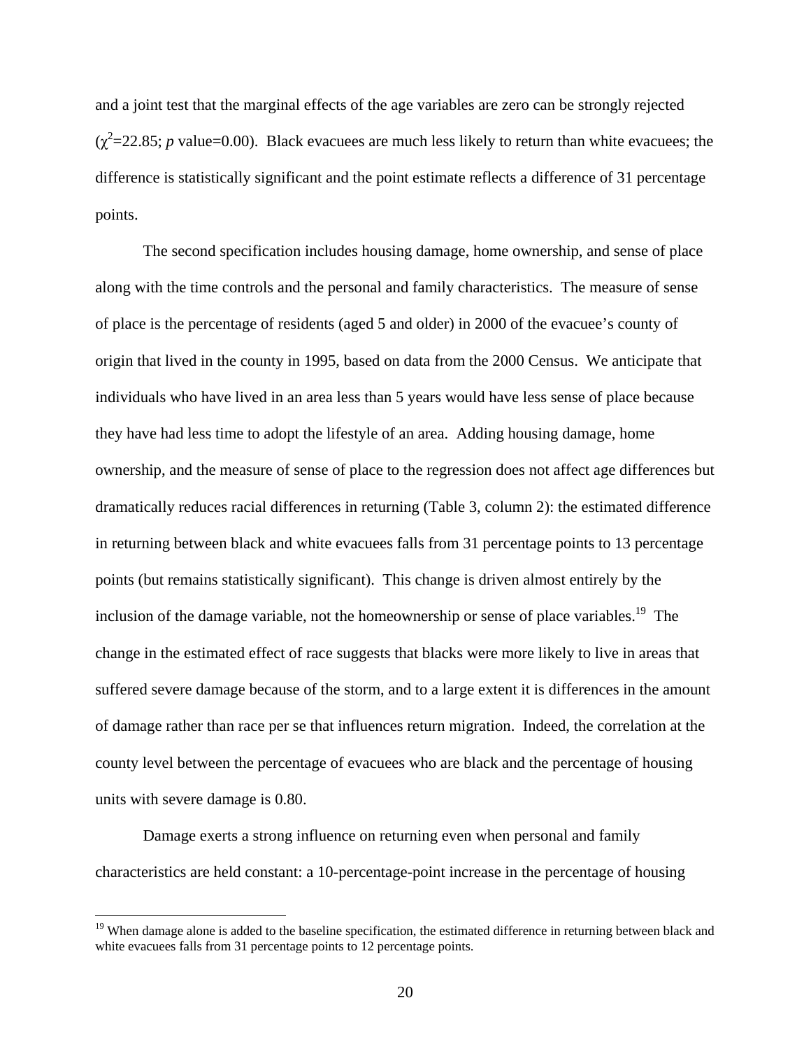and a joint test that the marginal effects of the age variables are zero can be strongly rejected ($\chi^2$=22.85; *p* value=0.00). Black evacuees are much less likely to return than white evacuees; the difference is statistically significant and the point estimate reflects a difference of 31 percentage points.

The second specification includes housing damage, home ownership, and sense of place along with the time controls and the personal and family characteristics. The measure of sense of place is the percentage of residents (aged 5 and older) in 2000 of the evacuee's county of origin that lived in the county in 1995, based on data from the 2000 Census. We anticipate that individuals who have lived in an area less than 5 years would have less sense of place because they have had less time to adopt the lifestyle of an area. Adding housing damage, home ownership, and the measure of sense of place to the regression does not affect age differences but dramatically reduces racial differences in returning (Table 3, column 2): the estimated difference in returning between black and white evacuees falls from 31 percentage points to 13 percentage points (but remains statistically significant). This change is driven almost entirely by the inclusion of the damage variable, not the homeownership or sense of place variables.[19] The change in the estimated effect of race suggests that blacks were more likely to live in areas that suffered severe damage because of the storm, and to a large extent it is differences in the amount of damage rather than race per se that influences return migration. Indeed, the correlation at the county level between the percentage of evacuees who are black and the percentage of housing units with severe damage is 0.80.

Damage exerts a strong influence on returning even when personal and family characteristics are held constant: a 10-percentage-point increase in the percentage of housing

[19] When damage alone is added to the baseline specification, the estimated difference in returning between black and white evacuees falls from 31 percentage points to 12 percentage points.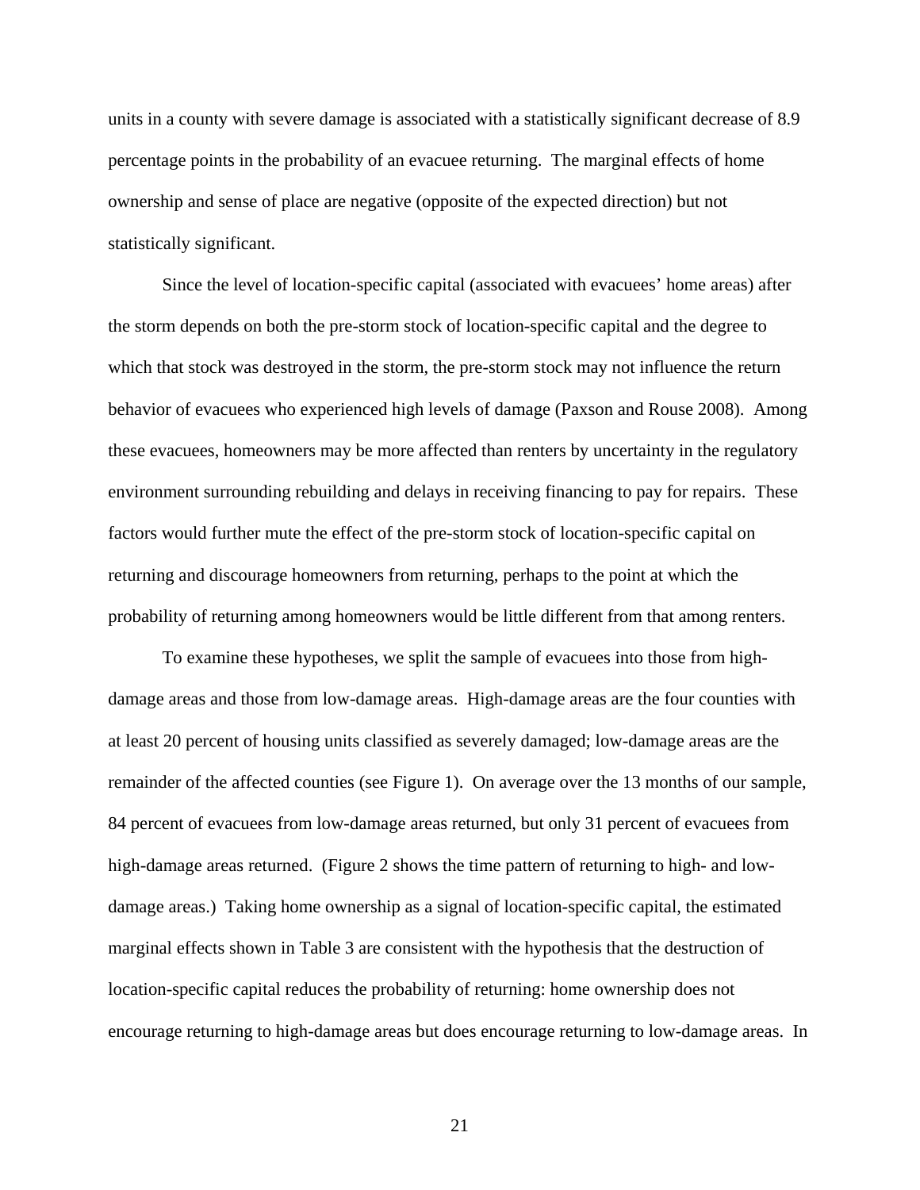units in a county with severe damage is associated with a statistically significant decrease of 8.9 percentage points in the probability of an evacuee returning. The marginal effects of home ownership and sense of place are negative (opposite of the expected direction) but not statistically significant.

Since the level of location-specific capital (associated with evacuees' home areas) after the storm depends on both the pre-storm stock of location-specific capital and the degree to which that stock was destroyed in the storm, the pre-storm stock may not influence the return behavior of evacuees who experienced high levels of damage (Paxson and Rouse 2008). Among these evacuees, homeowners may be more affected than renters by uncertainty in the regulatory environment surrounding rebuilding and delays in receiving financing to pay for repairs. These factors would further mute the effect of the pre-storm stock of location-specific capital on returning and discourage homeowners from returning, perhaps to the point at which the probability of returning among homeowners would be little different from that among renters.

To examine these hypotheses, we split the sample of evacuees into those from high-damage areas and those from low-damage areas. High-damage areas are the four counties with at least 20 percent of housing units classified as severely damaged; low-damage areas are the remainder of the affected counties (see Figure 1). On average over the 13 months of our sample, 84 percent of evacuees from low-damage areas returned, but only 31 percent of evacuees from high-damage areas returned. (Figure 2 shows the time pattern of returning to high- and low-damage areas.) Taking home ownership as a signal of location-specific capital, the estimated marginal effects shown in Table 3 are consistent with the hypothesis that the destruction of location-specific capital reduces the probability of returning: home ownership does not encourage returning to high-damage areas but does encourage returning to low-damage areas. In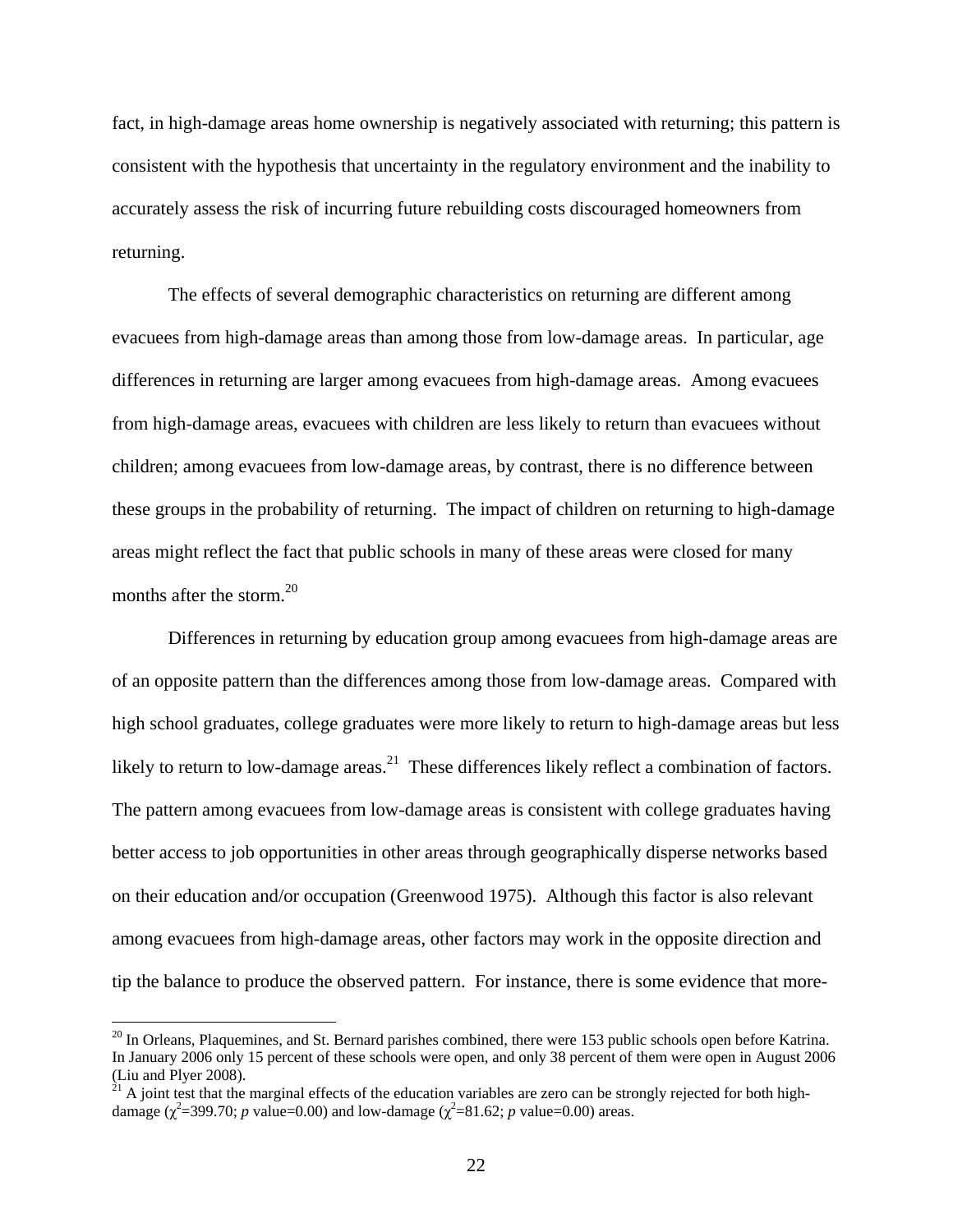fact, in high-damage areas home ownership is negatively associated with returning; this pattern is consistent with the hypothesis that uncertainty in the regulatory environment and the inability to accurately assess the risk of incurring future rebuilding costs discouraged homeowners from returning.

The effects of several demographic characteristics on returning are different among evacuees from high-damage areas than among those from low-damage areas. In particular, age differences in returning are larger among evacuees from high-damage areas. Among evacuees from high-damage areas, evacuees with children are less likely to return than evacuees without children; among evacuees from low-damage areas, by contrast, there is no difference between these groups in the probability of returning. The impact of children on returning to high-damage areas might reflect the fact that public schools in many of these areas were closed for many months after the storm.[20]

Differences in returning by education group among evacuees from high-damage areas are of an opposite pattern than the differences among those from low-damage areas. Compared with high school graduates, college graduates were more likely to return to high-damage areas but less likely to return to low-damage areas.[21] These differences likely reflect a combination of factors. The pattern among evacuees from low-damage areas is consistent with college graduates having better access to job opportunities in other areas through geographically disperse networks based on their education and/or occupation (Greenwood 1975). Although this factor is also relevant among evacuees from high-damage areas, other factors may work in the opposite direction and tip the balance to produce the observed pattern. For instance, there is some evidence that more-

[20] In Orleans, Plaquemines, and St. Bernard parishes combined, there were 153 public schools open before Katrina. In January 2006 only 15 percent of these schools were open, and only 38 percent of them were open in August 2006 (Liu and Plyer 2008).

[21] A joint test that the marginal effects of the education variables are zero can be strongly rejected for both high-damage ($\chi^2$=399.70; *p* value=0.00) and low-damage ($\chi^2$=81.62; *p* value=0.00) areas.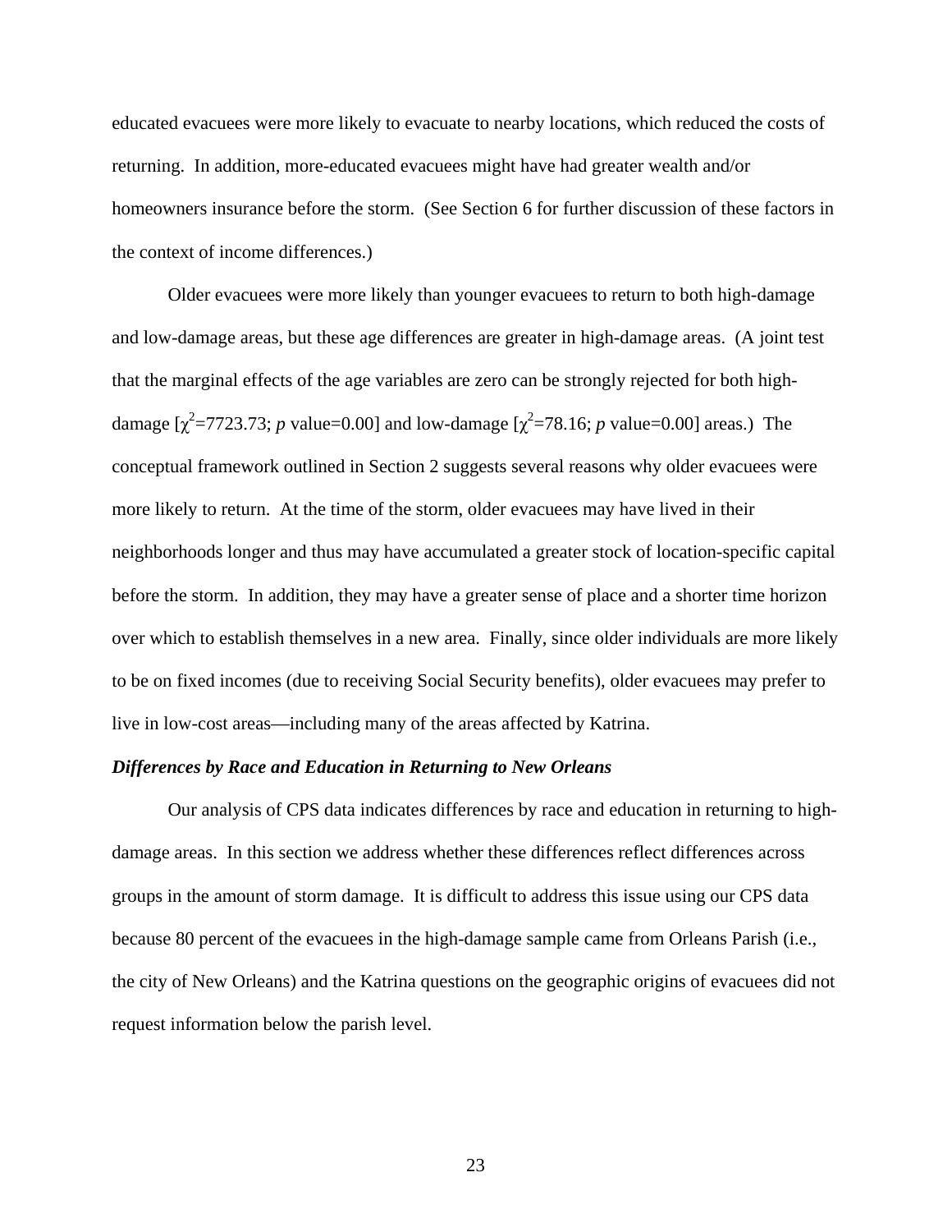educated evacuees were more likely to evacuate to nearby locations, which reduced the costs of returning. In addition, more-educated evacuees might have had greater wealth and/or homeowners insurance before the storm. (See Section 6 for further discussion of these factors in the context of income differences.)

Older evacuees were more likely than younger evacuees to return to both high-damage and low-damage areas, but these age differences are greater in high-damage areas. (A joint test that the marginal effects of the age variables are zero can be strongly rejected for both high-damage [$\chi^2$=7723.73; *p* value=0.00] and low-damage [$\chi^2$=78.16; *p* value=0.00] areas.) The conceptual framework outlined in Section 2 suggests several reasons why older evacuees were more likely to return. At the time of the storm, older evacuees may have lived in their neighborhoods longer and thus may have accumulated a greater stock of location-specific capital before the storm. In addition, they may have a greater sense of place and a shorter time horizon over which to establish themselves in a new area. Finally, since older individuals are more likely to be on fixed incomes (due to receiving Social Security benefits), older evacuees may prefer to live in low-cost areas—including many of the areas affected by Katrina.

***Differences by Race and Education in Returning to New Orleans***

Our analysis of CPS data indicates differences by race and education in returning to high-damage areas. In this section we address whether these differences reflect differences across groups in the amount of storm damage. It is difficult to address this issue using our CPS data because 80 percent of the evacuees in the high-damage sample came from Orleans Parish (i.e., the city of New Orleans) and the Katrina questions on the geographic origins of evacuees did not request information below the parish level.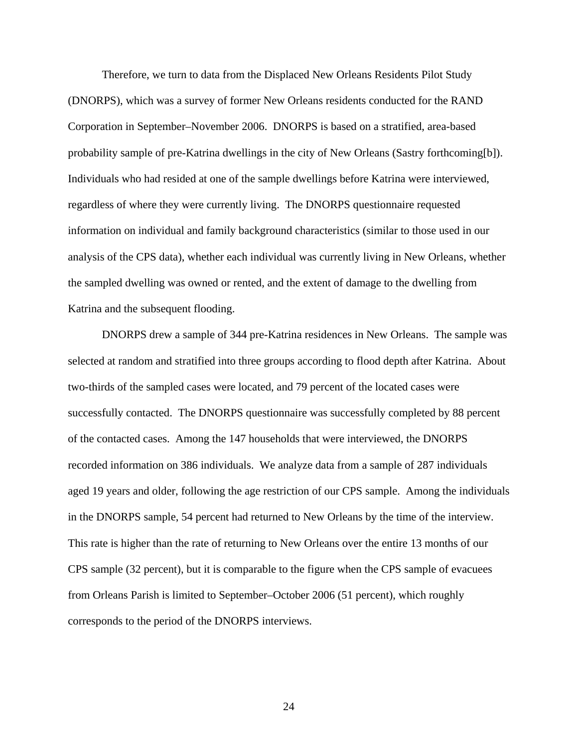Therefore, we turn to data from the Displaced New Orleans Residents Pilot Study (DNORPS), which was a survey of former New Orleans residents conducted for the RAND Corporation in September–November 2006. DNORPS is based on a stratified, area-based probability sample of pre-Katrina dwellings in the city of New Orleans (Sastry forthcoming[b]). Individuals who had resided at one of the sample dwellings before Katrina were interviewed, regardless of where they were currently living. The DNORPS questionnaire requested information on individual and family background characteristics (similar to those used in our analysis of the CPS data), whether each individual was currently living in New Orleans, whether the sampled dwelling was owned or rented, and the extent of damage to the dwelling from Katrina and the subsequent flooding.

DNORPS drew a sample of 344 pre-Katrina residences in New Orleans. The sample was selected at random and stratified into three groups according to flood depth after Katrina. About two-thirds of the sampled cases were located, and 79 percent of the located cases were successfully contacted. The DNORPS questionnaire was successfully completed by 88 percent of the contacted cases. Among the 147 households that were interviewed, the DNORPS recorded information on 386 individuals. We analyze data from a sample of 287 individuals aged 19 years and older, following the age restriction of our CPS sample. Among the individuals in the DNORPS sample, 54 percent had returned to New Orleans by the time of the interview. This rate is higher than the rate of returning to New Orleans over the entire 13 months of our CPS sample (32 percent), but it is comparable to the figure when the CPS sample of evacuees from Orleans Parish is limited to September–October 2006 (51 percent), which roughly corresponds to the period of the DNORPS interviews.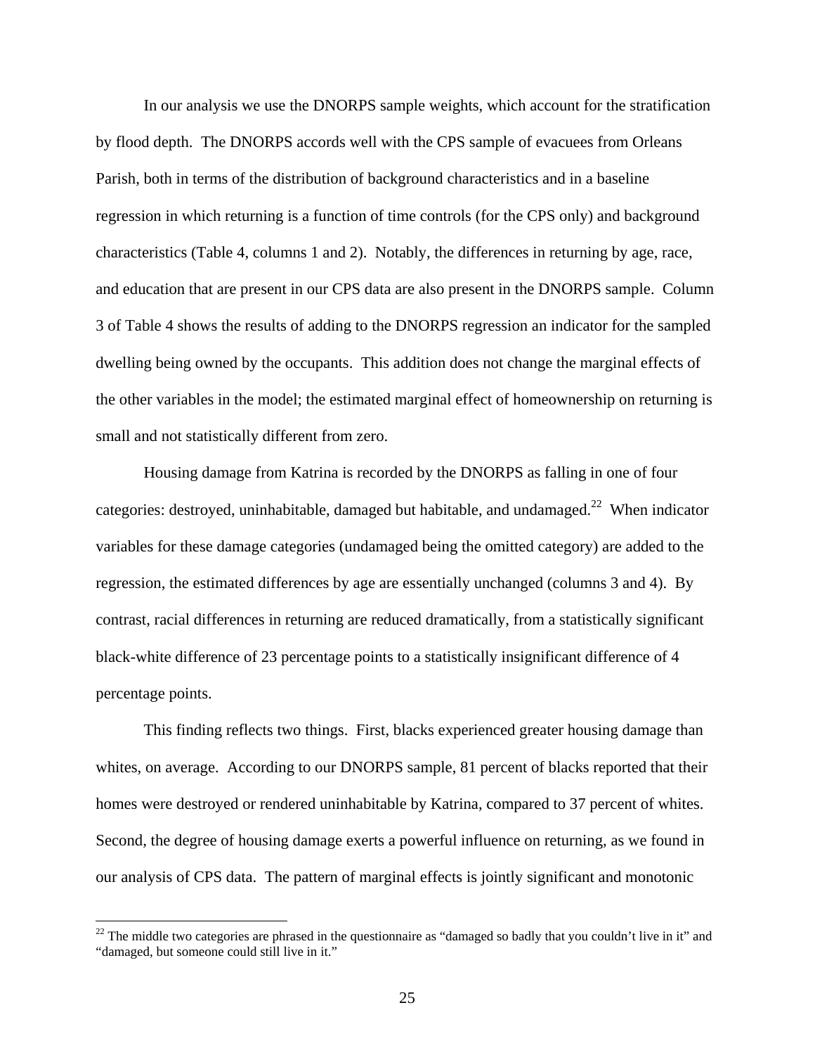In our analysis we use the DNORPS sample weights, which account for the stratification by flood depth. The DNORPS accords well with the CPS sample of evacuees from Orleans Parish, both in terms of the distribution of background characteristics and in a baseline regression in which returning is a function of time controls (for the CPS only) and background characteristics (Table 4, columns 1 and 2). Notably, the differences in returning by age, race, and education that are present in our CPS data are also present in the DNORPS sample. Column 3 of Table 4 shows the results of adding to the DNORPS regression an indicator for the sampled dwelling being owned by the occupants. This addition does not change the marginal effects of the other variables in the model; the estimated marginal effect of homeownership on returning is small and not statistically different from zero.

Housing damage from Katrina is recorded by the DNORPS as falling in one of four categories: destroyed, uninhabitable, damaged but habitable, and undamaged.[22] When indicator variables for these damage categories (undamaged being the omitted category) are added to the regression, the estimated differences by age are essentially unchanged (columns 3 and 4). By contrast, racial differences in returning are reduced dramatically, from a statistically significant black-white difference of 23 percentage points to a statistically insignificant difference of 4 percentage points.

This finding reflects two things. First, blacks experienced greater housing damage than whites, on average. According to our DNORPS sample, 81 percent of blacks reported that their homes were destroyed or rendered uninhabitable by Katrina, compared to 37 percent of whites. Second, the degree of housing damage exerts a powerful influence on returning, as we found in our analysis of CPS data. The pattern of marginal effects is jointly significant and monotonic

[22] The middle two categories are phrased in the questionnaire as "damaged so badly that you couldn't live in it" and "damaged, but someone could still live in it."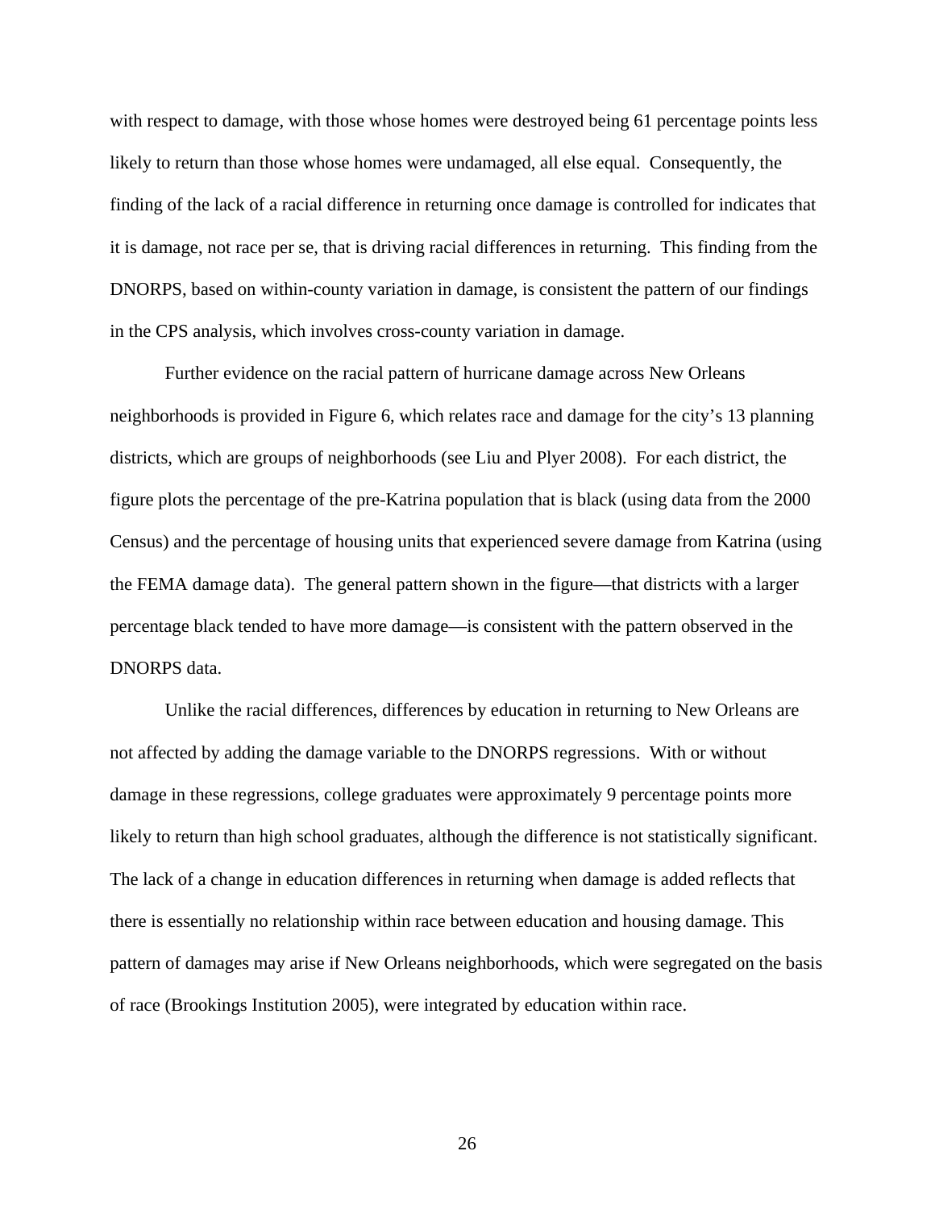with respect to damage, with those whose homes were destroyed being 61 percentage points less likely to return than those whose homes were undamaged, all else equal. Consequently, the finding of the lack of a racial difference in returning once damage is controlled for indicates that it is damage, not race per se, that is driving racial differences in returning. This finding from the DNORPS, based on within-county variation in damage, is consistent the pattern of our findings in the CPS analysis, which involves cross-county variation in damage.

Further evidence on the racial pattern of hurricane damage across New Orleans neighborhoods is provided in Figure 6, which relates race and damage for the city's 13 planning districts, which are groups of neighborhoods (see Liu and Plyer 2008). For each district, the figure plots the percentage of the pre-Katrina population that is black (using data from the 2000 Census) and the percentage of housing units that experienced severe damage from Katrina (using the FEMA damage data). The general pattern shown in the figure—that districts with a larger percentage black tended to have more damage—is consistent with the pattern observed in the DNORPS data.

Unlike the racial differences, differences by education in returning to New Orleans are not affected by adding the damage variable to the DNORPS regressions. With or without damage in these regressions, college graduates were approximately 9 percentage points more likely to return than high school graduates, although the difference is not statistically significant. The lack of a change in education differences in returning when damage is added reflects that there is essentially no relationship within race between education and housing damage. This pattern of damages may arise if New Orleans neighborhoods, which were segregated on the basis of race (Brookings Institution 2005), were integrated by education within race.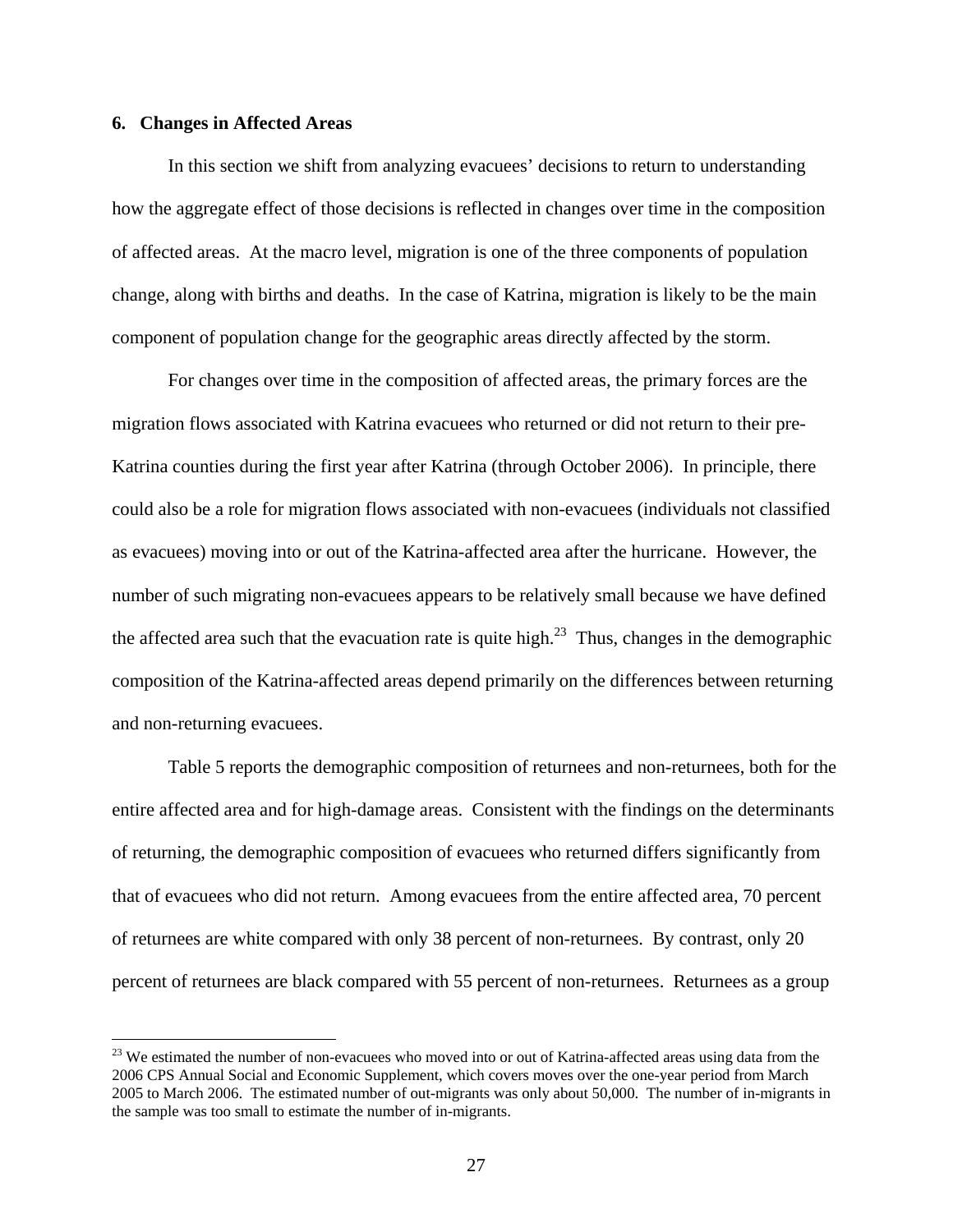## 6. Changes in Affected Areas

In this section we shift from analyzing evacuees' decisions to return to understanding how the aggregate effect of those decisions is reflected in changes over time in the composition of affected areas. At the macro level, migration is one of the three components of population change, along with births and deaths. In the case of Katrina, migration is likely to be the main component of population change for the geographic areas directly affected by the storm.

For changes over time in the composition of affected areas, the primary forces are the migration flows associated with Katrina evacuees who returned or did not return to their pre-Katrina counties during the first year after Katrina (through October 2006). In principle, there could also be a role for migration flows associated with non-evacuees (individuals not classified as evacuees) moving into or out of the Katrina-affected area after the hurricane. However, the number of such migrating non-evacuees appears to be relatively small because we have defined the affected area such that the evacuation rate is quite high.[23] Thus, changes in the demographic composition of the Katrina-affected areas depend primarily on the differences between returning and non-returning evacuees.

Table 5 reports the demographic composition of returnees and non-returnees, both for the entire affected area and for high-damage areas. Consistent with the findings on the determinants of returning, the demographic composition of evacuees who returned differs significantly from that of evacuees who did not return. Among evacuees from the entire affected area, 70 percent of returnees are white compared with only 38 percent of non-returnees. By contrast, only 20 percent of returnees are black compared with 55 percent of non-returnees. Returnees as a group

[23] We estimated the number of non-evacuees who moved into or out of Katrina-affected areas using data from the 2006 CPS Annual Social and Economic Supplement, which covers moves over the one-year period from March 2005 to March 2006. The estimated number of out-migrants was only about 50,000. The number of in-migrants in the sample was too small to estimate the number of in-migrants.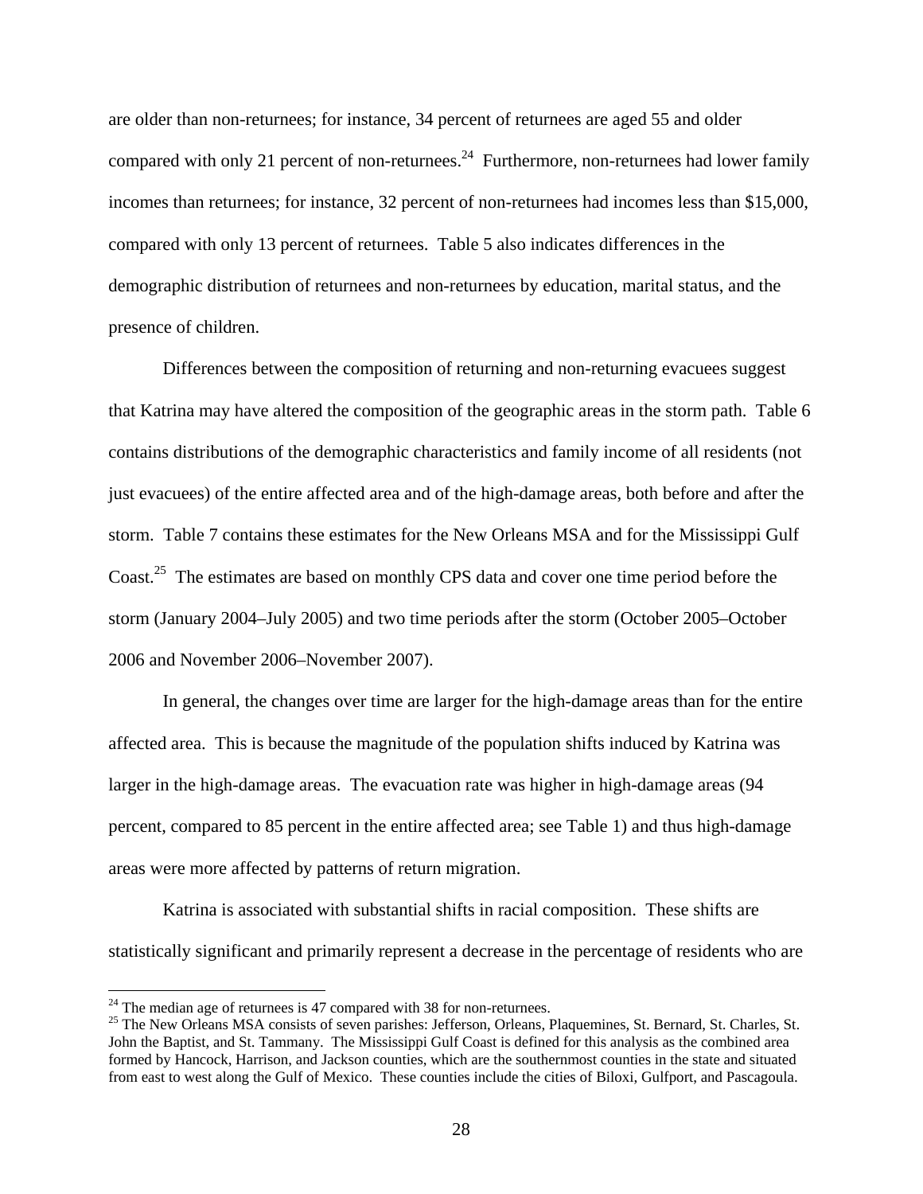are older than non-returnees; for instance, 34 percent of returnees are aged 55 and older compared with only 21 percent of non-returnees.[24] Furthermore, non-returnees had lower family incomes than returnees; for instance, 32 percent of non-returnees had incomes less than $15,000, compared with only 13 percent of returnees. Table 5 also indicates differences in the demographic distribution of returnees and non-returnees by education, marital status, and the presence of children.

Differences between the composition of returning and non-returning evacuees suggest that Katrina may have altered the composition of the geographic areas in the storm path. Table 6 contains distributions of the demographic characteristics and family income of all residents (not just evacuees) of the entire affected area and of the high-damage areas, both before and after the storm. Table 7 contains these estimates for the New Orleans MSA and for the Mississippi Gulf Coast.[25] The estimates are based on monthly CPS data and cover one time period before the storm (January 2004–July 2005) and two time periods after the storm (October 2005–October 2006 and November 2006–November 2007).

In general, the changes over time are larger for the high-damage areas than for the entire affected area. This is because the magnitude of the population shifts induced by Katrina was larger in the high-damage areas. The evacuation rate was higher in high-damage areas (94 percent, compared to 85 percent in the entire affected area; see Table 1) and thus high-damage areas were more affected by patterns of return migration.

Katrina is associated with substantial shifts in racial composition. These shifts are statistically significant and primarily represent a decrease in the percentage of residents who are

---

[24] The median age of returnees is 47 compared with 38 for non-returnees.

[25] The New Orleans MSA consists of seven parishes: Jefferson, Orleans, Plaquemines, St. Bernard, St. Charles, St. John the Baptist, and St. Tammany. The Mississippi Gulf Coast is defined for this analysis as the combined area formed by Hancock, Harrison, and Jackson counties, which are the southernmost counties in the state and situated from east to west along the Gulf of Mexico. These counties include the cities of Biloxi, Gulfport, and Pascagoula.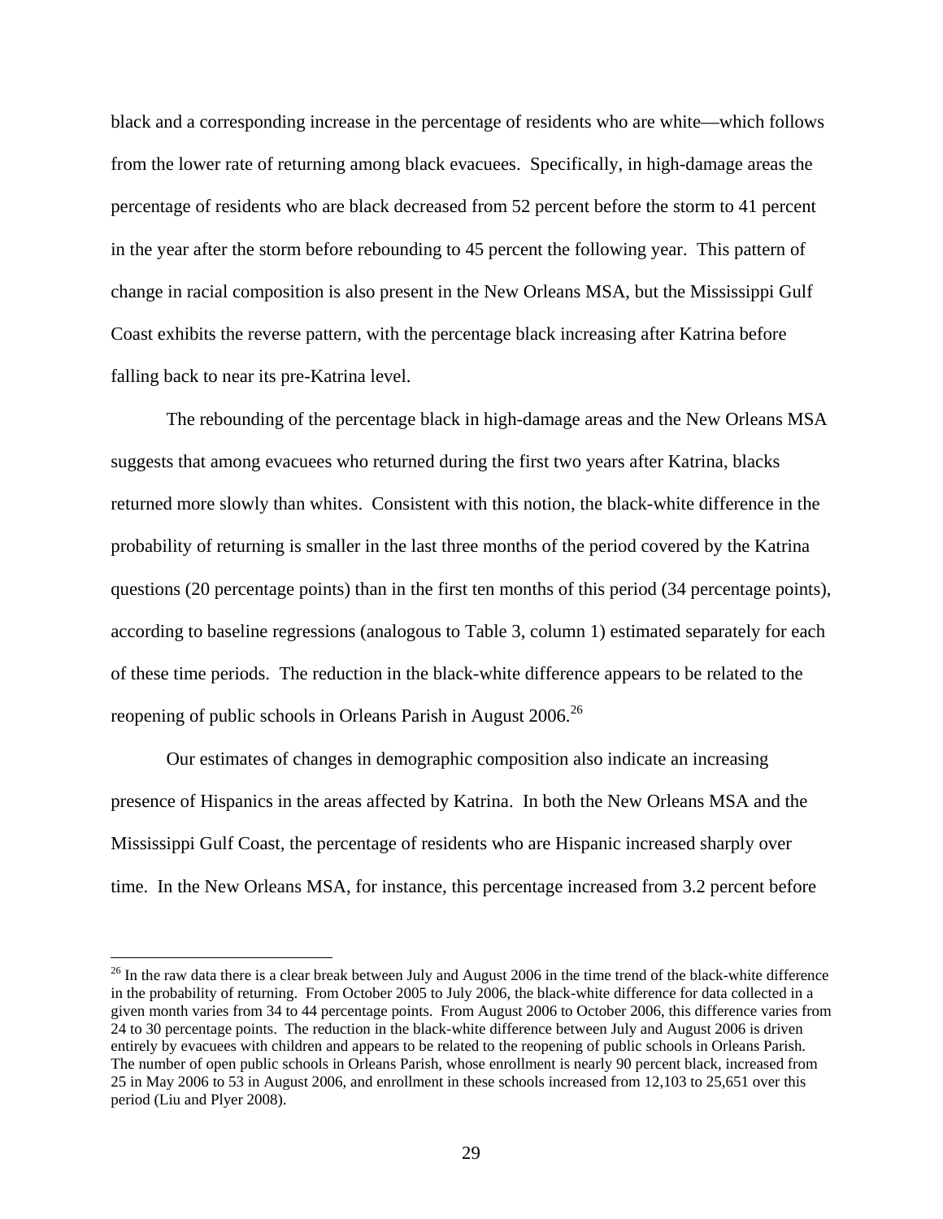black and a corresponding increase in the percentage of residents who are white—which follows from the lower rate of returning among black evacuees. Specifically, in high-damage areas the percentage of residents who are black decreased from 52 percent before the storm to 41 percent in the year after the storm before rebounding to 45 percent the following year. This pattern of change in racial composition is also present in the New Orleans MSA, but the Mississippi Gulf Coast exhibits the reverse pattern, with the percentage black increasing after Katrina before falling back to near its pre-Katrina level.

The rebounding of the percentage black in high-damage areas and the New Orleans MSA suggests that among evacuees who returned during the first two years after Katrina, blacks returned more slowly than whites. Consistent with this notion, the black-white difference in the probability of returning is smaller in the last three months of the period covered by the Katrina questions (20 percentage points) than in the first ten months of this period (34 percentage points), according to baseline regressions (analogous to Table 3, column 1) estimated separately for each of these time periods. The reduction in the black-white difference appears to be related to the reopening of public schools in Orleans Parish in August 2006.[26]

Our estimates of changes in demographic composition also indicate an increasing presence of Hispanics in the areas affected by Katrina. In both the New Orleans MSA and the Mississippi Gulf Coast, the percentage of residents who are Hispanic increased sharply over time. In the New Orleans MSA, for instance, this percentage increased from 3.2 percent before

---

[26] In the raw data there is a clear break between July and August 2006 in the time trend of the black-white difference in the probability of returning. From October 2005 to July 2006, the black-white difference for data collected in a given month varies from 34 to 44 percentage points. From August 2006 to October 2006, this difference varies from 24 to 30 percentage points. The reduction in the black-white difference between July and August 2006 is driven entirely by evacuees with children and appears to be related to the reopening of public schools in Orleans Parish. The number of open public schools in Orleans Parish, whose enrollment is nearly 90 percent black, increased from 25 in May 2006 to 53 in August 2006, and enrollment in these schools increased from 12,103 to 25,651 over this period (Liu and Plyer 2008).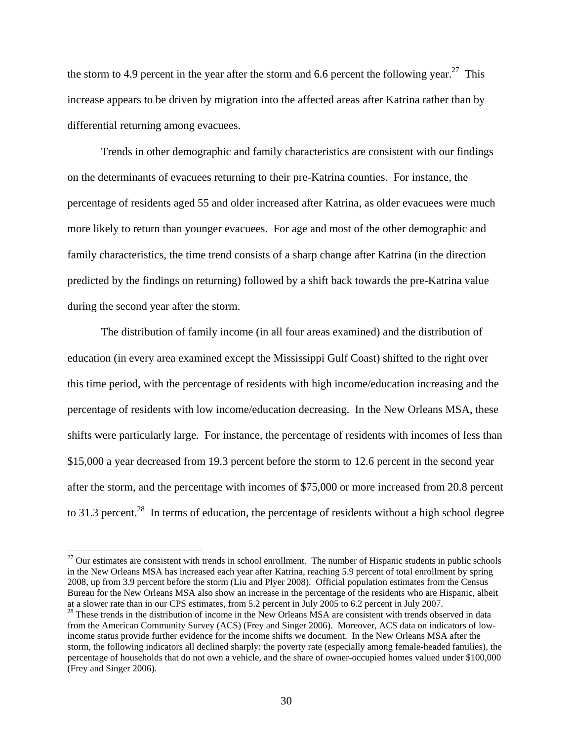the storm to 4.9 percent in the year after the storm and 6.6 percent the following year.[27] This increase appears to be driven by migration into the affected areas after Katrina rather than by differential returning among evacuees.

Trends in other demographic and family characteristics are consistent with our findings on the determinants of evacuees returning to their pre-Katrina counties. For instance, the percentage of residents aged 55 and older increased after Katrina, as older evacuees were much more likely to return than younger evacuees. For age and most of the other demographic and family characteristics, the time trend consists of a sharp change after Katrina (in the direction predicted by the findings on returning) followed by a shift back towards the pre-Katrina value during the second year after the storm.

The distribution of family income (in all four areas examined) and the distribution of education (in every area examined except the Mississippi Gulf Coast) shifted to the right over this time period, with the percentage of residents with high income/education increasing and the percentage of residents with low income/education decreasing. In the New Orleans MSA, these shifts were particularly large. For instance, the percentage of residents with incomes of less than \$15,000 a year decreased from 19.3 percent before the storm to 12.6 percent in the second year after the storm, and the percentage with incomes of \$75,000 or more increased from 20.8 percent to 31.3 percent.[28] In terms of education, the percentage of residents without a high school degree

---

[27] Our estimates are consistent with trends in school enrollment. The number of Hispanic students in public schools in the New Orleans MSA has increased each year after Katrina, reaching 5.9 percent of total enrollment by spring 2008, up from 3.9 percent before the storm (Liu and Plyer 2008). Official population estimates from the Census Bureau for the New Orleans MSA also show an increase in the percentage of the residents who are Hispanic, albeit at a slower rate than in our CPS estimates, from 5.2 percent in July 2005 to 6.2 percent in July 2007.

[28] These trends in the distribution of income in the New Orleans MSA are consistent with trends observed in data from the American Community Survey (ACS) (Frey and Singer 2006). Moreover, ACS data on indicators of low-income status provide further evidence for the income shifts we document. In the New Orleans MSA after the storm, the following indicators all declined sharply: the poverty rate (especially among female-headed families), the percentage of households that do not own a vehicle, and the share of owner-occupied homes valued under \$100,000 (Frey and Singer 2006).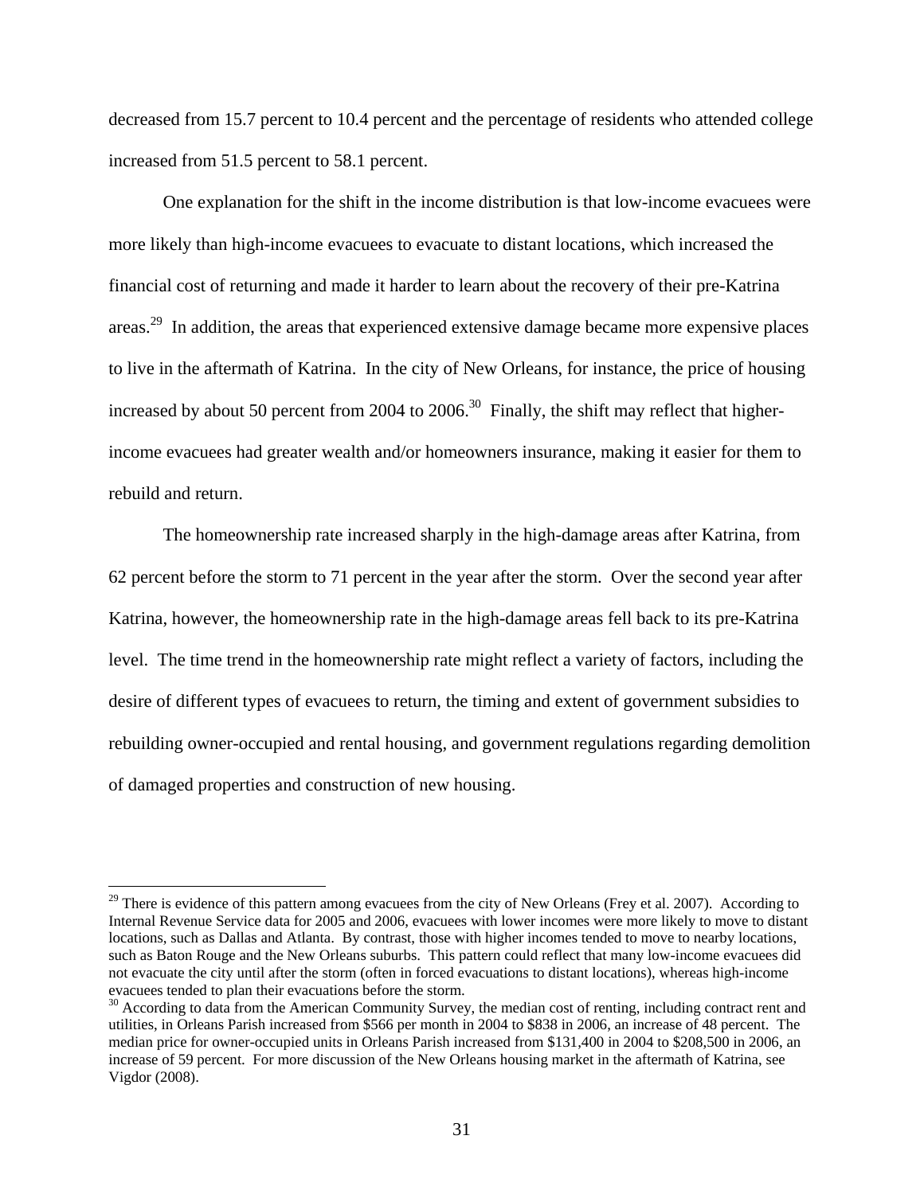decreased from 15.7 percent to 10.4 percent and the percentage of residents who attended college increased from 51.5 percent to 58.1 percent.

One explanation for the shift in the income distribution is that low-income evacuees were more likely than high-income evacuees to evacuate to distant locations, which increased the financial cost of returning and made it harder to learn about the recovery of their pre-Katrina areas.[29] In addition, the areas that experienced extensive damage became more expensive places to live in the aftermath of Katrina. In the city of New Orleans, for instance, the price of housing increased by about 50 percent from 2004 to 2006.[30] Finally, the shift may reflect that higher-income evacuees had greater wealth and/or homeowners insurance, making it easier for them to rebuild and return.

The homeownership rate increased sharply in the high-damage areas after Katrina, from 62 percent before the storm to 71 percent in the year after the storm. Over the second year after Katrina, however, the homeownership rate in the high-damage areas fell back to its pre-Katrina level. The time trend in the homeownership rate might reflect a variety of factors, including the desire of different types of evacuees to return, the timing and extent of government subsidies to rebuilding owner-occupied and rental housing, and government regulations regarding demolition of damaged properties and construction of new housing.

---

[29] There is evidence of this pattern among evacuees from the city of New Orleans (Frey et al. 2007). According to Internal Revenue Service data for 2005 and 2006, evacuees with lower incomes were more likely to move to distant locations, such as Dallas and Atlanta. By contrast, those with higher incomes tended to move to nearby locations, such as Baton Rouge and the New Orleans suburbs. This pattern could reflect that many low-income evacuees did not evacuate the city until after the storm (often in forced evacuations to distant locations), whereas high-income evacuees tended to plan their evacuations before the storm.

[30] According to data from the American Community Survey, the median cost of renting, including contract rent and utilities, in Orleans Parish increased from $566 per month in 2004 to $838 in 2006, an increase of 48 percent. The median price for owner-occupied units in Orleans Parish increased from $131,400 in 2004 to $208,500 in 2006, an increase of 59 percent. For more discussion of the New Orleans housing market in the aftermath of Katrina, see Vigdor (2008).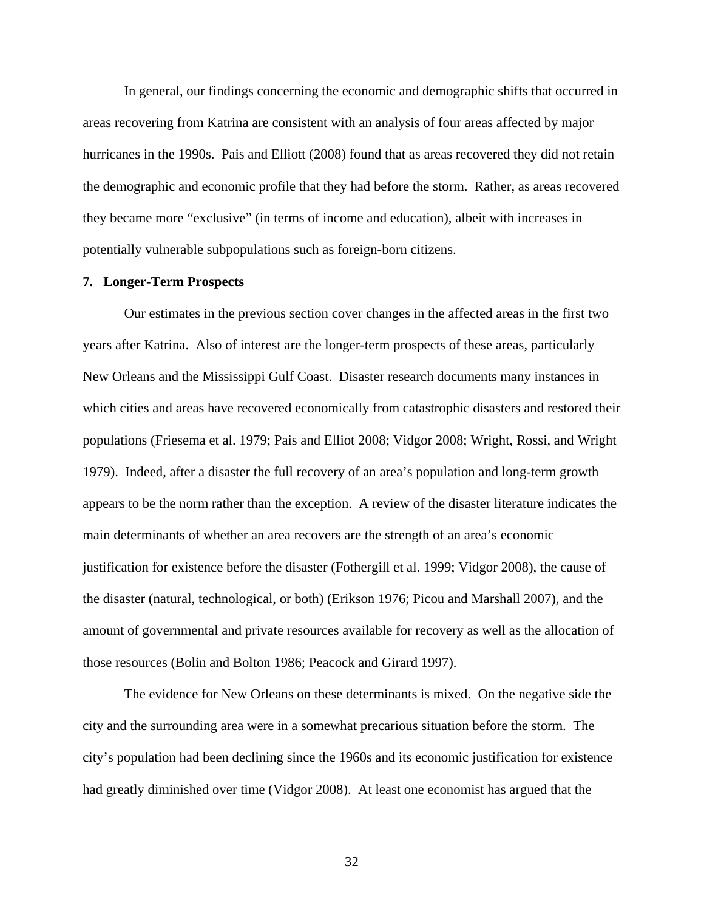In general, our findings concerning the economic and demographic shifts that occurred in areas recovering from Katrina are consistent with an analysis of four areas affected by major hurricanes in the 1990s. Pais and Elliott (2008) found that as areas recovered they did not retain the demographic and economic profile that they had before the storm. Rather, as areas recovered they became more "exclusive" (in terms of income and education), albeit with increases in potentially vulnerable subpopulations such as foreign-born citizens.

## 7. Longer-Term Prospects

Our estimates in the previous section cover changes in the affected areas in the first two years after Katrina. Also of interest are the longer-term prospects of these areas, particularly New Orleans and the Mississippi Gulf Coast. Disaster research documents many instances in which cities and areas have recovered economically from catastrophic disasters and restored their populations (Friesema et al. 1979; Pais and Elliot 2008; Vidgor 2008; Wright, Rossi, and Wright 1979). Indeed, after a disaster the full recovery of an area's population and long-term growth appears to be the norm rather than the exception. A review of the disaster literature indicates the main determinants of whether an area recovers are the strength of an area's economic justification for existence before the disaster (Fothergill et al. 1999; Vidgor 2008), the cause of the disaster (natural, technological, or both) (Erikson 1976; Picou and Marshall 2007), and the amount of governmental and private resources available for recovery as well as the allocation of those resources (Bolin and Bolton 1986; Peacock and Girard 1997).

The evidence for New Orleans on these determinants is mixed. On the negative side the city and the surrounding area were in a somewhat precarious situation before the storm. The city's population had been declining since the 1960s and its economic justification for existence had greatly diminished over time (Vidgor 2008). At least one economist has argued that the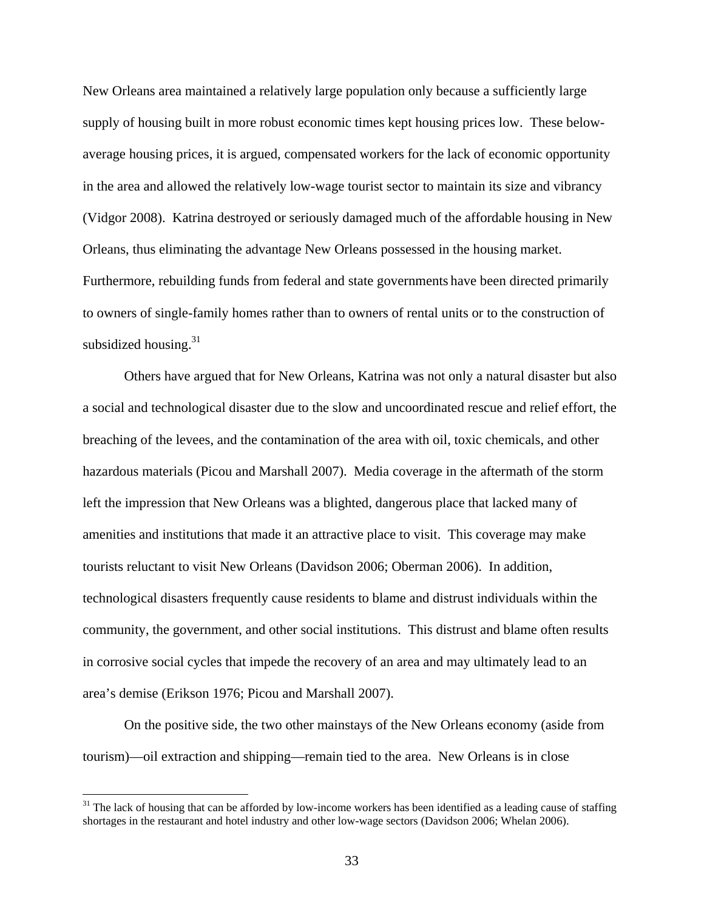New Orleans area maintained a relatively large population only because a sufficiently large supply of housing built in more robust economic times kept housing prices low. These below-average housing prices, it is argued, compensated workers for the lack of economic opportunity in the area and allowed the relatively low-wage tourist sector to maintain its size and vibrancy (Vidgor 2008). Katrina destroyed or seriously damaged much of the affordable housing in New Orleans, thus eliminating the advantage New Orleans possessed in the housing market. Furthermore, rebuilding funds from federal and state governments have been directed primarily to owners of single-family homes rather than to owners of rental units or to the construction of subsidized housing.[31]

Others have argued that for New Orleans, Katrina was not only a natural disaster but also a social and technological disaster due to the slow and uncoordinated rescue and relief effort, the breaching of the levees, and the contamination of the area with oil, toxic chemicals, and other hazardous materials (Picou and Marshall 2007). Media coverage in the aftermath of the storm left the impression that New Orleans was a blighted, dangerous place that lacked many of amenities and institutions that made it an attractive place to visit. This coverage may make tourists reluctant to visit New Orleans (Davidson 2006; Oberman 2006). In addition, technological disasters frequently cause residents to blame and distrust individuals within the community, the government, and other social institutions. This distrust and blame often results in corrosive social cycles that impede the recovery of an area and may ultimately lead to an area's demise (Erikson 1976; Picou and Marshall 2007).

On the positive side, the two other mainstays of the New Orleans economy (aside from tourism)—oil extraction and shipping—remain tied to the area. New Orleans is in close

[31] The lack of housing that can be afforded by low-income workers has been identified as a leading cause of staffing shortages in the restaurant and hotel industry and other low-wage sectors (Davidson 2006; Whelan 2006).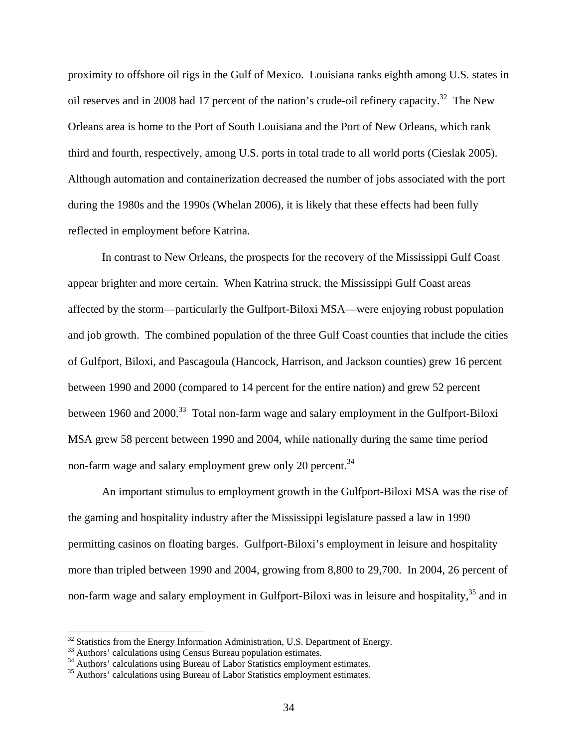proximity to offshore oil rigs in the Gulf of Mexico. Louisiana ranks eighth among U.S. states in oil reserves and in 2008 had 17 percent of the nation's crude-oil refinery capacity.[32] The New Orleans area is home to the Port of South Louisiana and the Port of New Orleans, which rank third and fourth, respectively, among U.S. ports in total trade to all world ports (Cieslak 2005). Although automation and containerization decreased the number of jobs associated with the port during the 1980s and the 1990s (Whelan 2006), it is likely that these effects had been fully reflected in employment before Katrina.

In contrast to New Orleans, the prospects for the recovery of the Mississippi Gulf Coast appear brighter and more certain. When Katrina struck, the Mississippi Gulf Coast areas affected by the storm—particularly the Gulfport-Biloxi MSA—were enjoying robust population and job growth. The combined population of the three Gulf Coast counties that include the cities of Gulfport, Biloxi, and Pascagoula (Hancock, Harrison, and Jackson counties) grew 16 percent between 1990 and 2000 (compared to 14 percent for the entire nation) and grew 52 percent between 1960 and 2000.[33] Total non-farm wage and salary employment in the Gulfport-Biloxi MSA grew 58 percent between 1990 and 2004, while nationally during the same time period non-farm wage and salary employment grew only 20 percent.[34]

An important stimulus to employment growth in the Gulfport-Biloxi MSA was the rise of the gaming and hospitality industry after the Mississippi legislature passed a law in 1990 permitting casinos on floating barges. Gulfport-Biloxi's employment in leisure and hospitality more than tripled between 1990 and 2004, growing from 8,800 to 29,700. In 2004, 26 percent of non-farm wage and salary employment in Gulfport-Biloxi was in leisure and hospitality,[35] and in

---

[32] Statistics from the Energy Information Administration, U.S. Department of Energy.
[33] Authors' calculations using Census Bureau population estimates.
[34] Authors' calculations using Bureau of Labor Statistics employment estimates.
[35] Authors' calculations using Bureau of Labor Statistics employment estimates.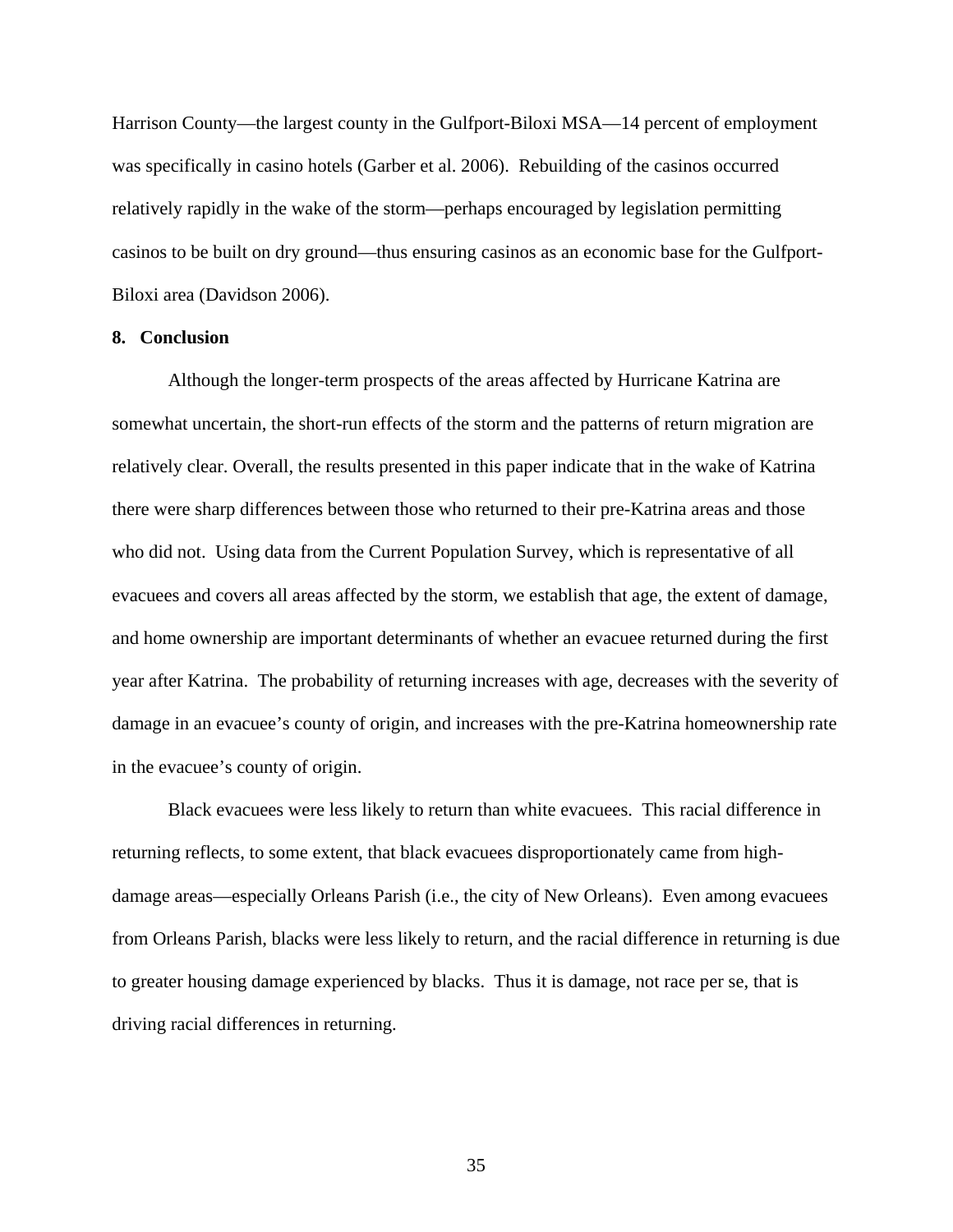Harrison County—the largest county in the Gulfport-Biloxi MSA—14 percent of employment was specifically in casino hotels (Garber et al. 2006). Rebuilding of the casinos occurred relatively rapidly in the wake of the storm—perhaps encouraged by legislation permitting casinos to be built on dry ground—thus ensuring casinos as an economic base for the Gulfport-Biloxi area (Davidson 2006).

## 8. Conclusion

Although the longer-term prospects of the areas affected by Hurricane Katrina are somewhat uncertain, the short-run effects of the storm and the patterns of return migration are relatively clear. Overall, the results presented in this paper indicate that in the wake of Katrina there were sharp differences between those who returned to their pre-Katrina areas and those who did not. Using data from the Current Population Survey, which is representative of all evacuees and covers all areas affected by the storm, we establish that age, the extent of damage, and home ownership are important determinants of whether an evacuee returned during the first year after Katrina. The probability of returning increases with age, decreases with the severity of damage in an evacuee's county of origin, and increases with the pre-Katrina homeownership rate in the evacuee's county of origin.

Black evacuees were less likely to return than white evacuees. This racial difference in returning reflects, to some extent, that black evacuees disproportionately came from high-damage areas—especially Orleans Parish (i.e., the city of New Orleans). Even among evacuees from Orleans Parish, blacks were less likely to return, and the racial difference in returning is due to greater housing damage experienced by blacks. Thus it is damage, not race per se, that is driving racial differences in returning.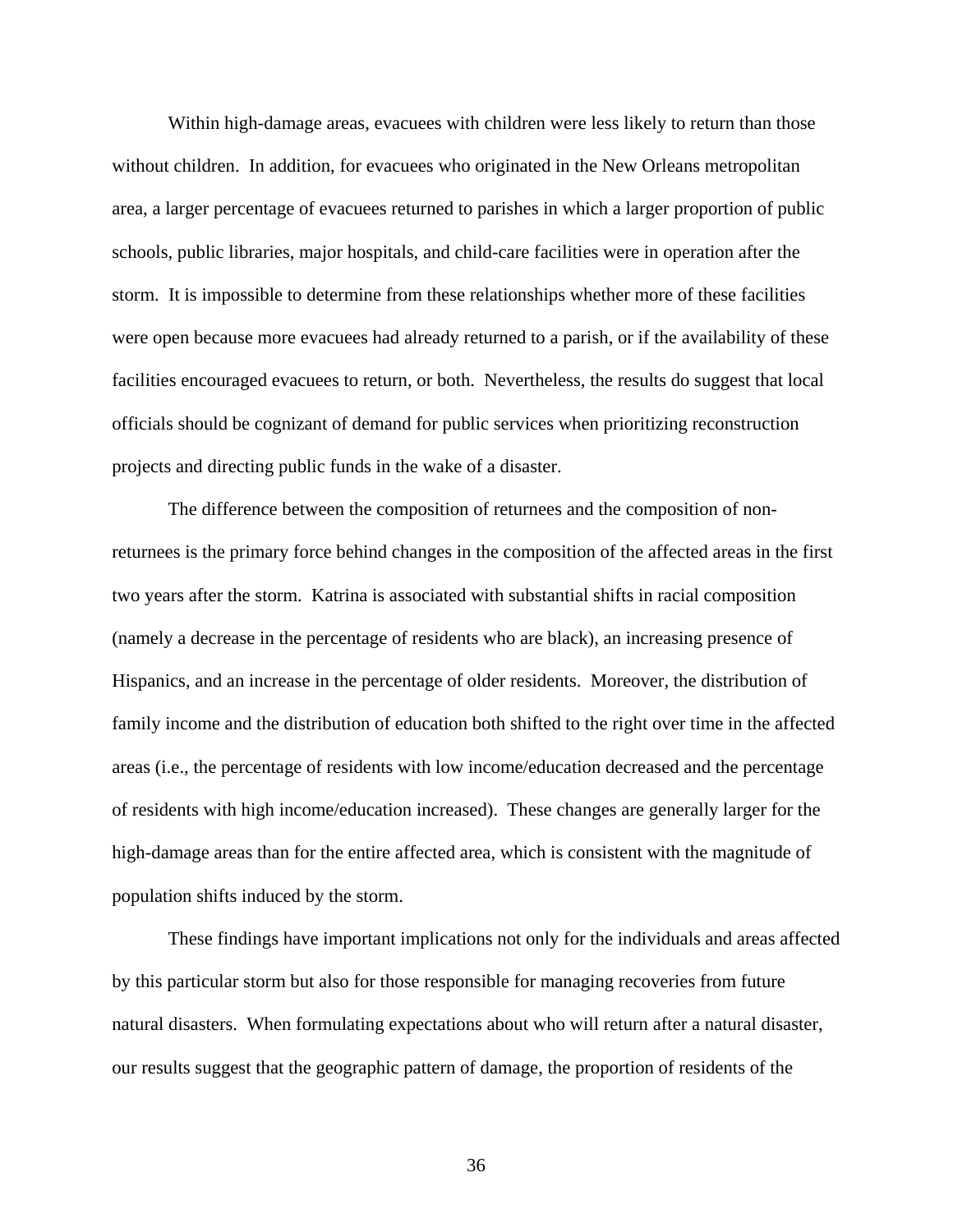Within high-damage areas, evacuees with children were less likely to return than those without children. In addition, for evacuees who originated in the New Orleans metropolitan area, a larger percentage of evacuees returned to parishes in which a larger proportion of public schools, public libraries, major hospitals, and child-care facilities were in operation after the storm. It is impossible to determine from these relationships whether more of these facilities were open because more evacuees had already returned to a parish, or if the availability of these facilities encouraged evacuees to return, or both. Nevertheless, the results do suggest that local officials should be cognizant of demand for public services when prioritizing reconstruction projects and directing public funds in the wake of a disaster.

The difference between the composition of returnees and the composition of non-returnees is the primary force behind changes in the composition of the affected areas in the first two years after the storm. Katrina is associated with substantial shifts in racial composition (namely a decrease in the percentage of residents who are black), an increasing presence of Hispanics, and an increase in the percentage of older residents. Moreover, the distribution of family income and the distribution of education both shifted to the right over time in the affected areas (i.e., the percentage of residents with low income/education decreased and the percentage of residents with high income/education increased). These changes are generally larger for the high-damage areas than for the entire affected area, which is consistent with the magnitude of population shifts induced by the storm.

These findings have important implications not only for the individuals and areas affected by this particular storm but also for those responsible for managing recoveries from future natural disasters. When formulating expectations about who will return after a natural disaster, our results suggest that the geographic pattern of damage, the proportion of residents of the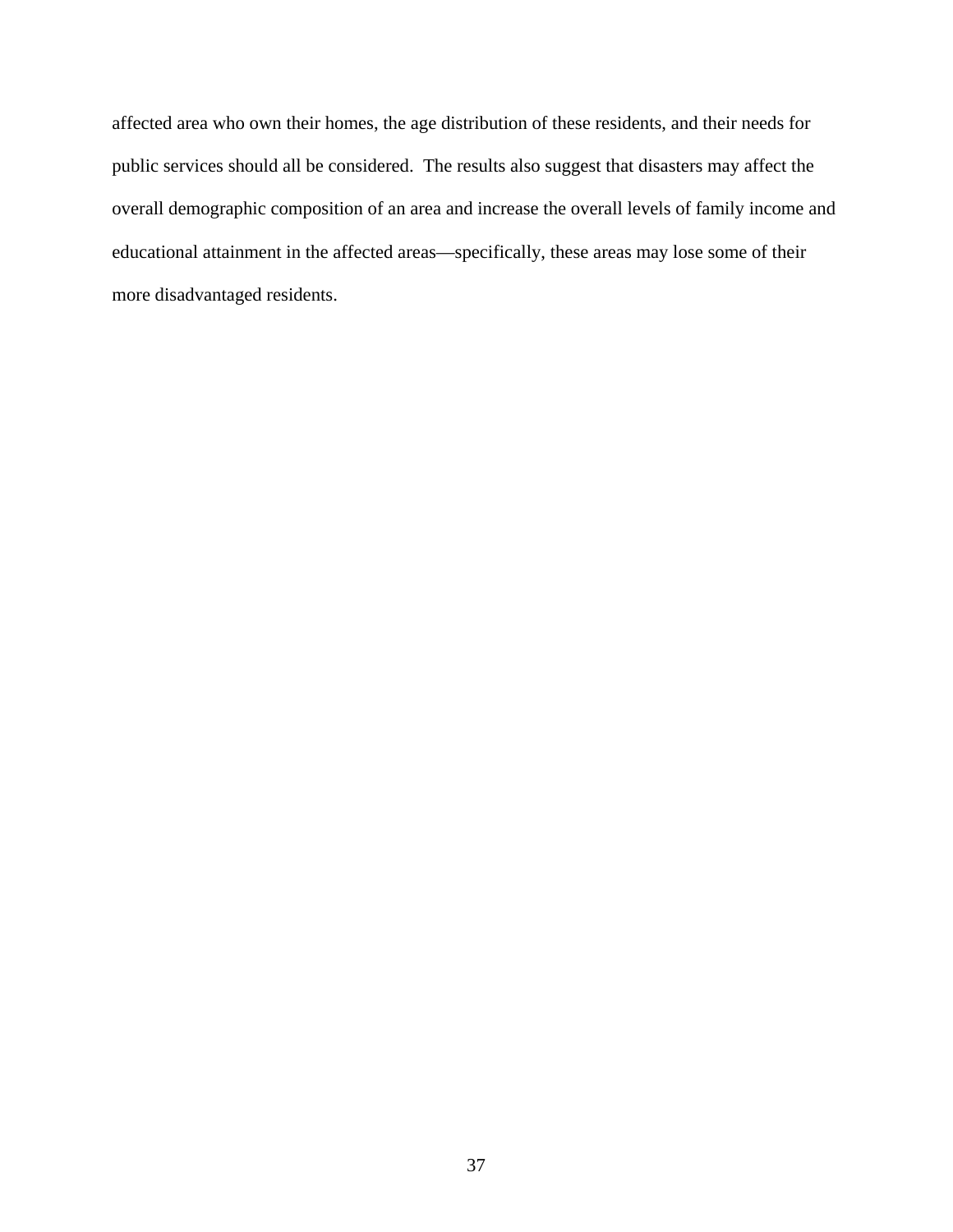affected area who own their homes, the age distribution of these residents, and their needs for public services should all be considered. The results also suggest that disasters may affect the overall demographic composition of an area and increase the overall levels of family income and educational attainment in the affected areas—specifically, these areas may lose some of their more disadvantaged residents.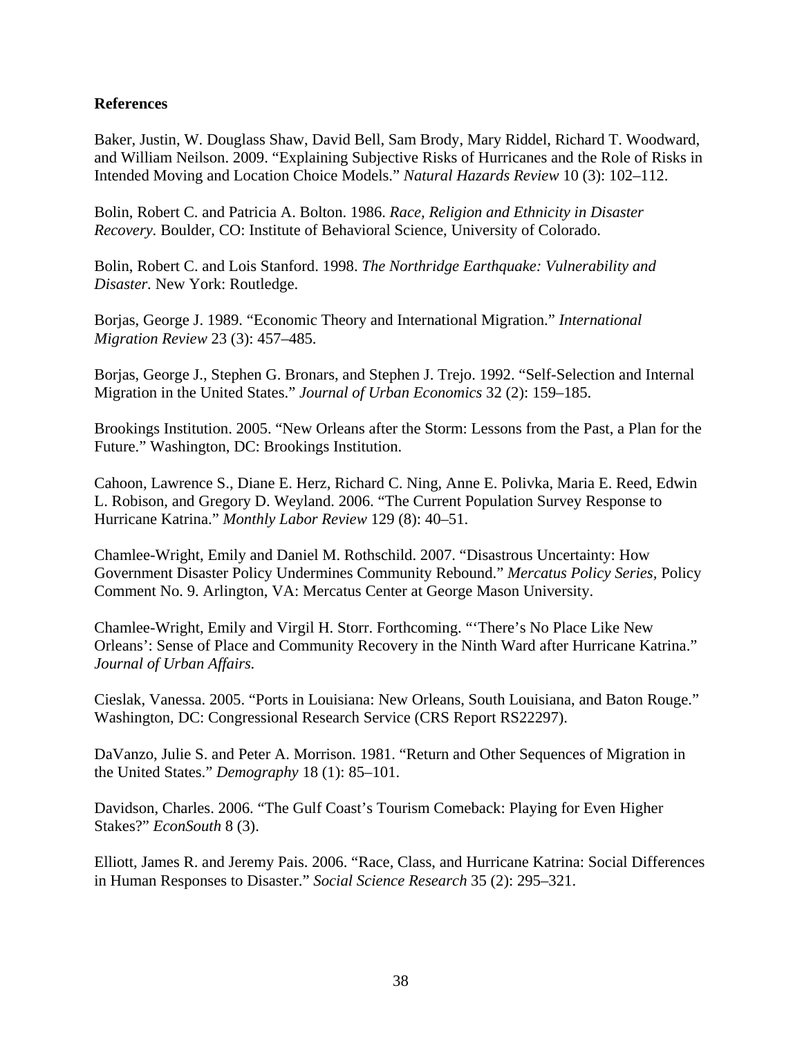**References**

Baker, Justin, W. Douglass Shaw, David Bell, Sam Brody, Mary Riddel, Richard T. Woodward, and William Neilson. 2009. "Explaining Subjective Risks of Hurricanes and the Role of Risks in Intended Moving and Location Choice Models." *Natural Hazards Review* 10 (3): 102–112.

Bolin, Robert C. and Patricia A. Bolton. 1986. *Race, Religion and Ethnicity in Disaster Recovery.* Boulder, CO: Institute of Behavioral Science, University of Colorado.

Bolin, Robert C. and Lois Stanford. 1998. *The Northridge Earthquake: Vulnerability and Disaster.* New York: Routledge.

Borjas, George J. 1989. "Economic Theory and International Migration." *International Migration Review* 23 (3): 457–485.

Borjas, George J., Stephen G. Bronars, and Stephen J. Trejo. 1992. "Self-Selection and Internal Migration in the United States." *Journal of Urban Economics* 32 (2): 159–185.

Brookings Institution. 2005. "New Orleans after the Storm: Lessons from the Past, a Plan for the Future." Washington, DC: Brookings Institution.

Cahoon, Lawrence S., Diane E. Herz, Richard C. Ning, Anne E. Polivka, Maria E. Reed, Edwin L. Robison, and Gregory D. Weyland. 2006. "The Current Population Survey Response to Hurricane Katrina." *Monthly Labor Review* 129 (8): 40–51.

Chamlee-Wright, Emily and Daniel M. Rothschild. 2007. "Disastrous Uncertainty: How Government Disaster Policy Undermines Community Rebound." *Mercatus Policy Series,* Policy Comment No. 9. Arlington, VA: Mercatus Center at George Mason University.

Chamlee-Wright, Emily and Virgil H. Storr. Forthcoming. "'There's No Place Like New Orleans': Sense of Place and Community Recovery in the Ninth Ward after Hurricane Katrina." *Journal of Urban Affairs.*

Cieslak, Vanessa. 2005. "Ports in Louisiana: New Orleans, South Louisiana, and Baton Rouge." Washington, DC: Congressional Research Service (CRS Report RS22297).

DaVanzo, Julie S. and Peter A. Morrison. 1981. "Return and Other Sequences of Migration in the United States." *Demography* 18 (1): 85–101.

Davidson, Charles. 2006. "The Gulf Coast's Tourism Comeback: Playing for Even Higher Stakes?" *EconSouth* 8 (3).

Elliott, James R. and Jeremy Pais. 2006. "Race, Class, and Hurricane Katrina: Social Differences in Human Responses to Disaster." *Social Science Research* 35 (2): 295–321.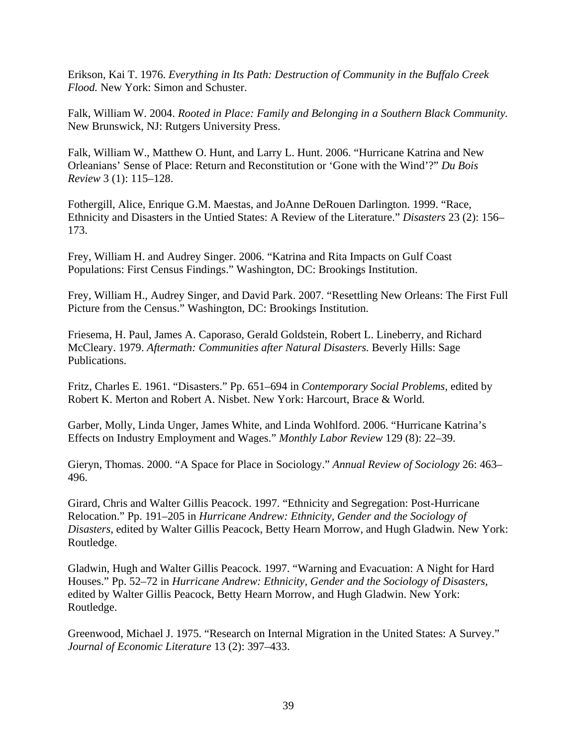Erikson, Kai T. 1976. *Everything in Its Path: Destruction of Community in the Buffalo Creek Flood.* New York: Simon and Schuster.

Falk, William W. 2004. *Rooted in Place: Family and Belonging in a Southern Black Community.* New Brunswick, NJ: Rutgers University Press.

Falk, William W., Matthew O. Hunt, and Larry L. Hunt. 2006. "Hurricane Katrina and New Orleanians' Sense of Place: Return and Reconstitution or 'Gone with the Wind'?" *Du Bois Review* 3 (1): 115–128.

Fothergill, Alice, Enrique G.M. Maestas, and JoAnne DeRouen Darlington. 1999. "Race, Ethnicity and Disasters in the Untied States: A Review of the Literature." *Disasters* 23 (2): 156–173.

Frey, William H. and Audrey Singer. 2006. "Katrina and Rita Impacts on Gulf Coast Populations: First Census Findings." Washington, DC: Brookings Institution.

Frey, William H., Audrey Singer, and David Park. 2007. "Resettling New Orleans: The First Full Picture from the Census." Washington, DC: Brookings Institution.

Friesema, H. Paul, James A. Caporaso, Gerald Goldstein, Robert L. Lineberry, and Richard McCleary. 1979. *Aftermath: Communities after Natural Disasters.* Beverly Hills: Sage Publications.

Fritz, Charles E. 1961. "Disasters." Pp. 651–694 in *Contemporary Social Problems,* edited by Robert K. Merton and Robert A. Nisbet. New York: Harcourt, Brace & World.

Garber, Molly, Linda Unger, James White, and Linda Wohlford. 2006. "Hurricane Katrina's Effects on Industry Employment and Wages." *Monthly Labor Review* 129 (8): 22–39.

Gieryn, Thomas. 2000. "A Space for Place in Sociology." *Annual Review of Sociology* 26: 463–496.

Girard, Chris and Walter Gillis Peacock. 1997. "Ethnicity and Segregation: Post-Hurricane Relocation." Pp. 191–205 in *Hurricane Andrew: Ethnicity, Gender and the Sociology of Disasters,* edited by Walter Gillis Peacock, Betty Hearn Morrow, and Hugh Gladwin. New York: Routledge.

Gladwin, Hugh and Walter Gillis Peacock. 1997. "Warning and Evacuation: A Night for Hard Houses." Pp. 52–72 in *Hurricane Andrew: Ethnicity, Gender and the Sociology of Disasters,* edited by Walter Gillis Peacock, Betty Hearn Morrow, and Hugh Gladwin. New York: Routledge.

Greenwood, Michael J. 1975. "Research on Internal Migration in the United States: A Survey." *Journal of Economic Literature* 13 (2): 397–433.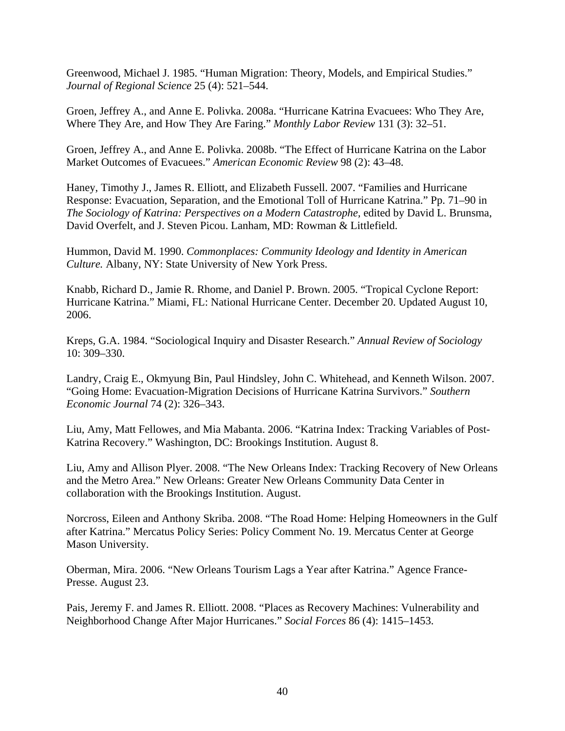Greenwood, Michael J. 1985. “Human Migration: Theory, Models, and Empirical Studies.” *Journal of Regional Science* 25 (4): 521–544.

Groen, Jeffrey A., and Anne E. Polivka. 2008a. “Hurricane Katrina Evacuees: Who They Are, Where They Are, and How They Are Faring.” *Monthly Labor Review* 131 (3): 32–51.

Groen, Jeffrey A., and Anne E. Polivka. 2008b. “The Effect of Hurricane Katrina on the Labor Market Outcomes of Evacuees.” *American Economic Review* 98 (2): 43–48.

Haney, Timothy J., James R. Elliott, and Elizabeth Fussell. 2007. “Families and Hurricane Response: Evacuation, Separation, and the Emotional Toll of Hurricane Katrina.” Pp. 71–90 in *The Sociology of Katrina: Perspectives on a Modern Catastrophe*, edited by David L. Brunsma, David Overfelt, and J. Steven Picou. Lanham, MD: Rowman & Littlefield.

Hummon, David M. 1990. *Commonplaces: Community Ideology and Identity in American Culture.* Albany, NY: State University of New York Press.

Knabb, Richard D., Jamie R. Rhome, and Daniel P. Brown. 2005. “Tropical Cyclone Report: Hurricane Katrina.” Miami, FL: National Hurricane Center. December 20. Updated August 10, 2006.

Kreps, G.A. 1984. “Sociological Inquiry and Disaster Research.” *Annual Review of Sociology* 10: 309–330.

Landry, Craig E., Okmyung Bin, Paul Hindsley, John C. Whitehead, and Kenneth Wilson. 2007. “Going Home: Evacuation-Migration Decisions of Hurricane Katrina Survivors.” *Southern Economic Journal* 74 (2): 326–343.

Liu, Amy, Matt Fellowes, and Mia Mabanta. 2006. “Katrina Index: Tracking Variables of Post-Katrina Recovery.” Washington, DC: Brookings Institution. August 8.

Liu, Amy and Allison Plyer. 2008. “The New Orleans Index: Tracking Recovery of New Orleans and the Metro Area.” New Orleans: Greater New Orleans Community Data Center in collaboration with the Brookings Institution. August.

Norcross, Eileen and Anthony Skriba. 2008. “The Road Home: Helping Homeowners in the Gulf after Katrina.” Mercatus Policy Series: Policy Comment No. 19. Mercatus Center at George Mason University.

Oberman, Mira. 2006. “New Orleans Tourism Lags a Year after Katrina.” Agence France-Presse. August 23.

Pais, Jeremy F. and James R. Elliott. 2008. “Places as Recovery Machines: Vulnerability and Neighborhood Change After Major Hurricanes.” *Social Forces* 86 (4): 1415–1453.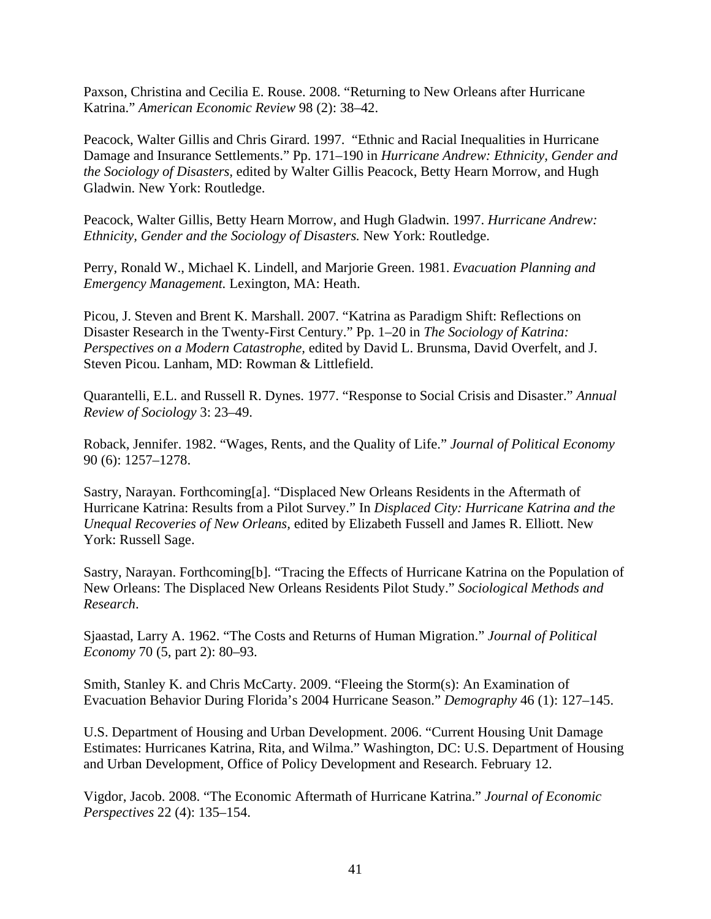Paxson, Christina and Cecilia E. Rouse. 2008. "Returning to New Orleans after Hurricane Katrina." *American Economic Review* 98 (2): 38–42.

Peacock, Walter Gillis and Chris Girard. 1997. "Ethnic and Racial Inequalities in Hurricane Damage and Insurance Settlements." Pp. 171–190 in *Hurricane Andrew: Ethnicity, Gender and the Sociology of Disasters,* edited by Walter Gillis Peacock, Betty Hearn Morrow, and Hugh Gladwin. New York: Routledge.

Peacock, Walter Gillis, Betty Hearn Morrow, and Hugh Gladwin. 1997. *Hurricane Andrew: Ethnicity, Gender and the Sociology of Disasters.* New York: Routledge.

Perry, Ronald W., Michael K. Lindell, and Marjorie Green. 1981. *Evacuation Planning and Emergency Management.* Lexington, MA: Heath.

Picou, J. Steven and Brent K. Marshall. 2007. "Katrina as Paradigm Shift: Reflections on Disaster Research in the Twenty-First Century." Pp. 1–20 in *The Sociology of Katrina: Perspectives on a Modern Catastrophe,* edited by David L. Brunsma, David Overfelt, and J. Steven Picou. Lanham, MD: Rowman & Littlefield.

Quarantelli, E.L. and Russell R. Dynes. 1977. "Response to Social Crisis and Disaster." *Annual Review of Sociology* 3: 23–49.

Roback, Jennifer. 1982. "Wages, Rents, and the Quality of Life." *Journal of Political Economy* 90 (6): 1257–1278.

Sastry, Narayan. Forthcoming[a]. "Displaced New Orleans Residents in the Aftermath of Hurricane Katrina: Results from a Pilot Survey." In *Displaced City: Hurricane Katrina and the Unequal Recoveries of New Orleans,* edited by Elizabeth Fussell and James R. Elliott. New York: Russell Sage.

Sastry, Narayan. Forthcoming[b]. "Tracing the Effects of Hurricane Katrina on the Population of New Orleans: The Displaced New Orleans Residents Pilot Study." *Sociological Methods and Research*.

Sjaastad, Larry A. 1962. "The Costs and Returns of Human Migration." *Journal of Political Economy* 70 (5, part 2): 80–93.

Smith, Stanley K. and Chris McCarty. 2009. "Fleeing the Storm(s): An Examination of Evacuation Behavior During Florida's 2004 Hurricane Season." *Demography* 46 (1): 127–145.

U.S. Department of Housing and Urban Development. 2006. "Current Housing Unit Damage Estimates: Hurricanes Katrina, Rita, and Wilma." Washington, DC: U.S. Department of Housing and Urban Development, Office of Policy Development and Research. February 12.

Vigdor, Jacob. 2008. "The Economic Aftermath of Hurricane Katrina." *Journal of Economic Perspectives* 22 (4): 135–154.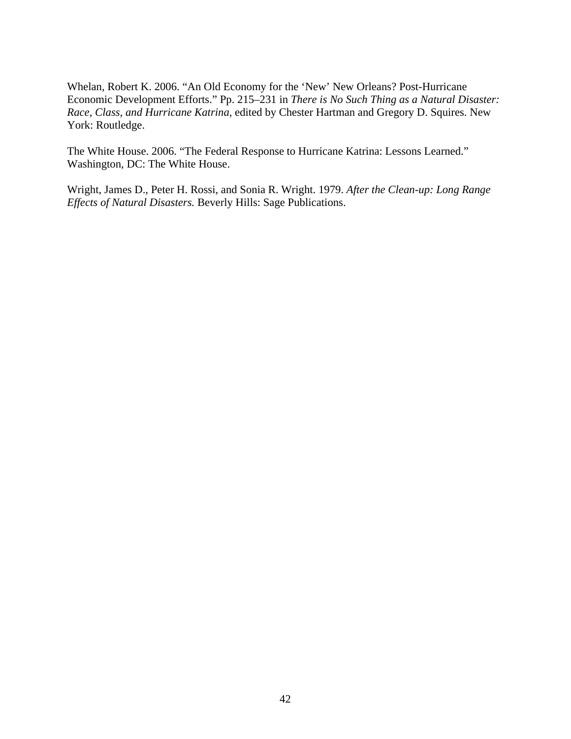Whelan, Robert K. 2006. “An Old Economy for the ‘New’ New Orleans? Post-Hurricane Economic Development Efforts.” Pp. 215–231 in *There is No Such Thing as a Natural Disaster: Race, Class, and Hurricane Katrina*, edited by Chester Hartman and Gregory D. Squires. New York: Routledge.

The White House. 2006. “The Federal Response to Hurricane Katrina: Lessons Learned.” Washington, DC: The White House.

Wright, James D., Peter H. Rossi, and Sonia R. Wright. 1979. *After the Clean-up: Long Range Effects of Natural Disasters.* Beverly Hills: Sage Publications.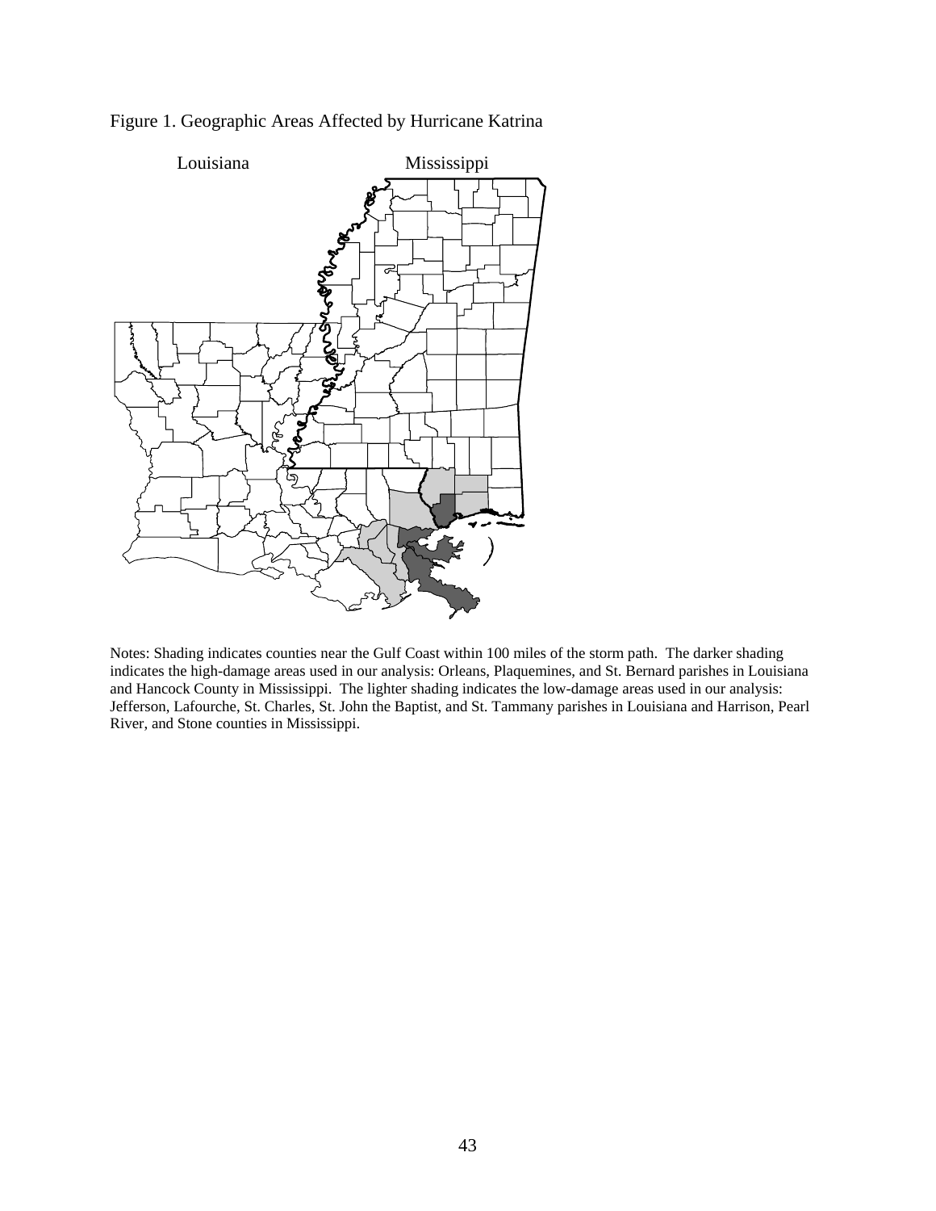Figure 1. Geographic Areas Affected by Hurricane Katrina

Notes: Shading indicates counties near the Gulf Coast within 100 miles of the storm path. The darker shading indicates the high-damage areas used in our analysis: Orleans, Plaquemines, and St. Bernard parishes in Louisiana and Hancock County in Mississippi. The lighter shading indicates the low-damage areas used in our analysis: Jefferson, Lafourche, St. Charles, St. John the Baptist, and St. Tammany parishes in Louisiana and Harrison, Pearl River, and Stone counties in Mississippi.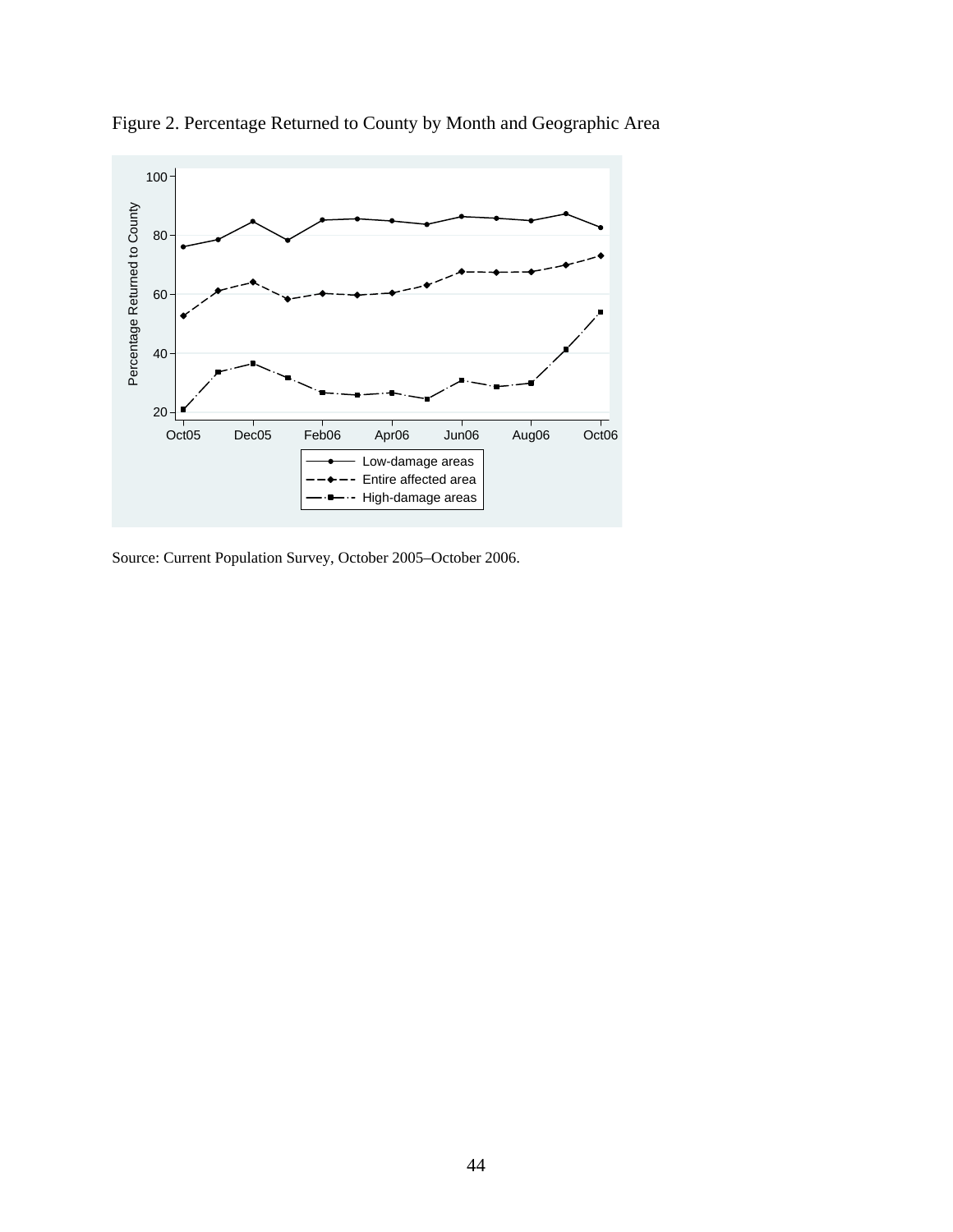Figure 2. Percentage Returned to County by Month and Geographic Area

Source: Current Population Survey, October 2005–October 2006.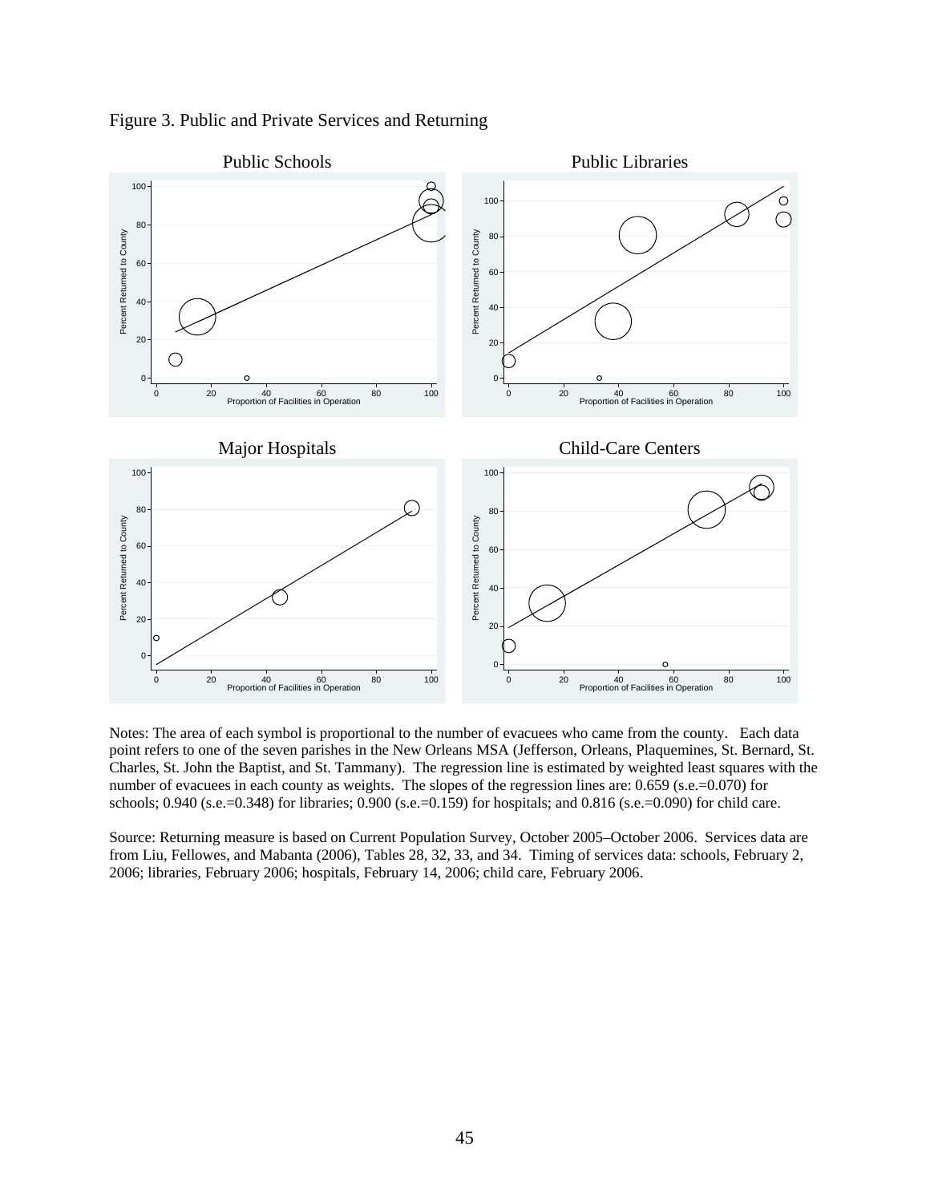Figure 3. Public and Private Services and Returning

Notes: The area of each symbol is proportional to the number of evacuees who came from the county. Each data point refers to one of the seven parishes in the New Orleans MSA (Jefferson, Orleans, Plaquemines, St. Bernard, St. Charles, St. John the Baptist, and St. Tammany). The regression line is estimated by weighted least squares with the number of evacuees in each county as weights. The slopes of the regression lines are: 0.659 (s.e.=0.070) for schools; 0.940 (s.e.=0.348) for libraries; 0.900 (s.e.=0.159) for hospitals; and 0.816 (s.e.=0.090) for child care.

Source: Returning measure is based on Current Population Survey, October 2005–October 2006. Services data are from Liu, Fellowes, and Mabanta (2006), Tables 28, 32, 33, and 34. Timing of services data: schools, February 2, 2006; libraries, February 2006; hospitals, February 14, 2006; child care, February 2006.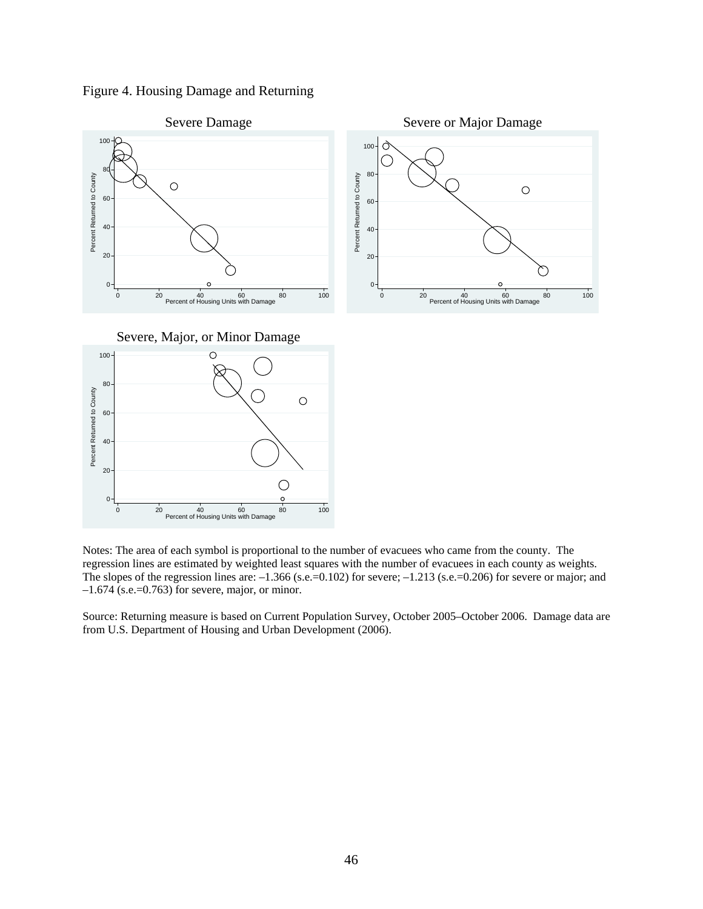Figure 4. Housing Damage and Returning

Notes: The area of each symbol is proportional to the number of evacuees who came from the county. The regression lines are estimated by weighted least squares with the number of evacuees in each county as weights. The slopes of the regression lines are: –1.366 (s.e.=0.102) for severe; –1.213 (s.e.=0.206) for severe or major; and –1.674 (s.e.=0.763) for severe, major, or minor.

Source: Returning measure is based on Current Population Survey, October 2005–October 2006. Damage data are from U.S. Department of Housing and Urban Development (2006).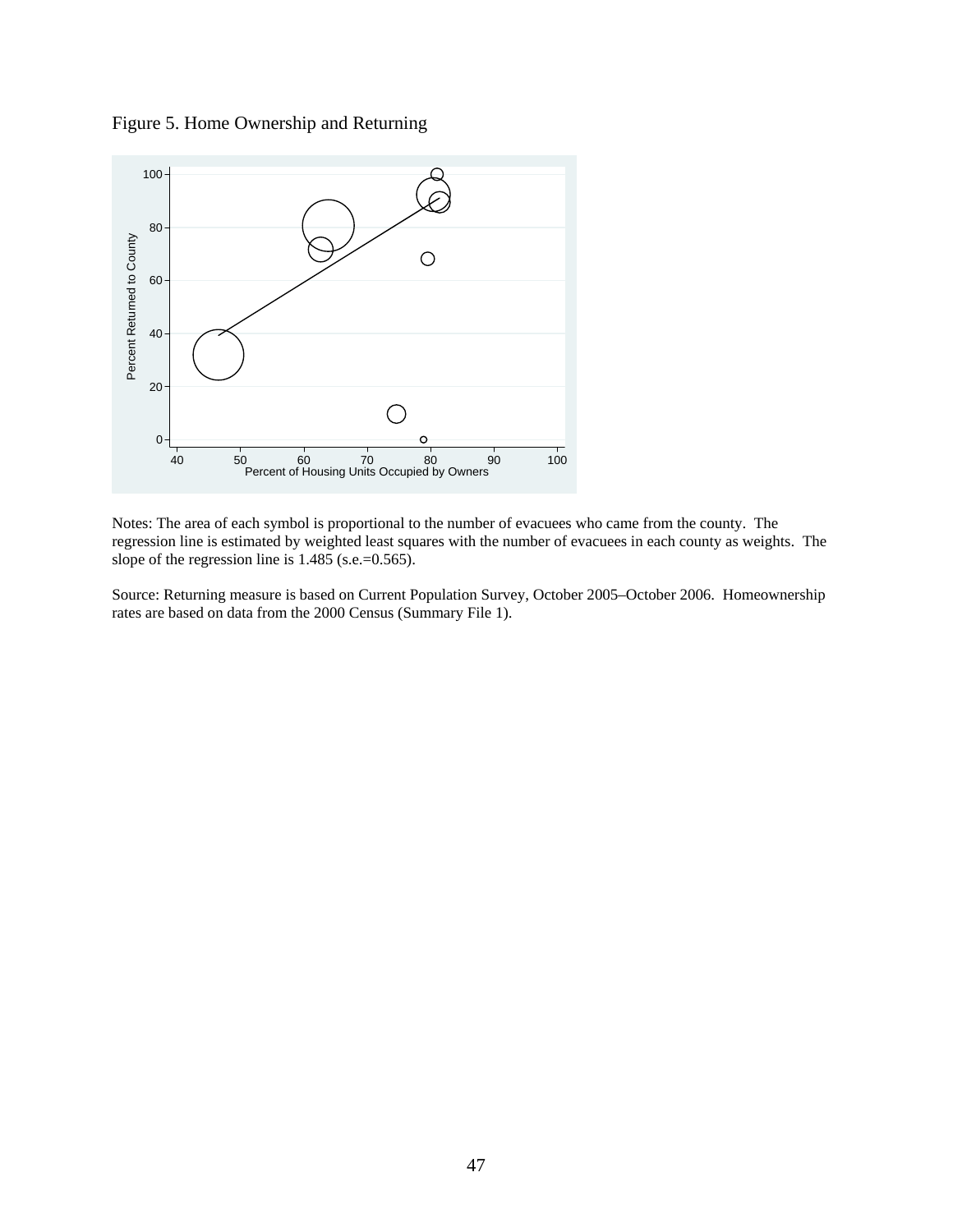Figure 5. Home Ownership and Returning

Notes: The area of each symbol is proportional to the number of evacuees who came from the county. The regression line is estimated by weighted least squares with the number of evacuees in each county as weights. The slope of the regression line is 1.485 (s.e.=0.565).

Source: Returning measure is based on Current Population Survey, October 2005–October 2006. Homeownership rates are based on data from the 2000 Census (Summary File 1).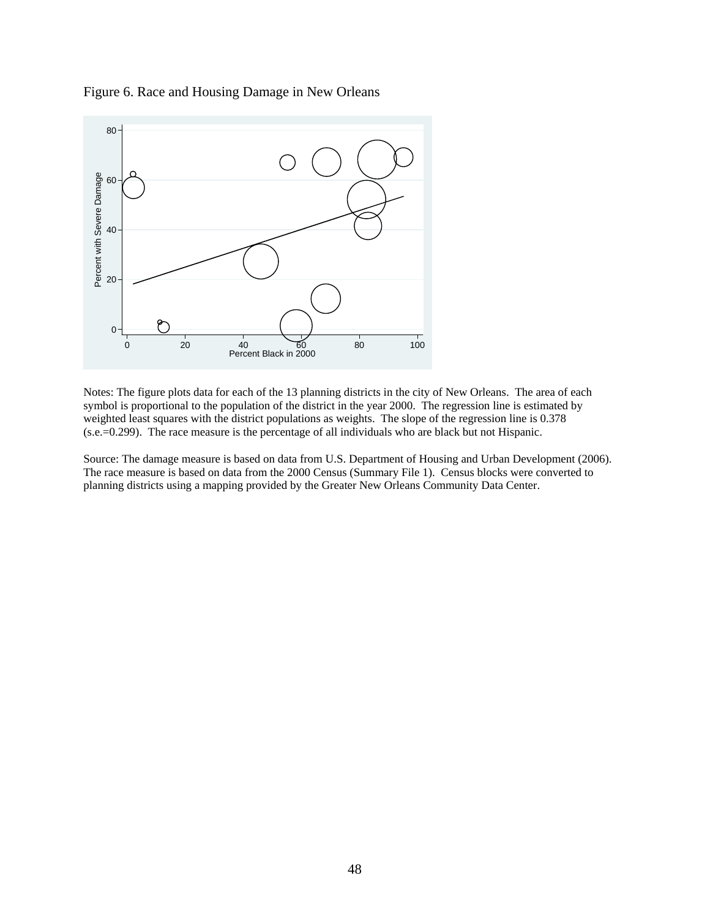Figure 6. Race and Housing Damage in New Orleans

Notes: The figure plots data for each of the 13 planning districts in the city of New Orleans. The area of each symbol is proportional to the population of the district in the year 2000. The regression line is estimated by weighted least squares with the district populations as weights. The slope of the regression line is 0.378 (s.e.=0.299). The race measure is the percentage of all individuals who are black but not Hispanic.

Source: The damage measure is based on data from U.S. Department of Housing and Urban Development (2006). The race measure is based on data from the 2000 Census (Summary File 1). Census blocks were converted to planning districts using a mapping provided by the Greater New Orleans Community Data Center.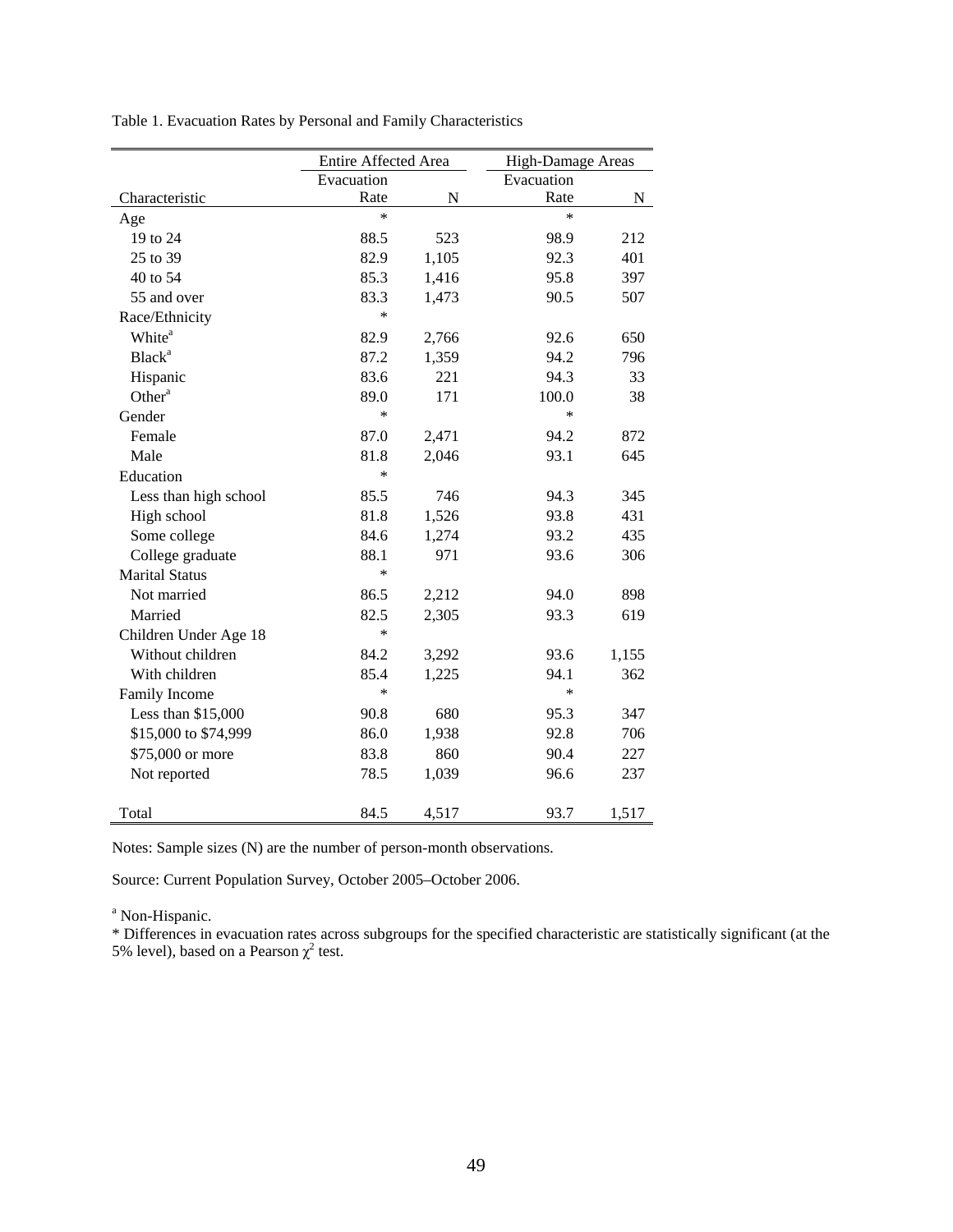Table 1. Evacuation Rates by Personal and Family Characteristics

| | Entire Affected Area | | High-Damage Areas | |
|---|---|---|---|---|
| Characteristic | Evacuation Rate | N | Evacuation Rate | N |
| Age | * | | * | |
| 19 to 24 | 88.5 | 523 | 98.9 | 212 |
| 25 to 39 | 82.9 | 1,105 | 92.3 | 401 |
| 40 to 54 | 85.3 | 1,416 | 95.8 | 397 |
| 55 and over | 83.3 | 1,473 | 90.5 | 507 |
| Race/Ethnicity | * | | | |
| White[a] | 82.9 | 2,766 | 92.6 | 650 |
| Black[a] | 87.2 | 1,359 | 94.2 | 796 |
| Hispanic | 83.6 | 221 | 94.3 | 33 |
| Other[a] | 89.0 | 171 | 100.0 | 38 |
| Gender | * | | * | |
| Female | 87.0 | 2,471 | 94.2 | 872 |
| Male | 81.8 | 2,046 | 93.1 | 645 |
| Education | * | | | |
| Less than high school | 85.5 | 746 | 94.3 | 345 |
| High school | 81.8 | 1,526 | 93.8 | 431 |
| Some college | 84.6 | 1,274 | 93.2 | 435 |
| College graduate | 88.1 | 971 | 93.6 | 306 |
| Marital Status | * | | | |
| Not married | 86.5 | 2,212 | 94.0 | 898 |
| Married | 82.5 | 2,305 | 93.3 | 619 |
| Children Under Age 18 | * | | | |
| Without children | 84.2 | 3,292 | 93.6 | 1,155 |
| With children | 85.4 | 1,225 | 94.1 | 362 |
| Family Income | * | | * | |
| Less than $15,000 | 90.8 | 680 | 95.3 | 347 |
| $15,000 to $74,999 | 86.0 | 1,938 | 92.8 | 706 |
| $75,000 or more | 83.8 | 860 | 90.4 | 227 |
| Not reported | 78.5 | 1,039 | 96.6 | 237 |
| Total | 84.5 | 4,517 | 93.7 | 1,517 |

Notes: Sample sizes (N) are the number of person-month observations.

Source: Current Population Survey, October 2005–October 2006.

[a] Non-Hispanic.

* Differences in evacuation rates across subgroups for the specified characteristic are statistically significant (at the 5% level), based on a Pearson $\chi^2$ test.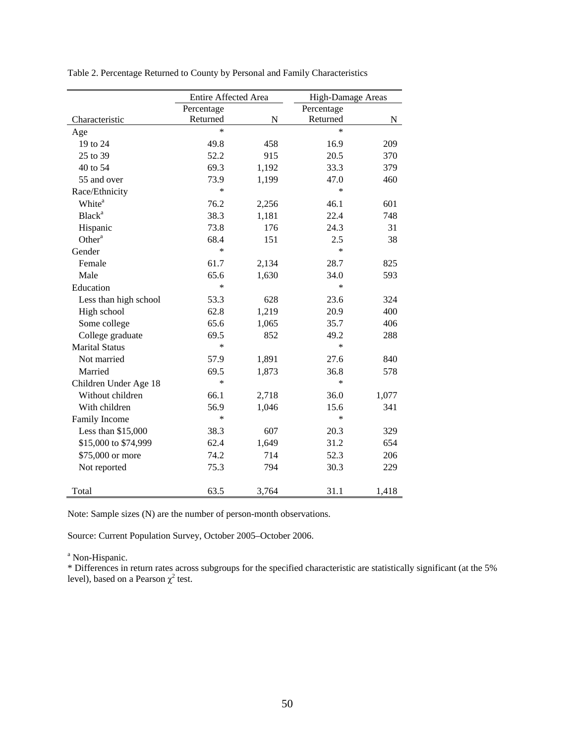Table 2. Percentage Returned to County by Personal and Family Characteristics

| | Entire Affected Area | | High-Damage Areas | |
|---|---|---|---|---|
| Characteristic | Percentage Returned | N | Percentage Returned | N |
| Age | * | | * | |
| 19 to 24 | 49.8 | 458 | 16.9 | 209 |
| 25 to 39 | 52.2 | 915 | 20.5 | 370 |
| 40 to 54 | 69.3 | 1,192 | 33.3 | 379 |
| 55 and over | 73.9 | 1,199 | 47.0 | 460 |
| Race/Ethnicity | * | | * | |
| White[a] | 76.2 | 2,256 | 46.1 | 601 |
| Black[a] | 38.3 | 1,181 | 22.4 | 748 |
| Hispanic | 73.8 | 176 | 24.3 | 31 |
| Other[a] | 68.4 | 151 | 2.5 | 38 |
| Gender | * | | * | |
| Female | 61.7 | 2,134 | 28.7 | 825 |
| Male | 65.6 | 1,630 | 34.0 | 593 |
| Education | * | | * | |
| Less than high school | 53.3 | 628 | 23.6 | 324 |
| High school | 62.8 | 1,219 | 20.9 | 400 |
| Some college | 65.6 | 1,065 | 35.7 | 406 |
| College graduate | 69.5 | 852 | 49.2 | 288 |
| Marital Status | * | | * | |
| Not married | 57.9 | 1,891 | 27.6 | 840 |
| Married | 69.5 | 1,873 | 36.8 | 578 |
| Children Under Age 18 | * | | * | |
| Without children | 66.1 | 2,718 | 36.0 | 1,077 |
| With children | 56.9 | 1,046 | 15.6 | 341 |
| Family Income | * | | * | |
| Less than $15,000 | 38.3 | 607 | 20.3 | 329 |
| $15,000 to $74,999 | 62.4 | 1,649 | 31.2 | 654 |
| $75,000 or more | 74.2 | 714 | 52.3 | 206 |
| Not reported | 75.3 | 794 | 30.3 | 229 |
| Total | 63.5 | 3,764 | 31.1 | 1,418 |

Note: Sample sizes (N) are the number of person-month observations.

Source: Current Population Survey, October 2005–October 2006.

[a] Non-Hispanic.

* Differences in return rates across subgroups for the specified characteristic are statistically significant (at the 5% level), based on a Pearson $\chi^2$ test.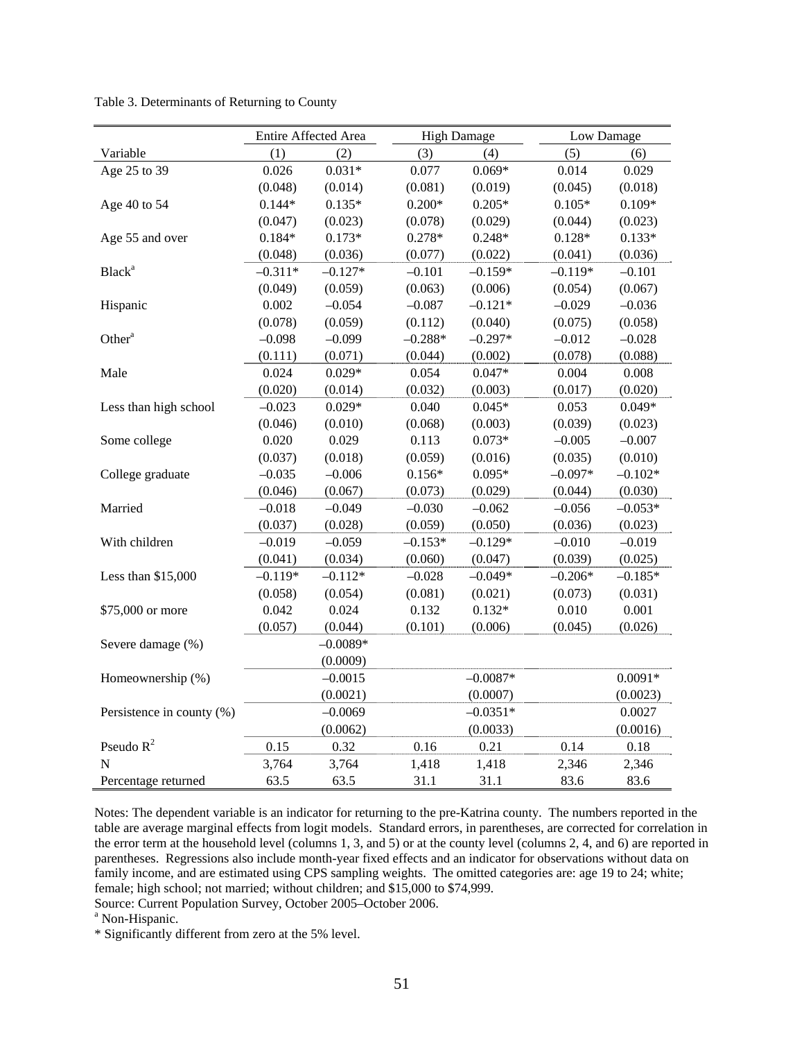Table 3. Determinants of Returning to County

| | Entire Affected Area | | High Damage | | Low Damage | |
|---|---|---|---|---|---|---|
| Variable | (1) | (2) | (3) | (4) | (5) | (6) |
| Age 25 to 39 | 0.026 | 0.031* | 0.077 | 0.069* | 0.014 | 0.029 |
| | (0.048) | (0.014) | (0.081) | (0.019) | (0.045) | (0.018) |
| Age 40 to 54 | 0.144* | 0.135* | 0.200* | 0.205* | 0.105* | 0.109* |
| | (0.047) | (0.023) | (0.078) | (0.029) | (0.044) | (0.023) |
| Age 55 and over | 0.184* | 0.173* | 0.278* | 0.248* | 0.128* | 0.133* |
| | (0.048) | (0.036) | (0.077) | (0.022) | (0.041) | (0.036) |
| Black[a] | –0.311* | –0.127* | –0.101 | –0.159* | –0.119* | –0.101 |
| | (0.049) | (0.059) | (0.063) | (0.006) | (0.054) | (0.067) |
| Hispanic | 0.002 | –0.054 | –0.087 | –0.121* | –0.029 | –0.036 |
| | (0.078) | (0.059) | (0.112) | (0.040) | (0.075) | (0.058) |
| Other[a] | –0.098 | –0.099 | –0.288* | –0.297* | –0.012 | –0.028 |
| | (0.111) | (0.071) | (0.044) | (0.002) | (0.078) | (0.088) |
| Male | 0.024 | 0.029* | 0.054 | 0.047* | 0.004 | 0.008 |
| | (0.020) | (0.014) | (0.032) | (0.003) | (0.017) | (0.020) |
| Less than high school | –0.023 | 0.029* | 0.040 | 0.045* | 0.053 | 0.049* |
| | (0.046) | (0.010) | (0.068) | (0.003) | (0.039) | (0.023) |
| Some college | 0.020 | 0.029 | 0.113 | 0.073* | –0.005 | –0.007 |
| | (0.037) | (0.018) | (0.059) | (0.016) | (0.035) | (0.010) |
| College graduate | –0.035 | –0.006 | 0.156* | 0.095* | –0.097* | –0.102* |
| | (0.046) | (0.067) | (0.073) | (0.029) | (0.044) | (0.030) |
| Married | –0.018 | –0.049 | –0.030 | –0.062 | –0.056 | –0.053* |
| | (0.037) | (0.028) | (0.059) | (0.050) | (0.036) | (0.023) |
| With children | –0.019 | –0.059 | –0.153* | –0.129* | –0.010 | –0.019 |
| | (0.041) | (0.034) | (0.060) | (0.047) | (0.039) | (0.025) |
| Less than $15,000 | –0.119* | –0.112* | –0.028 | –0.049* | –0.206* | –0.185* |
| | (0.058) | (0.054) | (0.081) | (0.021) | (0.073) | (0.031) |
| $75,000 or more | 0.042 | 0.024 | 0.132 | 0.132* | 0.010 | 0.001 |
| | (0.057) | (0.044) | (0.101) | (0.006) | (0.045) | (0.026) |
| Severe damage (%) | | –0.0089* | | | | |
| | | (0.0009) | | | | |
| Homeownership (%) | | –0.0015 | | –0.0087* | | 0.0091* |
| | | (0.0021) | | (0.0007) | | (0.0023) |
| Persistence in county (%) | | –0.0069 | | –0.0351* | | 0.0027 |
| | | (0.0062) | | (0.0033) | | (0.0016) |
| Pseudo $R^2$ | 0.15 | 0.32 | 0.16 | 0.21 | 0.14 | 0.18 |
| N | 3,764 | 3,764 | 1,418 | 1,418 | 2,346 | 2,346 |
| Percentage returned | 63.5 | 63.5 | 31.1 | 31.1 | 83.6 | 83.6 |

Notes: The dependent variable is an indicator for returning to the pre-Katrina county. The numbers reported in the table are average marginal effects from logit models. Standard errors, in parentheses, are corrected for correlation in the error term at the household level (columns 1, 3, and 5) or at the county level (columns 2, 4, and 6) are reported in parentheses. Regressions also include month-year fixed effects and an indicator for observations without data on family income, and are estimated using CPS sampling weights. The omitted categories are: age 19 to 24; white; female; high school; not married; without children; and $15,000 to $74,999.

Source: Current Population Survey, October 2005–October 2006.

[a] Non-Hispanic.

* Significantly different from zero at the 5% level.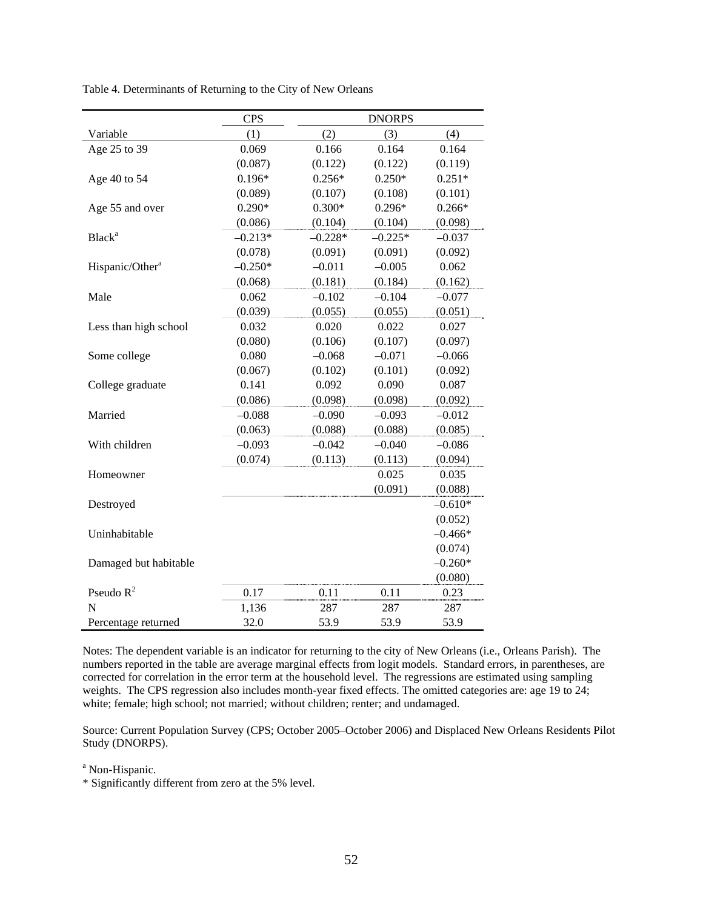Table 4. Determinants of Returning to the City of New Orleans

| | CPS | DNORPS | | |
|---|---|---|---|---|
| Variable | (1) | (2) | (3) | (4) |
| Age 25 to 39 | 0.069 | 0.166 | 0.164 | 0.164 |
| | (0.087) | (0.122) | (0.122) | (0.119) |
| Age 40 to 54 | 0.196* | 0.256* | 0.250* | 0.251* |
| | (0.089) | (0.107) | (0.108) | (0.101) |
| Age 55 and over | 0.290* | 0.300* | 0.296* | 0.266* |
| | (0.086) | (0.104) | (0.104) | (0.098) |
| Black[a] | –0.213* | –0.228* | –0.225* | –0.037 |
| | (0.078) | (0.091) | (0.091) | (0.092) |
| Hispanic/Other[a] | –0.250* | –0.011 | –0.005 | 0.062 |
| | (0.068) | (0.181) | (0.184) | (0.162) |
| Male | 0.062 | –0.102 | –0.104 | –0.077 |
| | (0.039) | (0.055) | (0.055) | (0.051) |
| Less than high school | 0.032 | 0.020 | 0.022 | 0.027 |
| | (0.080) | (0.106) | (0.107) | (0.097) |
| Some college | 0.080 | –0.068 | –0.071 | –0.066 |
| | (0.067) | (0.102) | (0.101) | (0.092) |
| College graduate | 0.141 | 0.092 | 0.090 | 0.087 |
| | (0.086) | (0.098) | (0.098) | (0.092) |
| Married | –0.088 | –0.090 | –0.093 | –0.012 |
| | (0.063) | (0.088) | (0.088) | (0.085) |
| With children | –0.093 | –0.042 | –0.040 | –0.086 |
| | (0.074) | (0.113) | (0.113) | (0.094) |
| Homeowner | | | 0.025 | 0.035 |
| | | | (0.091) | (0.088) |
| Destroyed | | | | –0.610* |
| | | | | (0.052) |
| Uninhabitable | | | | –0.466* |
| | | | | (0.074) |
| Damaged but habitable | | | | –0.260* |
| | | | | (0.080) |
| Pseudo $R^2$ | 0.17 | 0.11 | 0.11 | 0.23 |
| N | 1,136 | 287 | 287 | 287 |
| Percentage returned | 32.0 | 53.9 | 53.9 | 53.9 |

Notes: The dependent variable is an indicator for returning to the city of New Orleans (i.e., Orleans Parish). The numbers reported in the table are average marginal effects from logit models. Standard errors, in parentheses, are corrected for correlation in the error term at the household level. The regressions are estimated using sampling weights. The CPS regression also includes month-year fixed effects. The omitted categories are: age 19 to 24; white; female; high school; not married; without children; renter; and undamaged.

Source: Current Population Survey (CPS; October 2005–October 2006) and Displaced New Orleans Residents Pilot Study (DNORPS).

[a] Non-Hispanic.

* Significantly different from zero at the 5% level.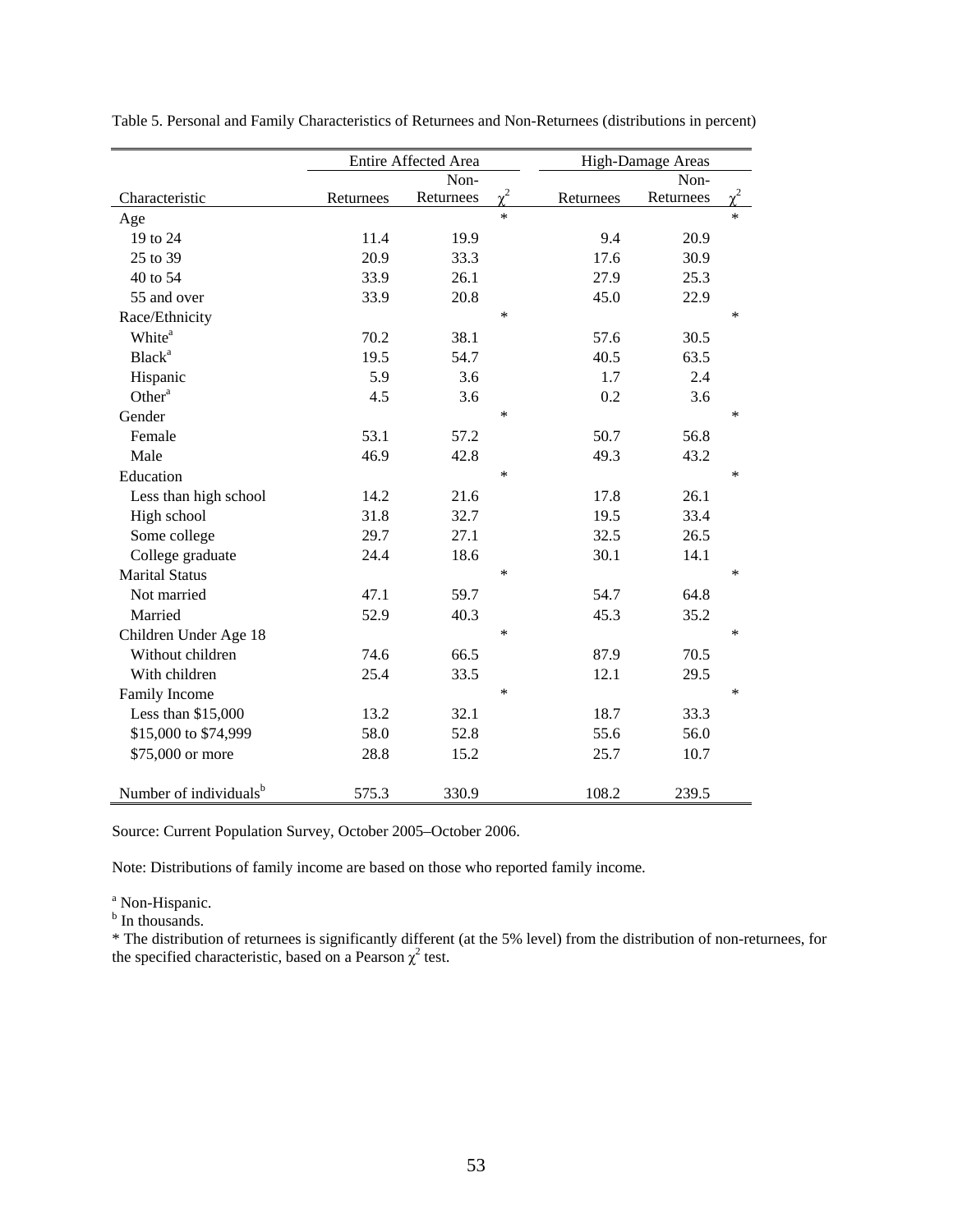Table 5. Personal and Family Characteristics of Returnees and Non-Returnees (distributions in percent)

| | Entire Affected Area | | | High-Damage Areas | | |
|---|---|---|---|---|---|---|
| Characteristic | Returnees | Non-Returnees | $\chi^2$ | Returnees | Non-Returnees | $\chi^2$ |
| Age | | | * | | | * |
| 19 to 24 | 11.4 | 19.9 | | 9.4 | 20.9 | |
| 25 to 39 | 20.9 | 33.3 | | 17.6 | 30.9 | |
| 40 to 54 | 33.9 | 26.1 | | 27.9 | 25.3 | |
| 55 and over | 33.9 | 20.8 | | 45.0 | 22.9 | |
| Race/Ethnicity | | | * | | | * |
| White[a] | 70.2 | 38.1 | | 57.6 | 30.5 | |
| Black[a] | 19.5 | 54.7 | | 40.5 | 63.5 | |
| Hispanic | 5.9 | 3.6 | | 1.7 | 2.4 | |
| Other[a] | 4.5 | 3.6 | | 0.2 | 3.6 | |
| Gender | | | * | | | * |
| Female | 53.1 | 57.2 | | 50.7 | 56.8 | |
| Male | 46.9 | 42.8 | | 49.3 | 43.2 | |
| Education | | | * | | | * |
| Less than high school | 14.2 | 21.6 | | 17.8 | 26.1 | |
| High school | 31.8 | 32.7 | | 19.5 | 33.4 | |
| Some college | 29.7 | 27.1 | | 32.5 | 26.5 | |
| College graduate | 24.4 | 18.6 | | 30.1 | 14.1 | |
| Marital Status | | | * | | | * |
| Not married | 47.1 | 59.7 | | 54.7 | 64.8 | |
| Married | 52.9 | 40.3 | | 45.3 | 35.2 | |
| Children Under Age 18 | | | * | | | * |
| Without children | 74.6 | 66.5 | | 87.9 | 70.5 | |
| With children | 25.4 | 33.5 | | 12.1 | 29.5 | |
| Family Income | | | * | | | * |
| Less than $15,000 | 13.2 | 32.1 | | 18.7 | 33.3 | |
| $15,000 to $74,999 | 58.0 | 52.8 | | 55.6 | 56.0 | |
| $75,000 or more | 28.8 | 15.2 | | 25.7 | 10.7 | |
| Number of individuals[b] | 575.3 | 330.9 | | 108.2 | 239.5 | |

Source: Current Population Survey, October 2005–October 2006.

Note: Distributions of family income are based on those who reported family income.

[a] Non-Hispanic.
[b] In thousands.
* The distribution of returnees is significantly different (at the 5% level) from the distribution of non-returnees, for the specified characteristic, based on a Pearson $\chi^2$ test.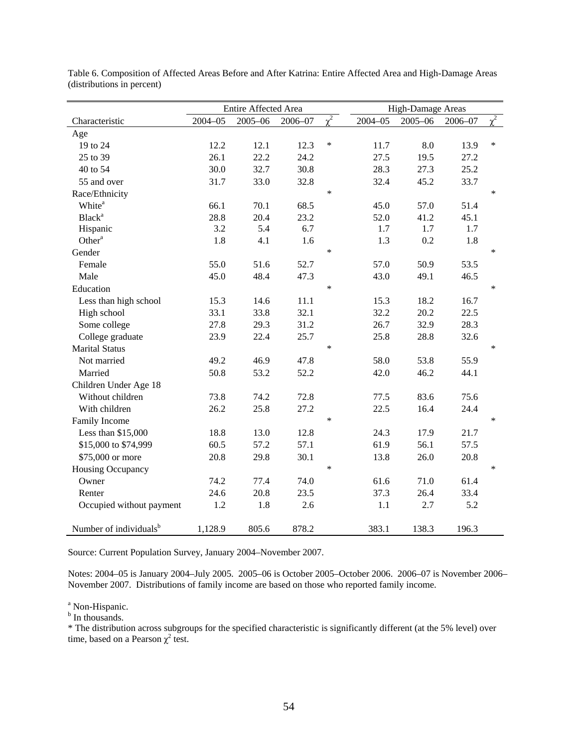Table 6. Composition of Affected Areas Before and After Katrina: Entire Affected Area and High-Damage Areas (distributions in percent)

| | Entire Affected Area | | | | High-Damage Areas | | | |
|---|---|---|---|---|---|---|---|---|
| Characteristic | 2004–05 | 2005–06 | 2006–07 | $\chi^2$ | 2004–05 | 2005–06 | 2006–07 | $\chi^2$ |
| Age | | | | | | | | |
| 19 to 24 | 12.2 | 12.1 | 12.3 | * | 11.7 | 8.0 | 13.9 | * |
| 25 to 39 | 26.1 | 22.2 | 24.2 | | 27.5 | 19.5 | 27.2 | |
| 40 to 54 | 30.0 | 32.7 | 30.8 | | 28.3 | 27.3 | 25.2 | |
| 55 and over | 31.7 | 33.0 | 32.8 | | 32.4 | 45.2 | 33.7 | |
| Race/Ethnicity | | | | * | | | | * |
| White[a] | 66.1 | 70.1 | 68.5 | | 45.0 | 57.0 | 51.4 | |
| Black[a] | 28.8 | 20.4 | 23.2 | | 52.0 | 41.2 | 45.1 | |
| Hispanic | 3.2 | 5.4 | 6.7 | | 1.7 | 1.7 | 1.7 | |
| Other[a] | 1.8 | 4.1 | 1.6 | | 1.3 | 0.2 | 1.8 | |
| Gender | | | | * | | | | * |
| Female | 55.0 | 51.6 | 52.7 | | 57.0 | 50.9 | 53.5 | |
| Male | 45.0 | 48.4 | 47.3 | | 43.0 | 49.1 | 46.5 | |
| Education | | | | * | | | | * |
| Less than high school | 15.3 | 14.6 | 11.1 | | 15.3 | 18.2 | 16.7 | |
| High school | 33.1 | 33.8 | 32.1 | | 32.2 | 20.2 | 22.5 | |
| Some college | 27.8 | 29.3 | 31.2 | | 26.7 | 32.9 | 28.3 | |
| College graduate | 23.9 | 22.4 | 25.7 | | 25.8 | 28.8 | 32.6 | |
| Marital Status | | | | * | | | | * |
| Not married | 49.2 | 46.9 | 47.8 | | 58.0 | 53.8 | 55.9 | |
| Married | 50.8 | 53.2 | 52.2 | | 42.0 | 46.2 | 44.1 | |
| Children Under Age 18 | | | | | | | | |
| Without children | 73.8 | 74.2 | 72.8 | | 77.5 | 83.6 | 75.6 | |
| With children | 26.2 | 25.8 | 27.2 | | 22.5 | 16.4 | 24.4 | |
| Family Income | | | | * | | | | * |
| Less than $15,000 | 18.8 | 13.0 | 12.8 | | 24.3 | 17.9 | 21.7 | |
| $15,000 to $74,999 | 60.5 | 57.2 | 57.1 | | 61.9 | 56.1 | 57.5 | |
| $75,000 or more | 20.8 | 29.8 | 30.1 | | 13.8 | 26.0 | 20.8 | |
| Housing Occupancy | | | | * | | | | * |
| Owner | 74.2 | 77.4 | 74.0 | | 61.6 | 71.0 | 61.4 | |
| Renter | 24.6 | 20.8 | 23.5 | | 37.3 | 26.4 | 33.4 | |
| Occupied without payment | 1.2 | 1.8 | 2.6 | | 1.1 | 2.7 | 5.2 | |
| Number of individuals[b] | 1,128.9 | 805.6 | 878.2 | | 383.1 | 138.3 | 196.3 | |

Source: Current Population Survey, January 2004–November 2007.

Notes: 2004–05 is January 2004–July 2005. 2005–06 is October 2005–October 2006. 2006–07 is November 2006–November 2007. Distributions of family income are based on those who reported family income.

[a] Non-Hispanic.

[b] In thousands.

* The distribution across subgroups for the specified characteristic is significantly different (at the 5% level) over time, based on a Pearson $\chi^2$ test.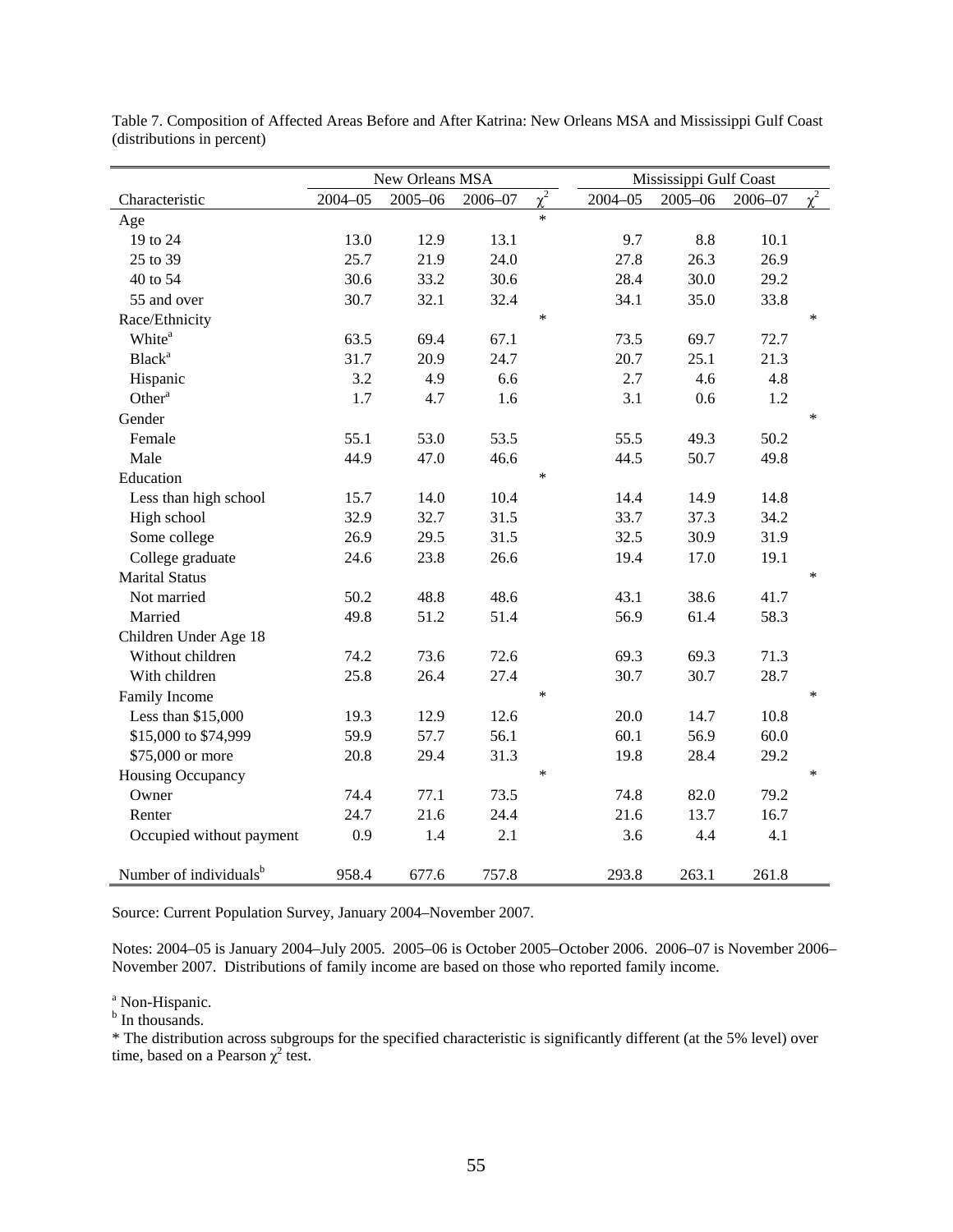Table 7. Composition of Affected Areas Before and After Katrina: New Orleans MSA and Mississippi Gulf Coast (distributions in percent)

| | New Orleans MSA | | | | Mississippi Gulf Coast | | | |
|---|---|---|---|---|---|---|---|---|
| Characteristic | 2004–05 | 2005–06 | 2006–07 | $\chi^2$ | 2004–05 | 2005–06 | 2006–07 | $\chi^2$ |
| Age | | | | * | | | | |
| 19 to 24 | 13.0 | 12.9 | 13.1 | | 9.7 | 8.8 | 10.1 | |
| 25 to 39 | 25.7 | 21.9 | 24.0 | | 27.8 | 26.3 | 26.9 | |
| 40 to 54 | 30.6 | 33.2 | 30.6 | | 28.4 | 30.0 | 29.2 | |
| 55 and over | 30.7 | 32.1 | 32.4 | | 34.1 | 35.0 | 33.8 | |
| Race/Ethnicity | | | | * | | | | * |
| White[a] | 63.5 | 69.4 | 67.1 | | 73.5 | 69.7 | 72.7 | |
| Black[a] | 31.7 | 20.9 | 24.7 | | 20.7 | 25.1 | 21.3 | |
| Hispanic | 3.2 | 4.9 | 6.6 | | 2.7 | 4.6 | 4.8 | |
| Other[a] | 1.7 | 4.7 | 1.6 | | 3.1 | 0.6 | 1.2 | |
| Gender | | | | | | | | * |
| Female | 55.1 | 53.0 | 53.5 | | 55.5 | 49.3 | 50.2 | |
| Male | 44.9 | 47.0 | 46.6 | | 44.5 | 50.7 | 49.8 | |
| Education | | | | * | | | | |
| Less than high school | 15.7 | 14.0 | 10.4 | | 14.4 | 14.9 | 14.8 | |
| High school | 32.9 | 32.7 | 31.5 | | 33.7 | 37.3 | 34.2 | |
| Some college | 26.9 | 29.5 | 31.5 | | 32.5 | 30.9 | 31.9 | |
| College graduate | 24.6 | 23.8 | 26.6 | | 19.4 | 17.0 | 19.1 | |
| Marital Status | | | | | | | | * |
| Not married | 50.2 | 48.8 | 48.6 | | 43.1 | 38.6 | 41.7 | |
| Married | 49.8 | 51.2 | 51.4 | | 56.9 | 61.4 | 58.3 | |
| Children Under Age 18 | | | | | | | | |
| Without children | 74.2 | 73.6 | 72.6 | | 69.3 | 69.3 | 71.3 | |
| With children | 25.8 | 26.4 | 27.4 | | 30.7 | 30.7 | 28.7 | |
| Family Income | | | | * | | | | * |
| Less than $15,000 | 19.3 | 12.9 | 12.6 | | 20.0 | 14.7 | 10.8 | |
| $15,000 to $74,999 | 59.9 | 57.7 | 56.1 | | 60.1 | 56.9 | 60.0 | |
| $75,000 or more | 20.8 | 29.4 | 31.3 | | 19.8 | 28.4 | 29.2 | |
| Housing Occupancy | | | | * | | | | * |
| Owner | 74.4 | 77.1 | 73.5 | | 74.8 | 82.0 | 79.2 | |
| Renter | 24.7 | 21.6 | 24.4 | | 21.6 | 13.7 | 16.7 | |
| Occupied without payment | 0.9 | 1.4 | 2.1 | | 3.6 | 4.4 | 4.1 | |
| Number of individuals[b] | 958.4 | 677.6 | 757.8 | | 293.8 | 263.1 | 261.8 | |

Source: Current Population Survey, January 2004–November 2007.

Notes: 2004–05 is January 2004–July 2005. 2005–06 is October 2005–October 2006. 2006–07 is November 2006–November 2007. Distributions of family income are based on those who reported family income.

[a] Non-Hispanic.
[b] In thousands.
* The distribution across subgroups for the specified characteristic is significantly different (at the 5% level) over time, based on a Pearson $\chi^2$ test.